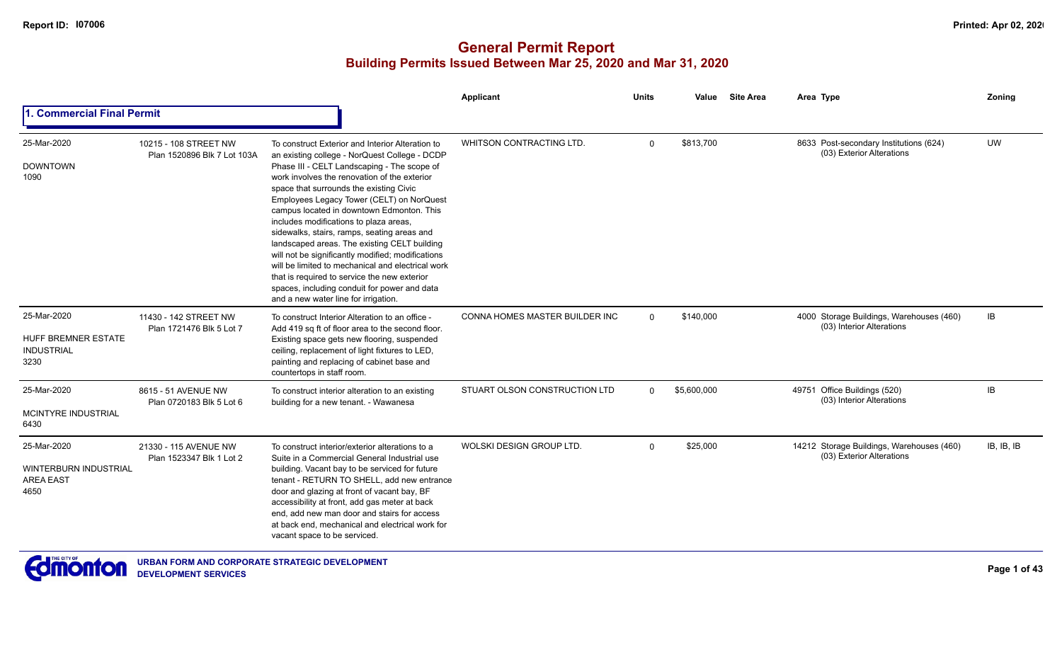# General Permit Report

## Building Permits Issued Between Mar 25, 2020 and Mar 31, 2020

### 1. Commercial Final Permit

| Date / Neighbourhood | Address / Legal | Description | Applicant | Units | Value | Site Area | Area Type | Zoning |
|---|---|---|---|---|---|---|---|---|
| 25-Mar-2020<br>DOWNTOWN<br>1090 | 10215 - 108 STREET NW<br>Plan 1520896 Blk 7 Lot 103A | To construct Exterior and Interior Alteration to an existing college - NorQuest College - DCDP Phase III - CELT Landscaping - The scope of work involves the renovation of the exterior space that surrounds the existing Civic Employees Legacy Tower (CELT) on NorQuest campus located in downtown Edmonton. This includes modifications to plaza areas, sidewalks, stairs, ramps, seating areas and landscaped areas. The existing CELT building will not be significantly modified; modifications will be limited to mechanical and electrical work that is required to service the new exterior spaces, including conduit for power and data and a new water line for irrigation. | WHITSON CONTRACTING LTD. | 0 | $813,700 | | 8633 Post-secondary Institutions (624)<br>(03) Exterior Alterations | UW |
| 25-Mar-2020<br>HUFF BREMNER ESTATE INDUSTRIAL<br>3230 | 11430 - 142 STREET NW<br>Plan 1721476 Blk 5 Lot 7 | To construct Interior Alteration to an office - Add 419 sq ft of floor area to the second floor. Existing space gets new flooring, suspended ceiling, replacement of light fixtures to LED, painting and replacing of cabinet base and countertops in staff room. | CONNA HOMES MASTER BUILDER INC | 0 | $140,000 | | 4000 Storage Buildings, Warehouses (460)<br>(03) Interior Alterations | IB |
| 25-Mar-2020<br>MCINTYRE INDUSTRIAL<br>6430 | 8615 - 51 AVENUE NW<br>Plan 0720183 Blk 5 Lot 6 | To construct interior alteration to an existing building for a new tenant. - Wawanesa | STUART OLSON CONSTRUCTION LTD | 0 | $5,600,000 | | 49751 Office Buildings (520)<br>(03) Interior Alterations | IB |
| 25-Mar-2020<br>WINTERBURN INDUSTRIAL AREA EAST<br>4650 | 21330 - 115 AVENUE NW<br>Plan 1523347 Blk 1 Lot 2 | To construct interior/exterior alterations to a Suite in a Commercial General Industrial use building. Vacant bay to be serviced for future tenant - RETURN TO SHELL, add new entrance door and glazing at front of vacant bay, BF accessibility at front, add gas meter at back end, add new man door and stairs for access at back end, mechanical and electrical work for vacant space to be serviced. | WOLSKI DESIGN GROUP LTD. | 0 | $25,000 | | 14212 Storage Buildings, Warehouses (460)<br>(03) Exterior Alterations | IB, IB, IB |

URBAN FORM AND CORPORATE STRATEGIC DEVELOPMENT
DEVELOPMENT SERVICES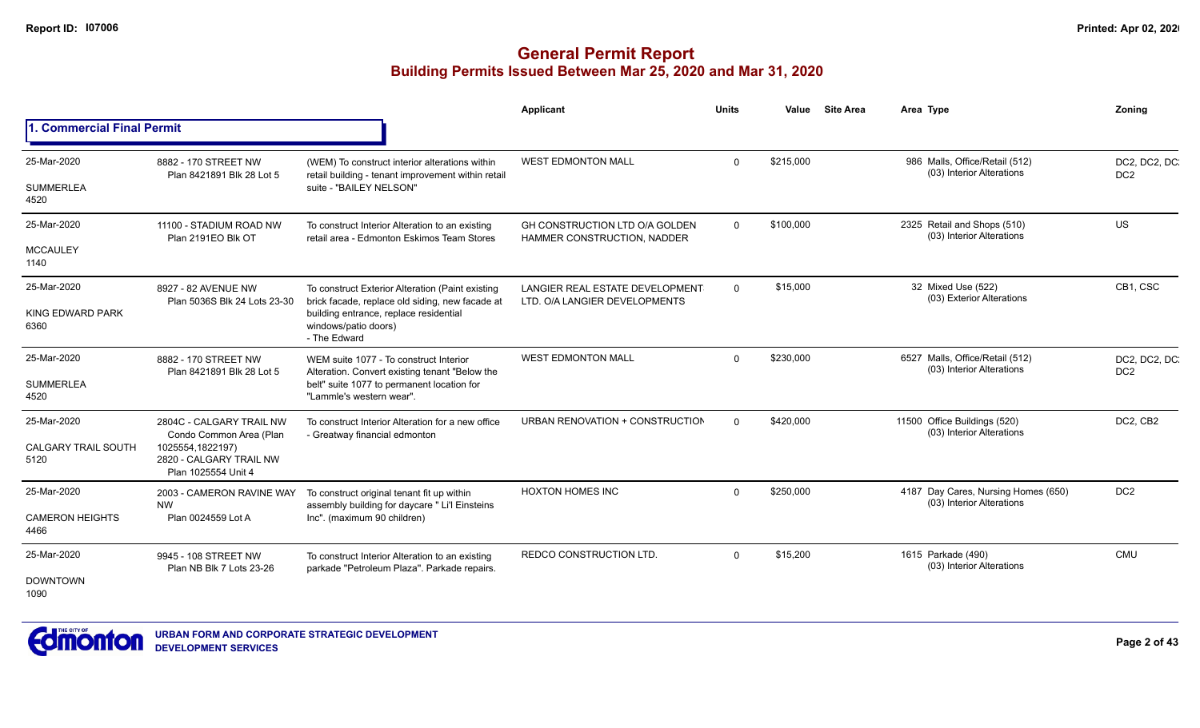# General Permit Report
## Building Permits Issued Between Mar 25, 2020 and Mar 31, 2020

### 1. Commercial Final Permit

| Date / Neighbourhood | Address / Legal | Description | Applicant | Units | Value | Site Area | Area Type | Zoning |
|---|---|---|---|---|---|---|---|---|
| 25-Mar-2020 SUMMERLEA 4520 | 8882 - 170 STREET NW Plan 8421891 Blk 28 Lot 5 | (WEM) To construct interior alterations within retail building - tenant improvement within retail suite - "BAILEY NELSON" | WEST EDMONTON MALL | 0 | $215,000 | | 986 Malls, Office/Retail (512) (03) Interior Alterations | DC2, DC2, DC2, DC2 |
| 25-Mar-2020 MCCAULEY 1140 | 11100 - STADIUM ROAD NW Plan 2191EO Blk OT | To construct Interior Alteration to an existing retail area - Edmonton Eskimos Team Stores | GH CONSTRUCTION LTD O/A GOLDEN HAMMER CONSTRUCTION, NADDER | 0 | $100,000 | | 2325 Retail and Shops (510) (03) Interior Alterations | US |
| 25-Mar-2020 KING EDWARD PARK 6360 | 8927 - 82 AVENUE NW Plan 5036S Blk 24 Lots 23-30 | To construct Exterior Alteration (Paint existing brick facade, replace old siding, new facade at building entrance, replace residential windows/patio doors) - The Edward | LANGIER REAL ESTATE DEVELOPMENT LTD. O/A LANGIER DEVELOPMENTS | 0 | $15,000 | | 32 Mixed Use (522) (03) Exterior Alterations | CB1, CSC |
| 25-Mar-2020 SUMMERLEA 4520 | 8882 - 170 STREET NW Plan 8421891 Blk 28 Lot 5 | WEM suite 1077 - To construct Interior Alteration. Convert existing tenant "Below the belt" suite 1077 to permanent location for "Lammle's western wear". | WEST EDMONTON MALL | 0 | $230,000 | | 6527 Malls, Office/Retail (512) (03) Interior Alterations | DC2, DC2, DC2, DC2 |
| 25-Mar-2020 CALGARY TRAIL SOUTH 5120 | 2804C - CALGARY TRAIL NW Condo Common Area (Plan 1025554,1822197) 2820 - CALGARY TRAIL NW Plan 1025554 Unit 4 | To construct Interior Alteration for a new office - Greatway financial edmonton | URBAN RENOVATION + CONSTRUCTION | 0 | $420,000 | | 11500 Office Buildings (520) (03) Interior Alterations | DC2, CB2 |
| 25-Mar-2020 CAMERON HEIGHTS 4466 | 2003 - CAMERON RAVINE WAY NW Plan 0024559 Lot A | To construct original tenant fit up within assembly building for daycare " Li'l Einsteins Inc". (maximum 90 children) | HOXTON HOMES INC | 0 | $250,000 | | 4187 Day Cares, Nursing Homes (650) (03) Interior Alterations | DC2 |
| 25-Mar-2020 DOWNTOWN 1090 | 9945 - 108 STREET NW Plan NB Blk 7 Lots 23-26 | To construct Interior Alteration to an existing parkade "Petroleum Plaza". Parkade repairs. | REDCO CONSTRUCTION LTD. | 0 | $15,200 | | 1615 Parkade (490) (03) Interior Alterations | CMU |

URBAN FORM AND CORPORATE STRATEGIC DEVELOPMENT
DEVELOPMENT SERVICES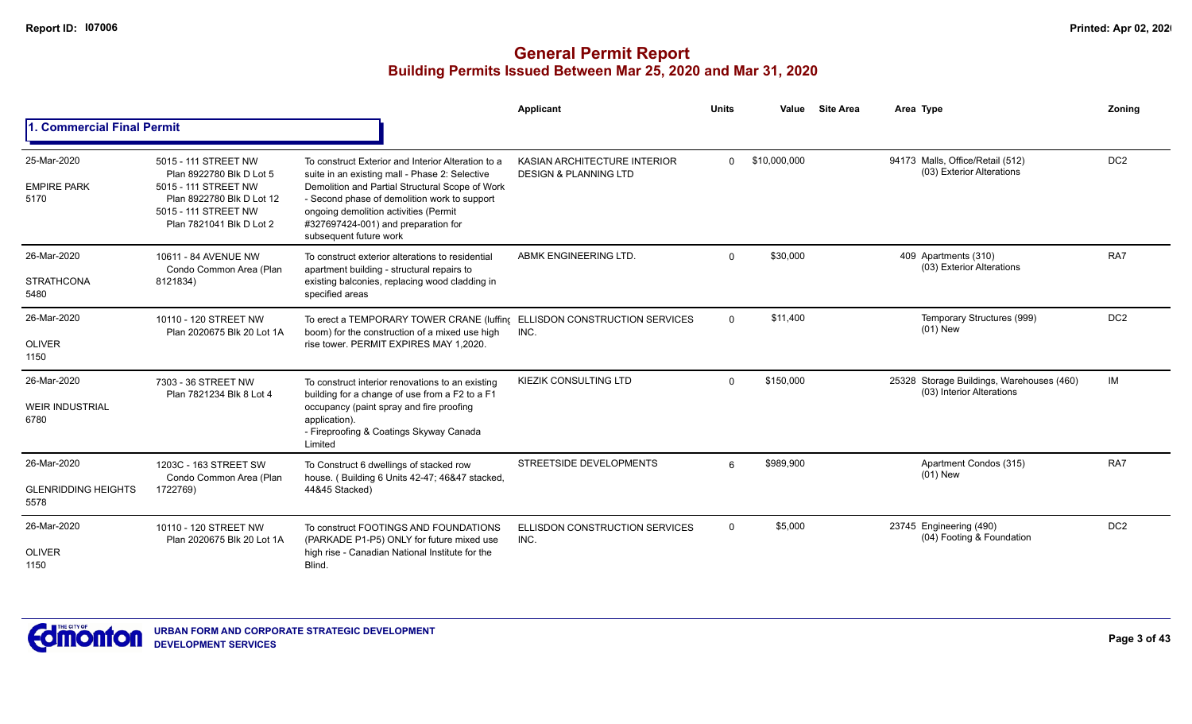# General Permit Report

## Building Permits Issued Between Mar 25, 2020 and Mar 31, 2020

### 1. Commercial Final Permit

| Date / Neighbourhood | Address | Description | Applicant | Units | Value | Site Area | Area | Type | Zoning |
|---|---|---|---|---|---|---|---|---|---|
| 25-Mar-2020<br>EMPIRE PARK<br>5170 | 5015 - 111 STREET NW<br>Plan 8922780 Blk D Lot 5<br>5015 - 111 STREET NW<br>Plan 8922780 Blk D Lot 12<br>5015 - 111 STREET NW<br>Plan 7821041 Blk D Lot 2 | To construct Exterior and Interior Alteration to a suite in an existing mall - Phase 2: Selective Demolition and Partial Structural Scope of Work - Second phase of demolition work to support ongoing demolition activities (Permit #327697424-001) and preparation for subsequent future work | KASIAN ARCHITECTURE INTERIOR DESIGN & PLANNING LTD | 0 | $10,000,000 | | 94173 | Malls, Office/Retail (512)<br>(03) Exterior Alterations | DC2 |
| 26-Mar-2020<br>STRATHCONA<br>5480 | 10611 - 84 AVENUE NW<br>Condo Common Area (Plan 8121834) | To construct exterior alterations to residential apartment building - structural repairs to existing balconies, replacing wood cladding in specified areas | ABMK ENGINEERING LTD. | 0 | $30,000 | | 409 | Apartments (310)<br>(03) Exterior Alterations | RA7 |
| 26-Mar-2020<br>OLIVER<br>1150 | 10110 - 120 STREET NW<br>Plan 2020675 Blk 20 Lot 1A | To erect a TEMPORARY TOWER CRANE (luffing boom) for the construction of a mixed use high rise tower. PERMIT EXPIRES MAY 1,2020. | ELLISDON CONSTRUCTION SERVICES INC. | 0 | $11,400 | | | Temporary Structures (999)<br>(01) New | DC2 |
| 26-Mar-2020<br>WEIR INDUSTRIAL<br>6780 | 7303 - 36 STREET NW<br>Plan 7821234 Blk 8 Lot 4 | To construct interior renovations to an existing building for a change of use from a F2 to a F1 occupancy (paint spray and fire proofing application).<br>- Fireproofing & Coatings Skyway Canada Limited | KIEZIK CONSULTING LTD | 0 | $150,000 | | 25328 | Storage Buildings, Warehouses (460)<br>(03) Interior Alterations | IM |
| 26-Mar-2020<br>GLENRIDDING HEIGHTS<br>5578 | 1203C - 163 STREET SW<br>Condo Common Area (Plan 1722769) | To Construct 6 dwellings of stacked row house. ( Building 6 Units 42-47; 46&47 stacked, 44&45 Stacked) | STREETSIDE DEVELOPMENTS | 6 | $989,900 | | | Apartment Condos (315)<br>(01) New | RA7 |
| 26-Mar-2020<br>OLIVER<br>1150 | 10110 - 120 STREET NW<br>Plan 2020675 Blk 20 Lot 1A | To construct FOOTINGS AND FOUNDATIONS (PARKADE P1-P5) ONLY for future mixed use high rise - Canadian National Institute for the Blind. | ELLISDON CONSTRUCTION SERVICES INC. | 0 | $5,000 | | 23745 | Engineering (490)<br>(04) Footing & Foundation | DC2 |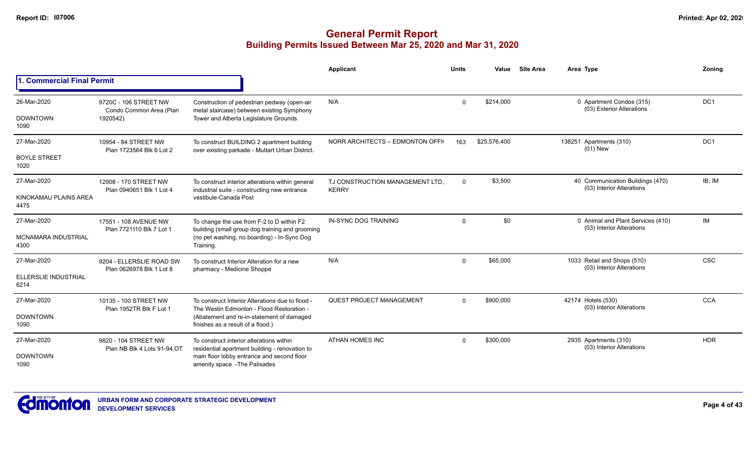# General Permit Report
## Building Permits Issued Between Mar 25, 2020 and Mar 31, 2020

### 1. Commercial Final Permit

| Date / Neighbourhood | Address / Legal | Description | Applicant | Units | Value | Site Area | Area Type | Zoning |
|---|---|---|---|---|---|---|---|---|
| 26-Mar-2020 DOWNTOWN 1090 | 9720C - 106 STREET NW Condo Common Area (Plan 1920542) | Construction of pedestrian pedway (open-air metal staircase) between existing Symphony Tower and Alberta Legislature Grounds. | N/A | 0 | $214,000 | | 0 Apartment Condos (315) (03) Exterior Alterations | DC1 |
| 27-Mar-2020 BOYLE STREET 1020 | 10954 - 84 STREET NW Plan 1723564 Blk 6 Lot 2 | To construct BUILDING 2 apartment building over existing parkade - Muttart Urban District. | NORR ARCHITECTS – EDMONTON OFFI | 163 | $25,576,400 | | 138251 Apartments (310) (01) New | DC1 |
| 27-Mar-2020 KINOKAMAU PLAINS AREA 4475 | 12908 - 170 STREET NW Plan 0940651 Blk 1 Lot 4 | To construct interior alterations within general industrial suite - constructing new entrance vestibule-Canada Post | TJ CONSTRUCTION MANAGEMENT LTD, KERRY | 0 | $3,500 | | 40 Communication Buildings (470) (03) Interior Alterations | IB, IM |
| 27-Mar-2020 MCNAMARA INDUSTRIAL 4300 | 17551 - 108 AVENUE NW Plan 7721110 Blk 7 Lot 1 | To change the use from F-2 to D within F2 building (small group dog training and grooming (no pet washing, no boarding) - In-Sync Dog Training. | IN-SYNC DOG TRAINING | 0 | $0 | | 0 Animal and Plant Services (410) (03) Interior Alterations | IM |
| 27-Mar-2020 ELLERSLIE INDUSTRIAL 6214 | 9204 - ELLERSLIE ROAD SW Plan 0626978 Blk 1 Lot 8 | To construct Interior Alteration for a new pharmacy - Medicine Shoppe | N/A | 0 | $65,000 | | 1033 Retail and Shops (510) (03) Interior Alterations | CSC |
| 27-Mar-2020 DOWNTOWN 1090 | 10135 - 100 STREET NW Plan 1952TR Blk F Lot 1 | To construct Interior Alterations due to flood - The Westin Edmonton - Flood Restoration - (Abatement and re-in-statement of damaged finishes as a result of a flood.) | QUEST PROJECT MANAGEMENT | 0 | $900,000 | | 42174 Hotels (530) (03) Interior Alterations | CCA |
| 27-Mar-2020 DOWNTOWN 1090 | 9820 - 104 STREET NW Plan NB Blk 4 Lots 91-94,OT | To construct interior alterations within residential apartment building - renovation to main floor lobby entrance and second floor amenity space -The Palisades | ATHAN HOMES INC | 0 | $300,000 | | 2935 Apartments (310) (03) Interior Alterations | HDR |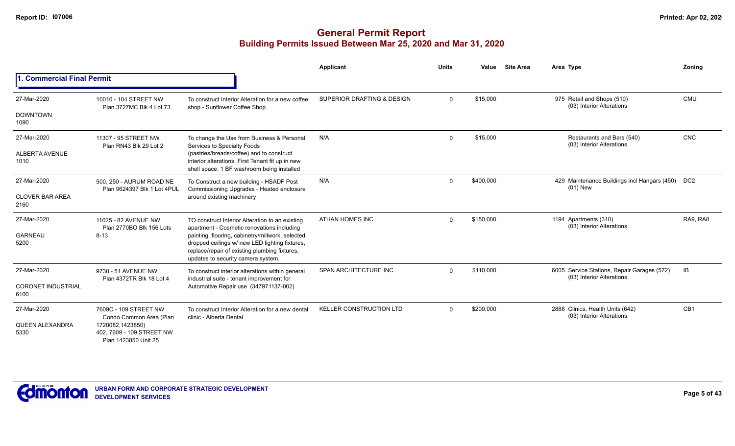# General Permit Report
## Building Permits Issued Between Mar 25, 2020 and Mar 31, 2020

### 1. Commercial Final Permit

| Date / Neighbourhood | Address / Legal | Description | Applicant | Units | Value | Site Area | Area | Type | Zoning |
|---|---|---|---|---|---|---|---|---|---|
| 27-Mar-2020<br>DOWNTOWN<br>1090 | 10010 - 104 STREET NW<br>Plan 3727MC Blk 4 Lot 73 | To construct Interior Alteration for a new coffee shop - Sunflower Coffee Shop | SUPERIOR DRAFTING & DESIGN | 0 | $15,000 | | 975 | Retail and Shops (510)<br>(03) Interior Alterations | CMU |
| 27-Mar-2020<br>ALBERTA AVENUE<br>1010 | 11307 - 95 STREET NW<br>Plan RN43 Blk 29 Lot 2 | To change the Use from Business & Personal Services to Specialty Foods (pastries/breads/coffee) and to construct interior alterations. First Tenant fit up in new shell space. 1 BF washroom being installed | N/A | 0 | $15,000 | | | Restaurants and Bars (540)<br>(03) Interior Alterations | CNC |
| 27-Mar-2020<br>CLOVER BAR AREA<br>2160 | 500, 250 - AURUM ROAD NE<br>Plan 9624397 Blk 1 Lot 4PUL | To Construct a new building - HSADF Post Commissioning Upgrades - Heated enclosure around existing machinery | N/A | 0 | $400,000 | | 429 | Maintenance Buildings incl Hangars (450)<br>(01) New | DC2 |
| 27-Mar-2020<br>GARNEAU<br>5200 | 11025 - 82 AVENUE NW<br>Plan 2770BO Blk 156 Lots 8-13 | TO construct Interior Alteration to an existing apartment - Cosmetic renovations including painting, flooring, cabinetry/millwork, selected dropped ceilings w/ new LED lighting fixtures, replace/repair of existing plumbing fixtures, updates to security camera system. | ATHAN HOMES INC | 0 | $150,000 | | 1194 | Apartments (310)<br>(03) Interior Alterations | RA9, RA8 |
| 27-Mar-2020<br>CORONET INDUSTRIAL<br>6100 | 9730 - 51 AVENUE NW<br>Plan 4372TR Blk 18 Lot 4 | To construct interior alterations within general industrial suite - tenant improvement for Automotive Repair use (347971137-002) | SPAN ARCHITECTURE INC | 0 | $110,000 | | 6005 | Service Stations, Repair Garages (572)<br>(03) Interior Alterations | IB |
| 27-Mar-2020<br>QUEEN ALEXANDRA<br>5330 | 7609C - 109 STREET NW<br>Condo Common Area (Plan 1720082,1423850)<br>402, 7609 - 109 STREET NW<br>Plan 1423850 Unit 25 | To construct Interior Alteration for a new dental clinic - Alberta Dental | KELLER CONSTRUCTION LTD | 0 | $200,000 | | 2888 | Clinics, Health Units (642)<br>(03) Interior Alterations | CB1 |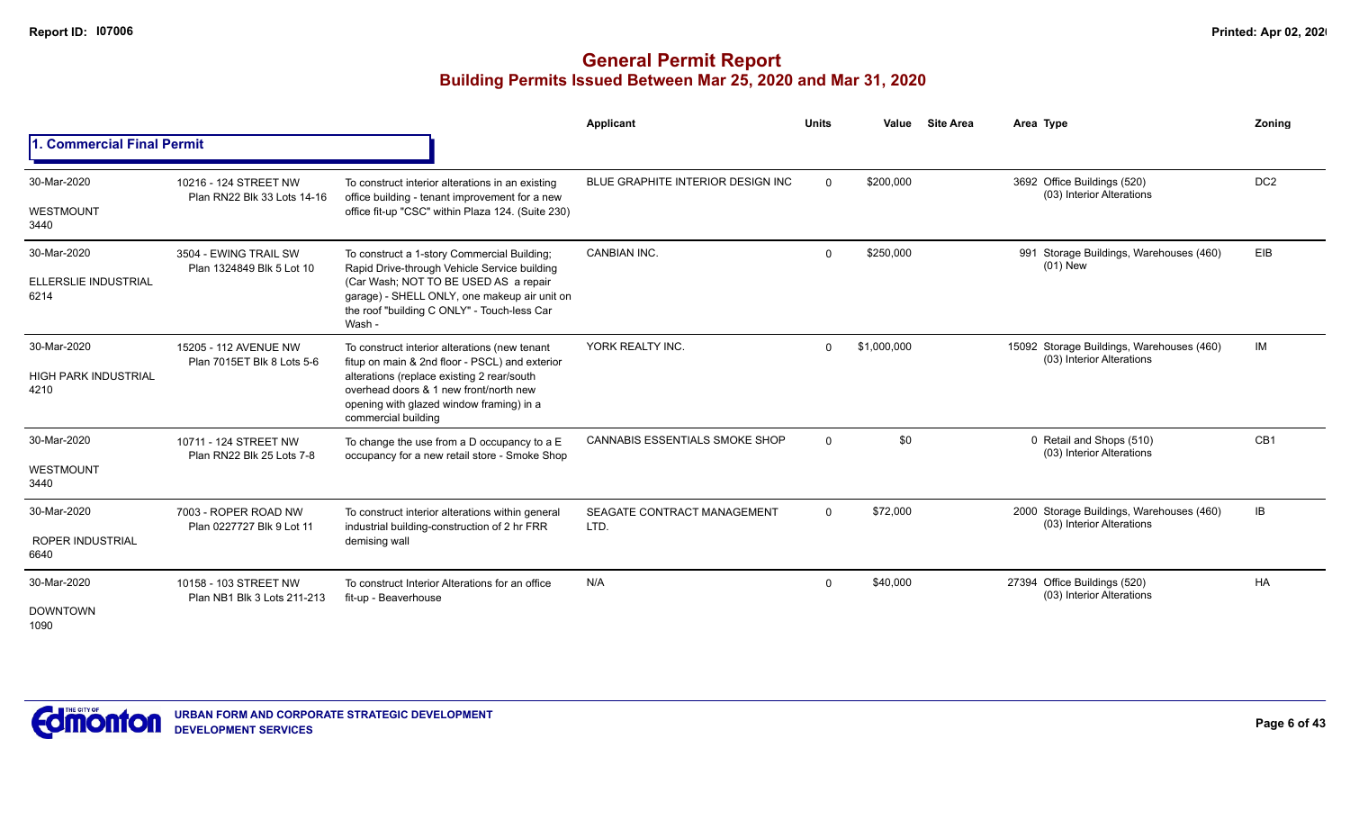# General Permit Report

## Building Permits Issued Between Mar 25, 2020 and Mar 31, 2020

### 1. Commercial Final Permit

| Date / Neighbourhood | Address / Legal | Description | Applicant | Units | Value | Site Area | Area | Type | Zoning |
|---|---|---|---|---|---|---|---|---|---|
| 30-Mar-2020 WESTMOUNT 3440 | 10216 - 124 STREET NW Plan RN22 Blk 33 Lots 14-16 | To construct interior alterations in an existing office building - tenant improvement for a new office fit-up "CSC" within Plaza 124. (Suite 230) | BLUE GRAPHITE INTERIOR DESIGN INC | 0 | $200,000 | | 3692 | Office Buildings (520) (03) Interior Alterations | DC2 |
| 30-Mar-2020 ELLERSLIE INDUSTRIAL 6214 | 3504 - EWING TRAIL SW Plan 1324849 Blk 5 Lot 10 | To construct a 1-story Commercial Building; Rapid Drive-through Vehicle Service building (Car Wash; NOT TO BE USED AS a repair garage) - SHELL ONLY, one makeup air unit on the roof "building C ONLY" - Touch-less Car Wash - | CANBIAN INC. | 0 | $250,000 | | 991 | Storage Buildings, Warehouses (460) (01) New | EIB |
| 30-Mar-2020 HIGH PARK INDUSTRIAL 4210 | 15205 - 112 AVENUE NW Plan 7015ET Blk 8 Lots 5-6 | To construct interior alterations (new tenant fitup on main & 2nd floor - PSCL) and exterior alterations (replace existing 2 rear/south overhead doors & 1 new front/north new opening with glazed window framing) in a commercial building | YORK REALTY INC. | 0 | $1,000,000 | | 15092 | Storage Buildings, Warehouses (460) (03) Interior Alterations | IM |
| 30-Mar-2020 WESTMOUNT 3440 | 10711 - 124 STREET NW Plan RN22 Blk 25 Lots 7-8 | To change the use from a D occupancy to a E occupancy for a new retail store - Smoke Shop | CANNABIS ESSENTIALS SMOKE SHOP | 0 | $0 | | 0 | Retail and Shops (510) (03) Interior Alterations | CB1 |
| 30-Mar-2020 ROPER INDUSTRIAL 6640 | 7003 - ROPER ROAD NW Plan 0227727 Blk 9 Lot 11 | To construct interior alterations within general industrial building-construction of 2 hr FRR demising wall | SEAGATE CONTRACT MANAGEMENT LTD. | 0 | $72,000 | | 2000 | Storage Buildings, Warehouses (460) (03) Interior Alterations | IB |
| 30-Mar-2020 DOWNTOWN 1090 | 10158 - 103 STREET NW Plan NB1 Blk 3 Lots 211-213 | To construct Interior Alterations for an office fit-up - Beaverhouse | N/A | 0 | $40,000 | | 27394 | Office Buildings (520) (03) Interior Alterations | HA |

URBAN FORM AND CORPORATE STRATEGIC DEVELOPMENT
DEVELOPMENT SERVICES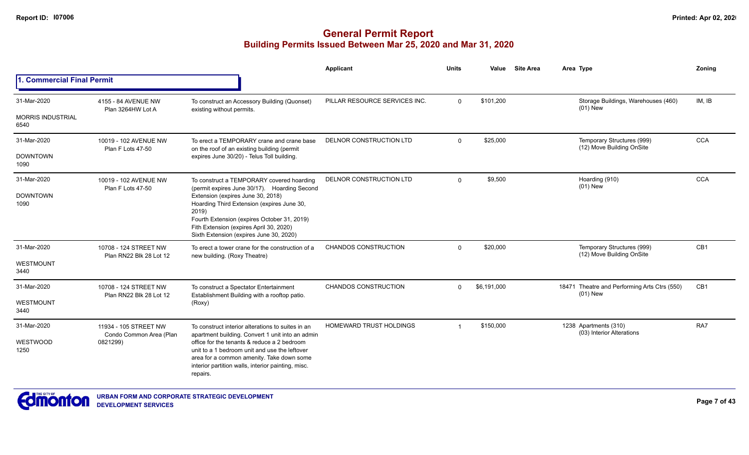# General Permit Report
## Building Permits Issued Between Mar 25, 2020 and Mar 31, 2020

### 1. Commercial Final Permit

| Date / Neighbourhood | Address / Legal | Description | Applicant | Units | Value | Site Area | Area | Type | Zoning |
|---|---|---|---|---|---|---|---|---|---|
| 31-Mar-2020<br>MORRIS INDUSTRIAL<br>6540 | 4155 - 84 AVENUE NW<br>Plan 3264HW Lot A | To construct an Accessory Building (Quonset) existing without permits. | PILLAR RESOURCE SERVICES INC. | 0 | $101,200 | | | Storage Buildings, Warehouses (460)<br>(01) New | IM, IB |
| 31-Mar-2020<br>DOWNTOWN<br>1090 | 10019 - 102 AVENUE NW<br>Plan F Lots 47-50 | To erect a TEMPORARY crane and crane base on the roof of an existing building (permit expires June 30/20) - Telus Toll building. | DELNOR CONSTRUCTION LTD | 0 | $25,000 | | | Temporary Structures (999)<br>(12) Move Building OnSite | CCA |
| 31-Mar-2020<br>DOWNTOWN<br>1090 | 10019 - 102 AVENUE NW<br>Plan F Lots 47-50 | To construct a TEMPORARY covered hoarding (permit expires June 30/17). Hoarding Second Extension (expires June 30, 2018)<br>Hoarding Third Extension (expires June 30, 2019)<br>Fourth Extension (expires October 31, 2019)<br>Fith Extension (expires April 30, 2020)<br>Sixth Extension (expires June 30, 2020) | DELNOR CONSTRUCTION LTD | 0 | $9,500 | | | Hoarding (910)<br>(01) New | CCA |
| 31-Mar-2020<br>WESTMOUNT<br>3440 | 10708 - 124 STREET NW<br>Plan RN22 Blk 28 Lot 12 | To erect a tower crane for the construction of a new building. (Roxy Theatre) | CHANDOS CONSTRUCTION | 0 | $20,000 | | | Temporary Structures (999)<br>(12) Move Building OnSite | CB1 |
| 31-Mar-2020<br>WESTMOUNT<br>3440 | 10708 - 124 STREET NW<br>Plan RN22 Blk 28 Lot 12 | To construct a Spectator Entertainment Establishment Building with a rooftop patio. (Roxy) | CHANDOS CONSTRUCTION | 0 | $6,191,000 | | 18471 | Theatre and Performing Arts Ctrs (550)<br>(01) New | CB1 |
| 31-Mar-2020<br>WESTWOOD<br>1250 | 11934 - 105 STREET NW<br>Condo Common Area (Plan 0821299) | To construct interior alterations to suites in an apartment building. Convert 1 unit into an admin office for the tenants & reduce a 2 bedroom unit to a 1 bedroom unit and use the leftover area for a common amenity. Take down some interior partition walls, interior painting, misc. repairs. | HOMEWARD TRUST HOLDINGS | 1 | $150,000 | | 1238 | Apartments (310)<br>(03) Interior Alterations | RA7 |

URBAN FORM AND CORPORATE STRATEGIC DEVELOPMENT
DEVELOPMENT SERVICES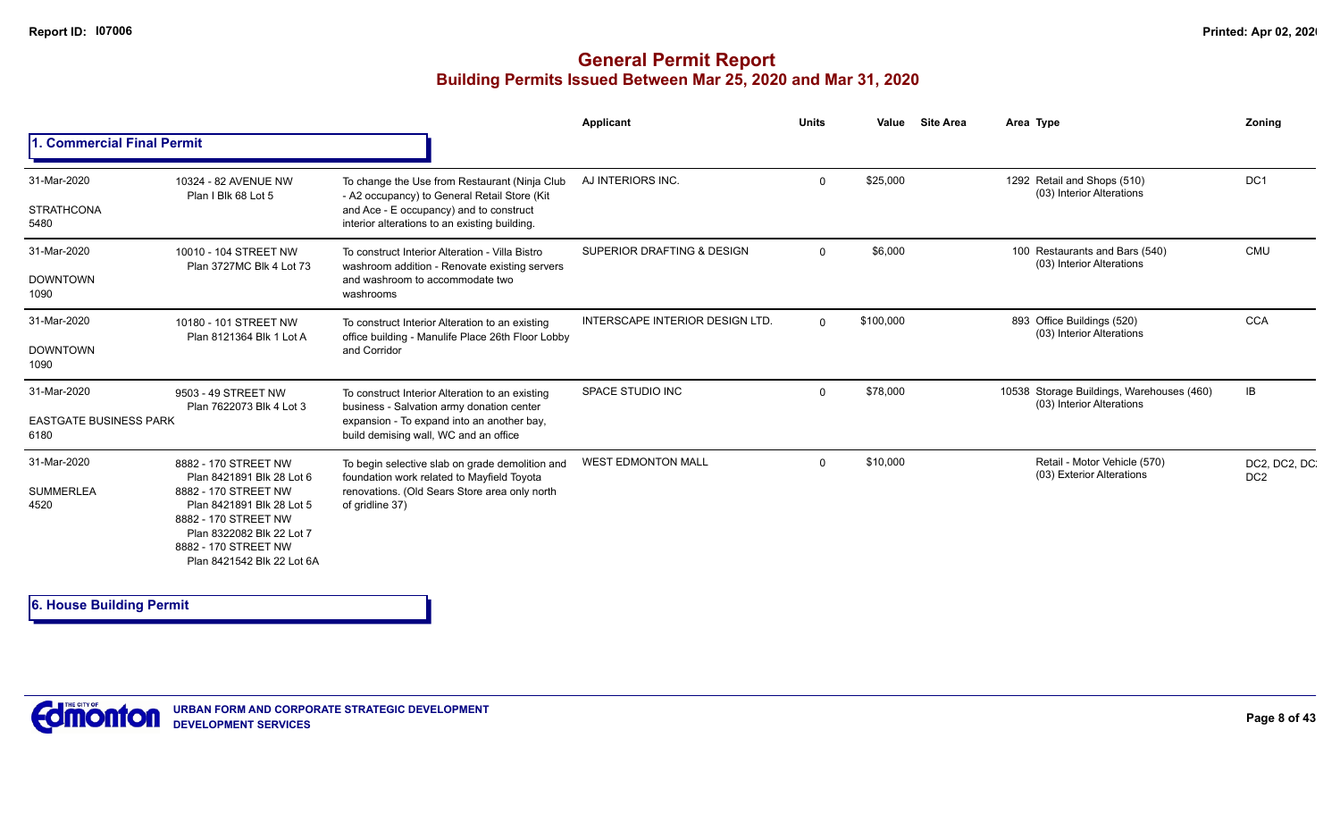# General Permit Report

## Building Permits Issued Between Mar 25, 2020 and Mar 31, 2020

### 1. Commercial Final Permit

| Date / Neighbourhood | Address / Legal | Description | Applicant | Units | Value | Site Area | Area | Type | Zoning |
|---|---|---|---|---|---|---|---|---|---|
| 31-Mar-2020<br>STRATHCONA<br>5480 | 10324 - 82 AVENUE NW<br>Plan I Blk 68 Lot 5 | To change the Use from Restaurant (Ninja Club - A2 occupancy) to General Retail Store (Kit and Ace - E occupancy) and to construct interior alterations to an existing building. | AJ INTERIORS INC. | 0 | $25,000 | | 1292 | Retail and Shops (510)<br>(03) Interior Alterations | DC1 |
| 31-Mar-2020<br>DOWNTOWN<br>1090 | 10010 - 104 STREET NW<br>Plan 3727MC Blk 4 Lot 73 | To construct Interior Alteration - Villa Bistro washroom addition - Renovate existing servers and washroom to accommodate two washrooms | SUPERIOR DRAFTING & DESIGN | 0 | $6,000 | | 100 | Restaurants and Bars (540)<br>(03) Interior Alterations | CMU |
| 31-Mar-2020<br>DOWNTOWN<br>1090 | 10180 - 101 STREET NW<br>Plan 8121364 Blk 1 Lot A | To construct Interior Alteration to an existing office building - Manulife Place 26th Floor Lobby and Corridor | INTERSCAPE INTERIOR DESIGN LTD. | 0 | $100,000 | | 893 | Office Buildings (520)<br>(03) Interior Alterations | CCA |
| 31-Mar-2020<br>EASTGATE BUSINESS PARK<br>6180 | 9503 - 49 STREET NW<br>Plan 7622073 Blk 4 Lot 3 | To construct Interior Alteration to an existing business - Salvation army donation center expansion - To expand into an another bay, build demising wall, WC and an office | SPACE STUDIO INC | 0 | $78,000 | | 10538 | Storage Buildings, Warehouses (460)<br>(03) Interior Alterations | IB |
| 31-Mar-2020<br>SUMMERLEA<br>4520 | 8882 - 170 STREET NW<br>Plan 8421891 Blk 28 Lot 6<br>8882 - 170 STREET NW<br>Plan 8421891 Blk 28 Lot 5<br>8882 - 170 STREET NW<br>Plan 8322082 Blk 22 Lot 7<br>8882 - 170 STREET NW<br>Plan 8421542 Blk 22 Lot 6A | To begin selective slab on grade demolition and foundation work related to Mayfield Toyota renovations. (Old Sears Store area only north of gridline 37) | WEST EDMONTON MALL | 0 | $10,000 | | | Retail - Motor Vehicle (570)<br>(03) Exterior Alterations | DC2, DC2, DC2, DC2 |

### 6. House Building Permit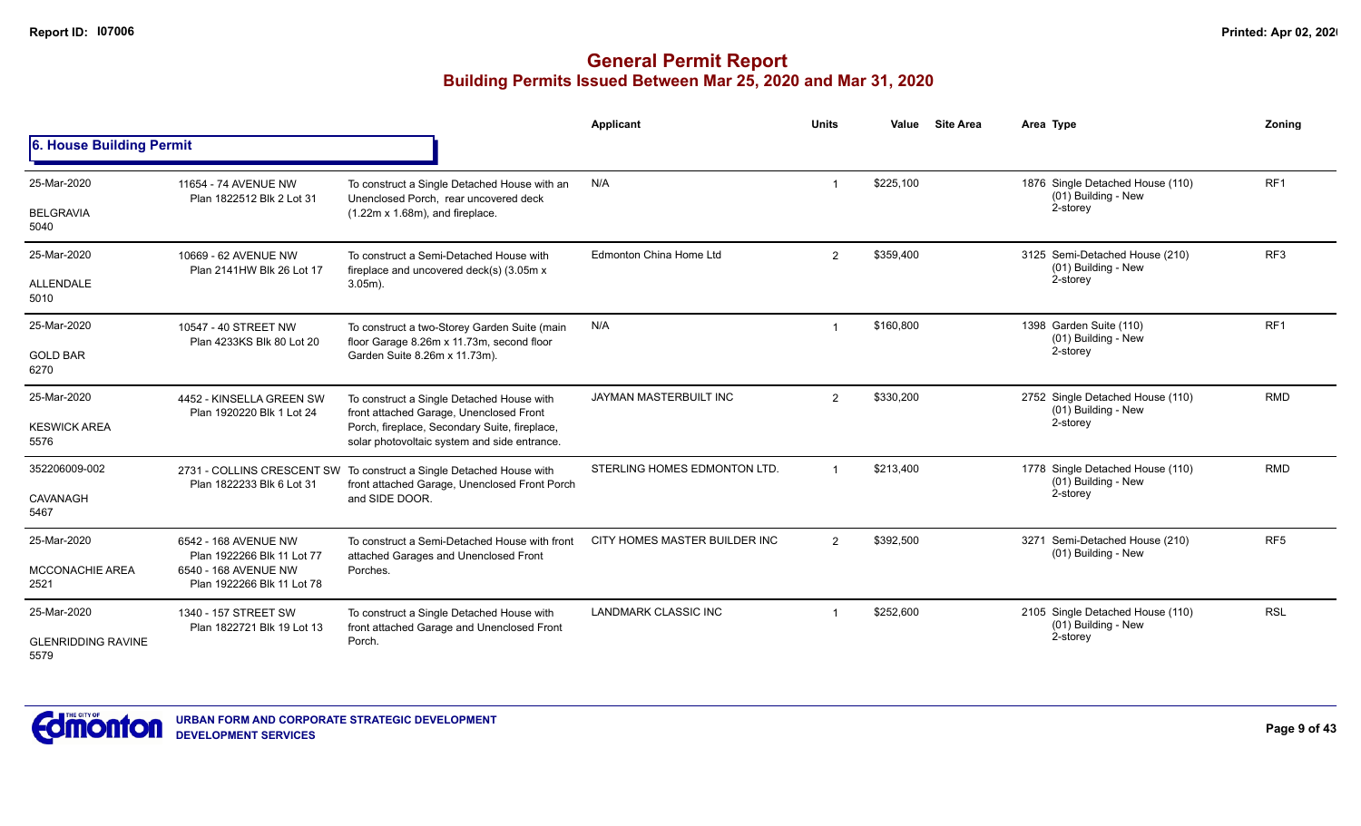# General Permit Report
## Building Permits Issued Between Mar 25, 2020 and Mar 31, 2020

### 6. House Building Permit

| | | | Applicant | Units | Value | Site Area | Area Type | Zoning |
|---|---|---|---|---|---|---|---|---|
| 25-Mar-2020<br>BELGRAVIA<br>5040 | 11654 - 74 AVENUE NW<br>Plan 1822512 Blk 2 Lot 31 | To construct a Single Detached House with an Unenclosed Porch, rear uncovered deck (1.22m x 1.68m), and fireplace. | N/A | 1 | $225,100 | | 1876 Single Detached House (110)<br>(01) Building - New<br>2-storey | RF1 |
| 25-Mar-2020<br>ALLENDALE<br>5010 | 10669 - 62 AVENUE NW<br>Plan 2141HW Blk 26 Lot 17 | To construct a Semi-Detached House with fireplace and uncovered deck(s) (3.05m x 3.05m). | Edmonton China Home Ltd | 2 | $359,400 | | 3125 Semi-Detached House (210)<br>(01) Building - New<br>2-storey | RF3 |
| 25-Mar-2020<br>GOLD BAR<br>6270 | 10547 - 40 STREET NW<br>Plan 4233KS Blk 80 Lot 20 | To construct a two-Storey Garden Suite (main floor Garage 8.26m x 11.73m, second floor Garden Suite 8.26m x 11.73m). | N/A | 1 | $160,800 | | 1398 Garden Suite (110)<br>(01) Building - New<br>2-storey | RF1 |
| 25-Mar-2020<br>KESWICK AREA<br>5576 | 4452 - KINSELLA GREEN SW<br>Plan 1920220 Blk 1 Lot 24 | To construct a Single Detached House with front attached Garage, Unenclosed Front Porch, fireplace, Secondary Suite, fireplace, solar photovoltaic system and side entrance. | JAYMAN MASTERBUILT INC | 2 | $330,200 | | 2752 Single Detached House (110)<br>(01) Building - New<br>2-storey | RMD |
| 352206009-002<br>CAVANAGH<br>5467 | 2731 - COLLINS CRESCENT SW<br>Plan 1822233 Blk 6 Lot 31 | To construct a Single Detached House with front attached Garage, Unenclosed Front Porch and SIDE DOOR. | STERLING HOMES EDMONTON LTD. | 1 | $213,400 | | 1778 Single Detached House (110)<br>(01) Building - New<br>2-storey | RMD |
| 25-Mar-2020<br>MCCONACHIE AREA<br>2521 | 6542 - 168 AVENUE NW<br>Plan 1922266 Blk 11 Lot 77<br>6540 - 168 AVENUE NW<br>Plan 1922266 Blk 11 Lot 78 | To construct a Semi-Detached House with front attached Garages and Unenclosed Front Porches. | CITY HOMES MASTER BUILDER INC | 2 | $392,500 | | 3271 Semi-Detached House (210)<br>(01) Building - New | RF5 |
| 25-Mar-2020<br>GLENRIDDING RAVINE<br>5579 | 1340 - 157 STREET SW<br>Plan 1822721 Blk 19 Lot 13 | To construct a Single Detached House with front attached Garage and Unenclosed Front Porch. | LANDMARK CLASSIC INC | 1 | $252,600 | | 2105 Single Detached House (110)<br>(01) Building - New<br>2-storey | RSL |

URBAN FORM AND CORPORATE STRATEGIC DEVELOPMENT
DEVELOPMENT SERVICES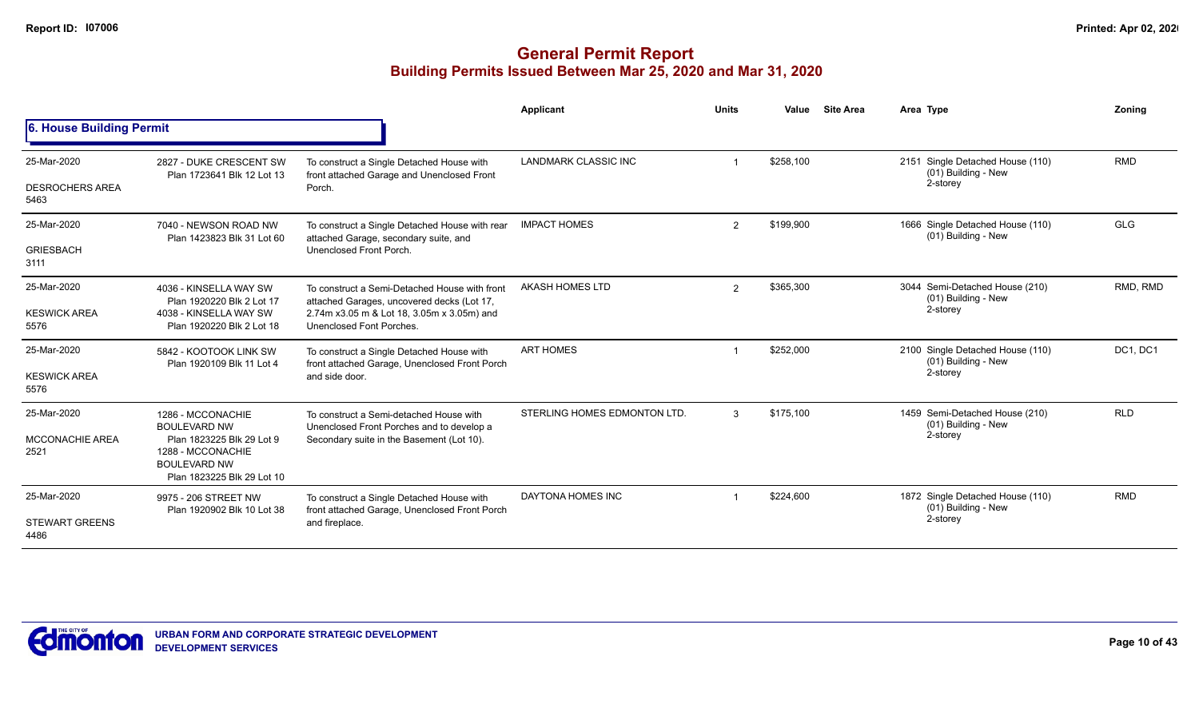# General Permit Report
## Building Permits Issued Between Mar 25, 2020 and Mar 31, 2020

### 6. House Building Permit

| Date / Neighbourhood | Address / Legal | Description | Applicant | Units | Value | Site Area | Area | Type | Zoning |
|---|---|---|---|---|---|---|---|---|---|
| 25-Mar-2020 DESROCHERS AREA 5463 | 2827 - DUKE CRESCENT SW Plan 1723641 Blk 12 Lot 13 | To construct a Single Detached House with front attached Garage and Unenclosed Front Porch. | LANDMARK CLASSIC INC | 1 | $258,100 | | 2151 | Single Detached House (110) (01) Building - New 2-storey | RMD |
| 25-Mar-2020 GRIESBACH 3111 | 7040 - NEWSON ROAD NW Plan 1423823 Blk 31 Lot 60 | To construct a Single Detached House with rear attached Garage, secondary suite, and Unenclosed Front Porch. | IMPACT HOMES | 2 | $199,900 | | 1666 | Single Detached House (110) (01) Building - New | GLG |
| 25-Mar-2020 KESWICK AREA 5576 | 4036 - KINSELLA WAY SW Plan 1920220 Blk 2 Lot 17 4038 - KINSELLA WAY SW Plan 1920220 Blk 2 Lot 18 | To construct a Semi-Detached House with front attached Garages, uncovered decks (Lot 17, 2.74m x3.05 m & Lot 18, 3.05m x 3.05m) and Unenclosed Font Porches. | AKASH HOMES LTD | 2 | $365,300 | | 3044 | Semi-Detached House (210) (01) Building - New 2-storey | RMD, RMD |
| 25-Mar-2020 KESWICK AREA 5576 | 5842 - KOOTOOK LINK SW Plan 1920109 Blk 11 Lot 4 | To construct a Single Detached House with front attached Garage, Unenclosed Front Porch and side door. | ART HOMES | 1 | $252,000 | | 2100 | Single Detached House (110) (01) Building - New 2-storey | DC1, DC1 |
| 25-Mar-2020 MCCONACHIE AREA 2521 | 1286 - MCCONACHIE BOULEVARD NW Plan 1823225 Blk 29 Lot 9 1288 - MCCONACHIE BOULEVARD NW Plan 1823225 Blk 29 Lot 10 | To construct a Semi-detached House with Unenclosed Front Porches and to develop a Secondary suite in the Basement (Lot 10). | STERLING HOMES EDMONTON LTD. | 3 | $175,100 | | 1459 | Semi-Detached House (210) (01) Building - New 2-storey | RLD |
| 25-Mar-2020 STEWART GREENS 4486 | 9975 - 206 STREET NW Plan 1920902 Blk 10 Lot 38 | To construct a Single Detached House with front attached Garage, Unenclosed Front Porch and fireplace. | DAYTONA HOMES INC | 1 | $224,600 | | 1872 | Single Detached House (110) (01) Building - New 2-storey | RMD |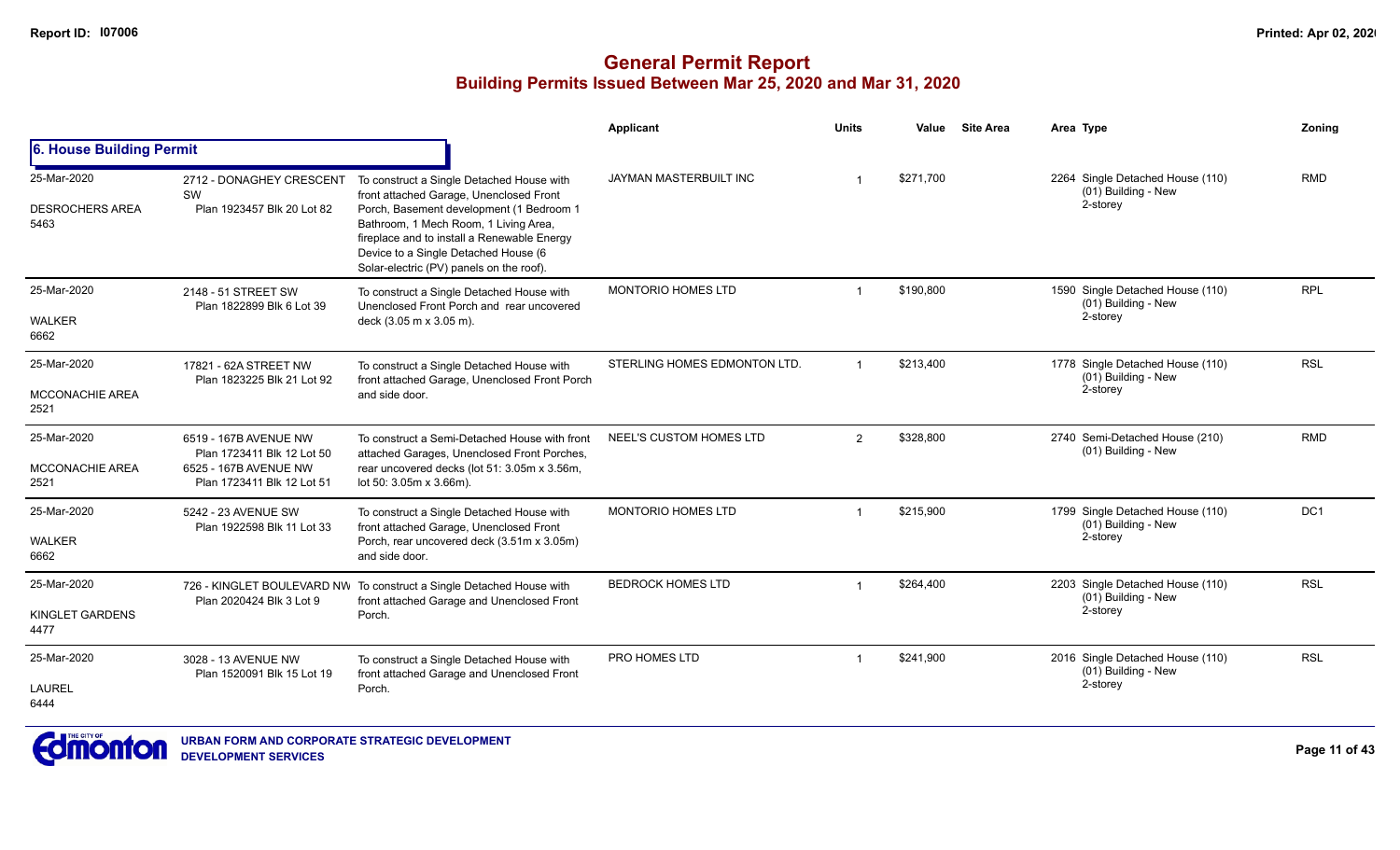# General Permit Report

## Building Permits Issued Between Mar 25, 2020 and Mar 31, 2020

### 6. House Building Permit

| Date / Neighbourhood | Address / Legal | Description | Applicant | Units | Value | Site Area | Area | Type | Zoning |
|---|---|---|---|---|---|---|---|---|---|
| 25-Mar-2020 DESROCHERS AREA 5463 | 2712 - DONAGHEY CRESCENT SW Plan 1923457 Blk 20 Lot 82 | To construct a Single Detached House with front attached Garage, Unenclosed Front Porch, Basement development (1 Bedroom 1 Bathroom, 1 Mech Room, 1 Living Area, fireplace and to install a Renewable Energy Device to a Single Detached House (6 Solar-electric (PV) panels on the roof). | JAYMAN MASTERBUILT INC | 1 | $271,700 | | 2264 | Single Detached House (110) (01) Building - New 2-storey | RMD |
| 25-Mar-2020 WALKER 6662 | 2148 - 51 STREET SW Plan 1822899 Blk 6 Lot 39 | To construct a Single Detached House with Unenclosed Front Porch and rear uncovered deck (3.05 m x 3.05 m). | MONTORIO HOMES LTD | 1 | $190,800 | | 1590 | Single Detached House (110) (01) Building - New 2-storey | RPL |
| 25-Mar-2020 MCCONACHIE AREA 2521 | 17821 - 62A STREET NW Plan 1823225 Blk 21 Lot 92 | To construct a Single Detached House with front attached Garage, Unenclosed Front Porch and side door. | STERLING HOMES EDMONTON LTD. | 1 | $213,400 | | 1778 | Single Detached House (110) (01) Building - New 2-storey | RSL |
| 25-Mar-2020 MCCONACHIE AREA 2521 | 6519 - 167B AVENUE NW Plan 1723411 Blk 12 Lot 50 6525 - 167B AVENUE NW Plan 1723411 Blk 12 Lot 51 | To construct a Semi-Detached House with front attached Garages, Unenclosed Front Porches, rear uncovered decks (lot 51: 3.05m x 3.56m, lot 50: 3.05m x 3.66m). | NEEL'S CUSTOM HOMES LTD | 2 | $328,800 | | 2740 | Semi-Detached House (210) (01) Building - New | RMD |
| 25-Mar-2020 WALKER 6662 | 5242 - 23 AVENUE SW Plan 1922598 Blk 11 Lot 33 | To construct a Single Detached House with front attached Garage, Unenclosed Front Porch, rear uncovered deck (3.51m x 3.05m) and side door. | MONTORIO HOMES LTD | 1 | $215,900 | | 1799 | Single Detached House (110) (01) Building - New 2-storey | DC1 |
| 25-Mar-2020 KINGLET GARDENS 4477 | 726 - KINGLET BOULEVARD NW Plan 2020424 Blk 3 Lot 9 | To construct a Single Detached House with front attached Garage and Unenclosed Front Porch. | BEDROCK HOMES LTD | 1 | $264,400 | | 2203 | Single Detached House (110) (01) Building - New 2-storey | RSL |
| 25-Mar-2020 LAUREL 6444 | 3028 - 13 AVENUE NW Plan 1520091 Blk 15 Lot 19 | To construct a Single Detached House with front attached Garage and Unenclosed Front Porch. | PRO HOMES LTD | 1 | $241,900 | | 2016 | Single Detached House (110) (01) Building - New 2-storey | RSL |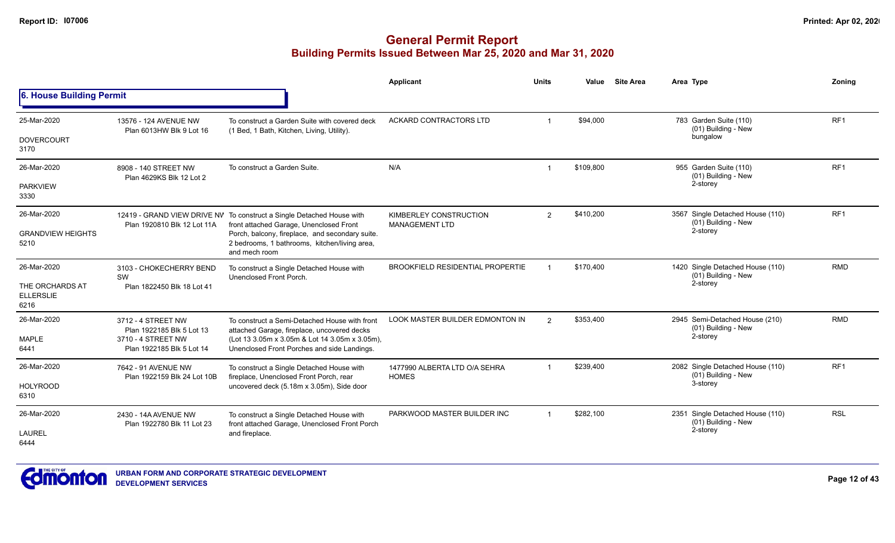# General Permit Report
## Building Permits Issued Between Mar 25, 2020 and Mar 31, 2020

### 6. House Building Permit

| Date / Neighbourhood | Address | Description | Applicant | Units | Value | Site Area | Area | Type | Zoning |
|---|---|---|---|---|---|---|---|---|---|
| 25-Mar-2020<br>DOVERCOURT<br>3170 | 13576 - 124 AVENUE NW<br>Plan 6013HW Blk 9 Lot 16 | To construct a Garden Suite with covered deck (1 Bed, 1 Bath, Kitchen, Living, Utility). | ACKARD CONTRACTORS LTD | 1 | $94,000 | | 783 | Garden Suite (110)<br>(01) Building - New<br>bungalow | RF1 |
| 26-Mar-2020<br>PARKVIEW<br>3330 | 8908 - 140 STREET NW<br>Plan 4629KS Blk 12 Lot 2 | To construct a Garden Suite. | N/A | 1 | $109,800 | | 955 | Garden Suite (110)<br>(01) Building - New<br>2-storey | RF1 |
| 26-Mar-2020<br>GRANDVIEW HEIGHTS<br>5210 | 12419 - GRAND VIEW DRIVE NW<br>Plan 1920810 Blk 12 Lot 11A | To construct a Single Detached House with front attached Garage, Unenclosed Front Porch, balcony, fireplace, and secondary suite. 2 bedrooms, 1 bathrooms, kitchen/living area, and mech room | KIMBERLEY CONSTRUCTION MANAGEMENT LTD | 2 | $410,200 | | 3567 | Single Detached House (110)<br>(01) Building - New<br>2-storey | RF1 |
| 26-Mar-2020<br>THE ORCHARDS AT ELLERSLIE<br>6216 | 3103 - CHOKECHERRY BEND SW<br>Plan 1822450 Blk 18 Lot 41 | To construct a Single Detached House with Unenclosed Front Porch. | BROOKFIELD RESIDENTIAL PROPERTIE | 1 | $170,400 | | 1420 | Single Detached House (110)<br>(01) Building - New<br>2-storey | RMD |
| 26-Mar-2020<br>MAPLE<br>6441 | 3712 - 4 STREET NW<br>Plan 1922185 Blk 5 Lot 13<br>3710 - 4 STREET NW<br>Plan 1922185 Blk 5 Lot 14 | To construct a Semi-Detached House with front attached Garage, fireplace, uncovered decks (Lot 13 3.05m x 3.05m & Lot 14 3.05m x 3.05m), Unenclosed Front Porches and side Landings. | LOOK MASTER BUILDER EDMONTON IN | 2 | $353,400 | | 2945 | Semi-Detached House (210)<br>(01) Building - New<br>2-storey | RMD |
| 26-Mar-2020<br>HOLYROOD<br>6310 | 7642 - 91 AVENUE NW<br>Plan 1922159 Blk 24 Lot 10B | To construct a Single Detached House with fireplace, Unenclosed Front Porch, rear uncovered deck (5.18m x 3.05m), Side door | 1477990 ALBERTA LTD O/A SEHRA HOMES | 1 | $239,400 | | 2082 | Single Detached House (110)<br>(01) Building - New<br>3-storey | RF1 |
| 26-Mar-2020<br>LAUREL<br>6444 | 2430 - 14A AVENUE NW<br>Plan 1922780 Blk 11 Lot 23 | To construct a Single Detached House with front attached Garage, Unenclosed Front Porch and fireplace. | PARKWOOD MASTER BUILDER INC | 1 | $282,100 | | 2351 | Single Detached House (110)<br>(01) Building - New<br>2-storey | RSL |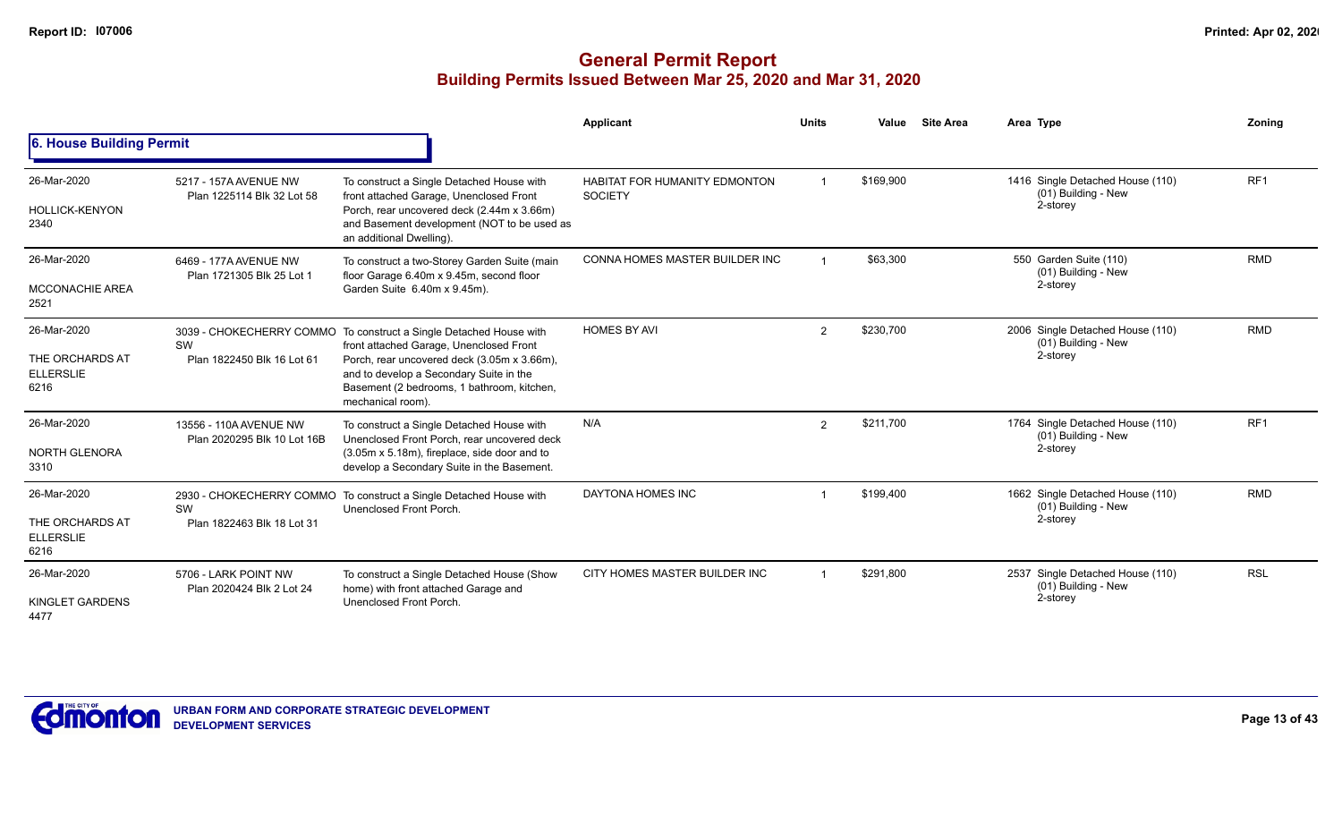# General Permit Report

## Building Permits Issued Between Mar 25, 2020 and Mar 31, 2020

### 6. House Building Permit

| Date / Neighbourhood | Address / Legal | Description | Applicant | Units | Value | Site Area | Area | Type | Zoning |
|---|---|---|---|---|---|---|---|---|---|
| 26-Mar-2020 HOLLICK-KENYON 2340 | 5217 - 157A AVENUE NW Plan 1225114 Blk 32 Lot 58 | To construct a Single Detached House with front attached Garage, Unenclosed Front Porch, rear uncovered deck (2.44m x 3.66m) and Basement development (NOT to be used as an additional Dwelling). | HABITAT FOR HUMANITY EDMONTON SOCIETY | 1 | $169,900 | | 1416 | Single Detached House (110) (01) Building - New 2-storey | RF1 |
| 26-Mar-2020 MCCONACHIE AREA 2521 | 6469 - 177A AVENUE NW Plan 1721305 Blk 25 Lot 1 | To construct a two-Storey Garden Suite (main floor Garage 6.40m x 9.45m, second floor Garden Suite 6.40m x 9.45m). | CONNA HOMES MASTER BUILDER INC | 1 | $63,300 | | 550 | Garden Suite (110) (01) Building - New 2-storey | RMD |
| 26-Mar-2020 THE ORCHARDS AT ELLERSLIE 6216 | 3039 - CHOKECHERRY COMMO SW Plan 1822450 Blk 16 Lot 61 | To construct a Single Detached House with front attached Garage, Unenclosed Front Porch, rear uncovered deck (3.05m x 3.66m), and to develop a Secondary Suite in the Basement (2 bedrooms, 1 bathroom, kitchen, mechanical room). | HOMES BY AVI | 2 | $230,700 | | 2006 | Single Detached House (110) (01) Building - New 2-storey | RMD |
| 26-Mar-2020 NORTH GLENORA 3310 | 13556 - 110A AVENUE NW Plan 2020295 Blk 10 Lot 16B | To construct a Single Detached House with Unenclosed Front Porch, rear uncovered deck (3.05m x 5.18m), fireplace, side door and to develop a Secondary Suite in the Basement. | N/A | 2 | $211,700 | | 1764 | Single Detached House (110) (01) Building - New 2-storey | RF1 |
| 26-Mar-2020 THE ORCHARDS AT ELLERSLIE 6216 | 2930 - CHOKECHERRY COMMO SW Plan 1822463 Blk 18 Lot 31 | To construct a Single Detached House with Unenclosed Front Porch. | DAYTONA HOMES INC | 1 | $199,400 | | 1662 | Single Detached House (110) (01) Building - New 2-storey | RMD |
| 26-Mar-2020 KINGLET GARDENS 4477 | 5706 - LARK POINT NW Plan 2020424 Blk 2 Lot 24 | To construct a Single Detached House (Show home) with front attached Garage and Unenclosed Front Porch. | CITY HOMES MASTER BUILDER INC | 1 | $291,800 | | 2537 | Single Detached House (110) (01) Building - New 2-storey | RSL |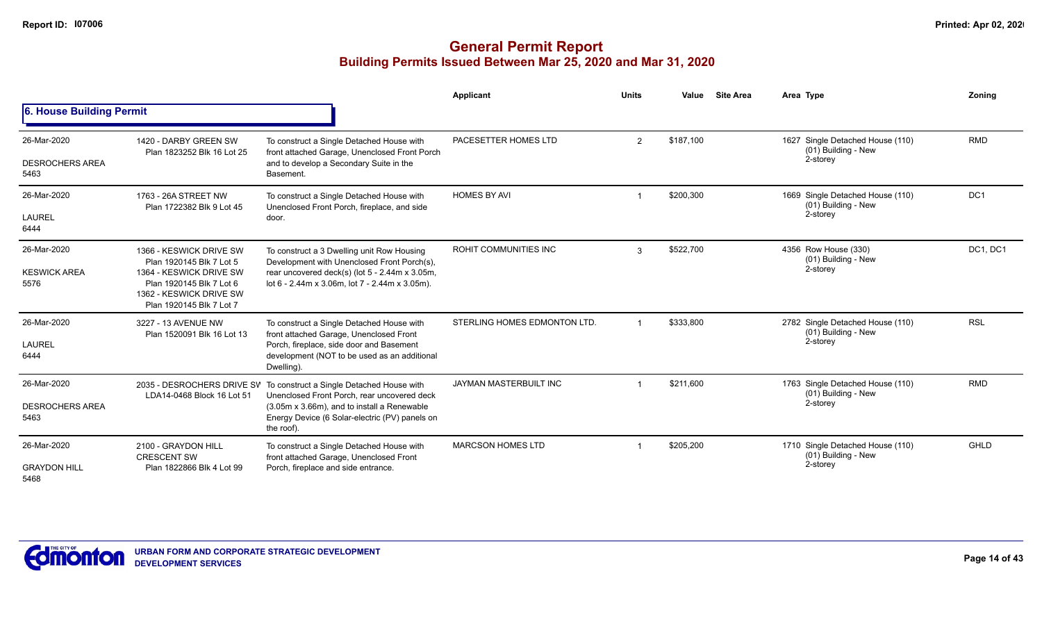# General Permit Report
## Building Permits Issued Between Mar 25, 2020 and Mar 31, 2020

### 6. House Building Permit

| Date / Neighbourhood | Address / Legal | Description | Applicant | Units | Value | Site Area | Area Type | Zoning |
|---|---|---|---|---|---|---|---|---|
| 26-Mar-2020<br>DESROCHERS AREA<br>5463 | 1420 - DARBY GREEN SW<br>Plan 1823252 Blk 16 Lot 25 | To construct a Single Detached House with front attached Garage, Unenclosed Front Porch and to develop a Secondary Suite in the Basement. | PACESETTER HOMES LTD | 2 | $187,100 | | 1627 Single Detached House (110)<br>(01) Building - New<br>2-storey | RMD |
| 26-Mar-2020<br>LAUREL<br>6444 | 1763 - 26A STREET NW<br>Plan 1722382 Blk 9 Lot 45 | To construct a Single Detached House with Unenclosed Front Porch, fireplace, and side door. | HOMES BY AVI | 1 | $200,300 | | 1669 Single Detached House (110)<br>(01) Building - New<br>2-storey | DC1 |
| 26-Mar-2020<br>KESWICK AREA<br>5576 | 1366 - KESWICK DRIVE SW<br>Plan 1920145 Blk 7 Lot 5<br>1364 - KESWICK DRIVE SW<br>Plan 1920145 Blk 7 Lot 6<br>1362 - KESWICK DRIVE SW<br>Plan 1920145 Blk 7 Lot 7 | To construct a 3 Dwelling unit Row Housing Development with Unenclosed Front Porch(s), rear uncovered deck(s) (lot 5 - 2.44m x 3.05m, lot 6 - 2.44m x 3.06m, lot 7 - 2.44m x 3.05m). | ROHIT COMMUNITIES INC | 3 | $522,700 | | 4356 Row House (330)<br>(01) Building - New<br>2-storey | DC1, DC1 |
| 26-Mar-2020<br>LAUREL<br>6444 | 3227 - 13 AVENUE NW<br>Plan 1520091 Blk 16 Lot 13 | To construct a Single Detached House with front attached Garage, Unenclosed Front Porch, fireplace, side door and Basement development (NOT to be used as an additional Dwelling). | STERLING HOMES EDMONTON LTD. | 1 | $333,800 | | 2782 Single Detached House (110)<br>(01) Building - New<br>2-storey | RSL |
| 26-Mar-2020<br>DESROCHERS AREA<br>5463 | 2035 - DESROCHERS DRIVE SW<br>LDA14-0468 Block 16 Lot 51 | To construct a Single Detached House with Unenclosed Front Porch, rear uncovered deck (3.05m x 3.66m), and to install a Renewable Energy Device (6 Solar-electric (PV) panels on the roof). | JAYMAN MASTERBUILT INC | 1 | $211,600 | | 1763 Single Detached House (110)<br>(01) Building - New<br>2-storey | RMD |
| 26-Mar-2020<br>GRAYDON HILL<br>5468 | 2100 - GRAYDON HILL CRESCENT SW<br>Plan 1822866 Blk 4 Lot 99 | To construct a Single Detached House with front attached Garage, Unenclosed Front Porch, fireplace and side entrance. | MARCSON HOMES LTD | 1 | $205,200 | | 1710 Single Detached House (110)<br>(01) Building - New<br>2-storey | GHLD |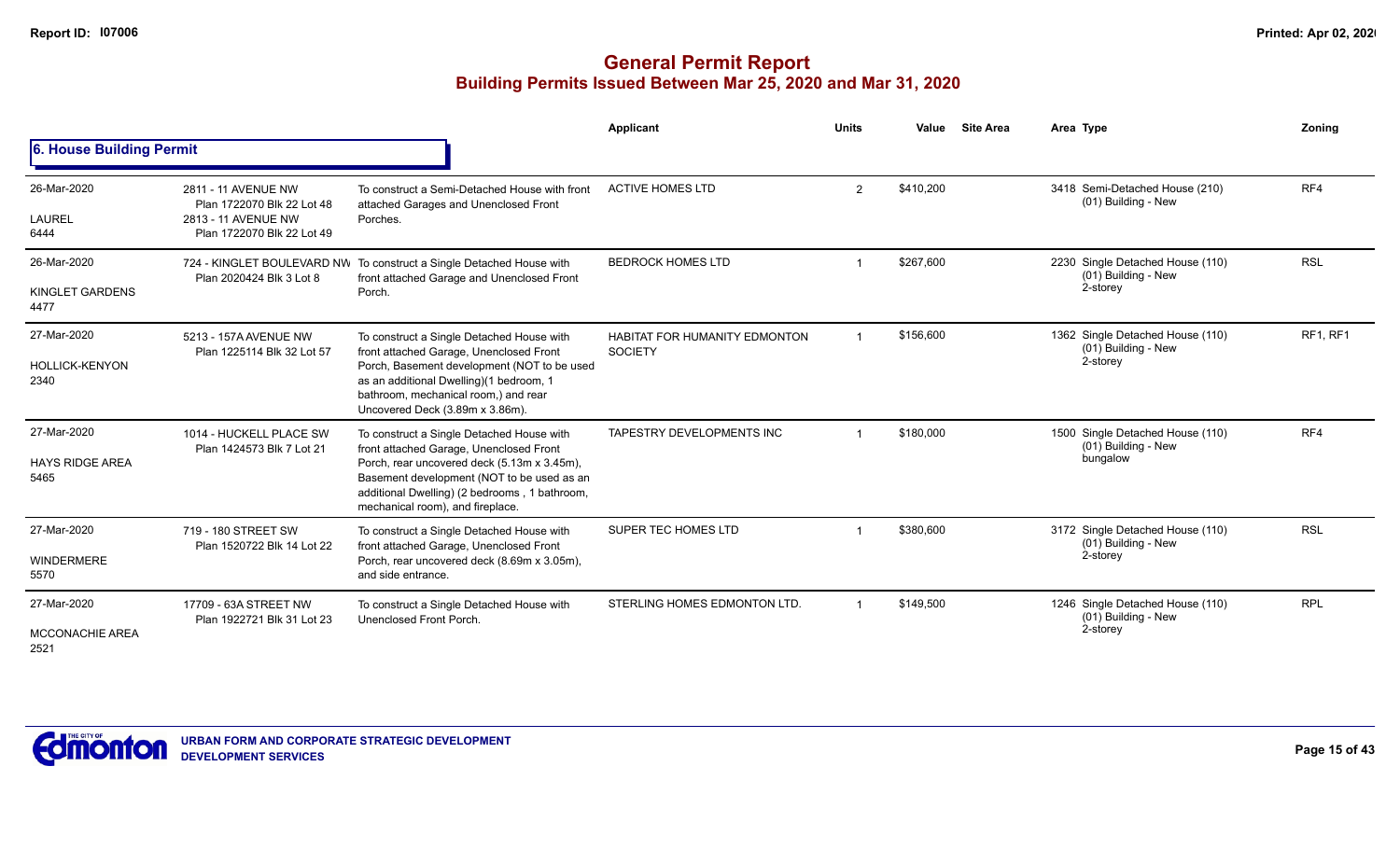# General Permit Report

## Building Permits Issued Between Mar 25, 2020 and Mar 31, 2020

### 6. House Building Permit

| Date / Neighbourhood | Address / Legal | Description | Applicant | Units | Value | Site Area | Area Type | Zoning |
|---|---|---|---|---|---|---|---|---|
| 26-Mar-2020<br>LAUREL<br>6444 | 2811 - 11 AVENUE NW<br>Plan 1722070 Blk 22 Lot 48<br>2813 - 11 AVENUE NW<br>Plan 1722070 Blk 22 Lot 49 | To construct a Semi-Detached House with front attached Garages and Unenclosed Front Porches. | ACTIVE HOMES LTD | 2 | $410,200 | | 3418 Semi-Detached House (210)<br>(01) Building - New | RF4 |
| 26-Mar-2020<br>KINGLET GARDENS<br>4477 | 724 - KINGLET BOULEVARD NW<br>Plan 2020424 Blk 3 Lot 8 | To construct a Single Detached House with front attached Garage and Unenclosed Front Porch. | BEDROCK HOMES LTD | 1 | $267,600 | | 2230 Single Detached House (110)<br>(01) Building - New<br>2-storey | RSL |
| 27-Mar-2020<br>HOLLICK-KENYON<br>2340 | 5213 - 157A AVENUE NW<br>Plan 1225114 Blk 32 Lot 57 | To construct a Single Detached House with front attached Garage, Unenclosed Front Porch, Basement development (NOT to be used as an additional Dwelling)(1 bedroom, 1 bathroom, mechanical room,) and rear Uncovered Deck (3.89m x 3.86m). | HABITAT FOR HUMANITY EDMONTON SOCIETY | 1 | $156,600 | | 1362 Single Detached House (110)<br>(01) Building - New<br>2-storey | RF1, RF1 |
| 27-Mar-2020<br>HAYS RIDGE AREA<br>5465 | 1014 - HUCKELL PLACE SW<br>Plan 1424573 Blk 7 Lot 21 | To construct a Single Detached House with front attached Garage, Unenclosed Front Porch, rear uncovered deck (5.13m x 3.45m), Basement development (NOT to be used as an additional Dwelling) (2 bedrooms , 1 bathroom, mechanical room), and fireplace. | TAPESTRY DEVELOPMENTS INC | 1 | $180,000 | | 1500 Single Detached House (110)<br>(01) Building - New<br>bungalow | RF4 |
| 27-Mar-2020<br>WINDERMERE<br>5570 | 719 - 180 STREET SW<br>Plan 1520722 Blk 14 Lot 22 | To construct a Single Detached House with front attached Garage, Unenclosed Front Porch, rear uncovered deck (8.69m x 3.05m), and side entrance. | SUPER TEC HOMES LTD | 1 | $380,600 | | 3172 Single Detached House (110)<br>(01) Building - New<br>2-storey | RSL |
| 27-Mar-2020<br>MCCONACHIE AREA<br>2521 | 17709 - 63A STREET NW<br>Plan 1922721 Blk 31 Lot 23 | To construct a Single Detached House with Unenclosed Front Porch. | STERLING HOMES EDMONTON LTD. | 1 | $149,500 | | 1246 Single Detached House (110)<br>(01) Building - New<br>2-storey | RPL |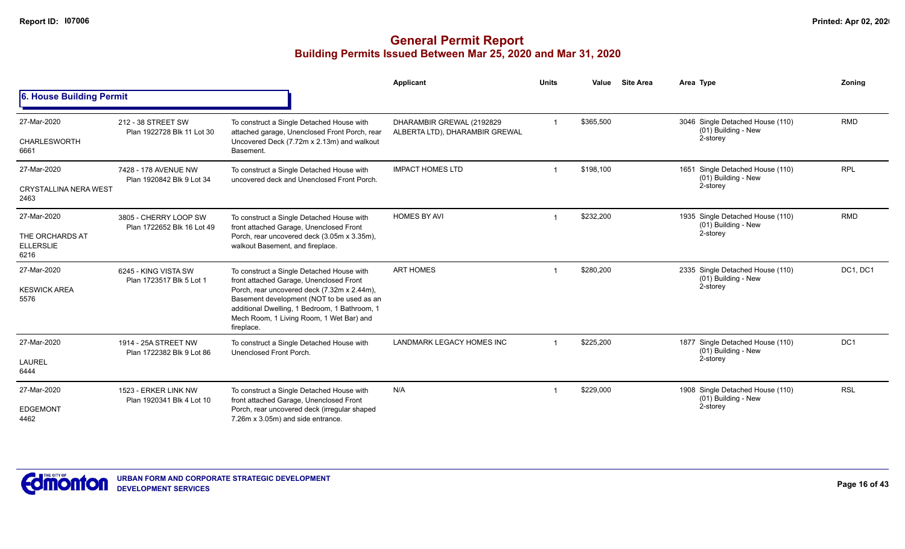# General Permit Report

## Building Permits Issued Between Mar 25, 2020 and Mar 31, 2020

### 6. House Building Permit

| Date / Neighbourhood | Address / Legal | Description | Applicant | Units | Value | Site Area | Area Type | Zoning |
|---|---|---|---|---|---|---|---|---|
| 27-Mar-2020<br>CHARLESWORTH<br>6661 | 212 - 38 STREET SW<br>Plan 1922728 Blk 11 Lot 30 | To construct a Single Detached House with attached garage, Unenclosed Front Porch, rear Uncovered Deck (7.72m x 2.13m) and walkout Basement. | DHARAMBIR GREWAL (2192829 ALBERTA LTD), DHARAMBIR GREWAL | 1 | $365,500 | | 3046 Single Detached House (110) (01) Building - New 2-storey | RMD |
| 27-Mar-2020<br>CRYSTALLINA NERA WEST<br>2463 | 7428 - 178 AVENUE NW<br>Plan 1920842 Blk 9 Lot 34 | To construct a Single Detached House with uncovered deck and Unenclosed Front Porch. | IMPACT HOMES LTD | 1 | $198,100 | | 1651 Single Detached House (110) (01) Building - New 2-storey | RPL |
| 27-Mar-2020<br>THE ORCHARDS AT ELLERSLIE<br>6216 | 3805 - CHERRY LOOP SW<br>Plan 1722652 Blk 16 Lot 49 | To construct a Single Detached House with front attached Garage, Unenclosed Front Porch, rear uncovered deck (3.05m x 3.35m), walkout Basement, and fireplace. | HOMES BY AVI | 1 | $232,200 | | 1935 Single Detached House (110) (01) Building - New 2-storey | RMD |
| 27-Mar-2020<br>KESWICK AREA<br>5576 | 6245 - KING VISTA SW<br>Plan 1723517 Blk 5 Lot 1 | To construct a Single Detached House with front attached Garage, Unenclosed Front Porch, rear uncovered deck (7.32m x 2.44m), Basement development (NOT to be used as an additional Dwelling, 1 Bedroom, 1 Bathroom, 1 Mech Room, 1 Living Room, 1 Wet Bar) and fireplace. | ART HOMES | 1 | $280,200 | | 2335 Single Detached House (110) (01) Building - New 2-storey | DC1, DC1 |
| 27-Mar-2020<br>LAUREL<br>6444 | 1914 - 25A STREET NW<br>Plan 1722382 Blk 9 Lot 86 | To construct a Single Detached House with Unenclosed Front Porch. | LANDMARK LEGACY HOMES INC | 1 | $225,200 | | 1877 Single Detached House (110) (01) Building - New 2-storey | DC1 |
| 27-Mar-2020<br>EDGEMONT<br>4462 | 1523 - ERKER LINK NW<br>Plan 1920341 Blk 4 Lot 10 | To construct a Single Detached House with front attached Garage, Unenclosed Front Porch, rear uncovered deck (irregular shaped 7.26m x 3.05m) and side entrance. | N/A | 1 | $229,000 | | 1908 Single Detached House (110) (01) Building - New 2-storey | RSL |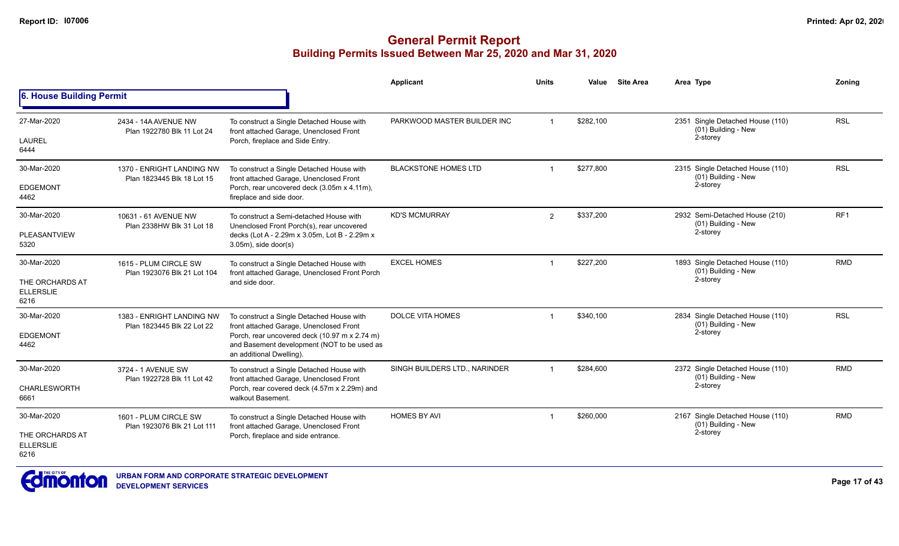# General Permit Report

## Building Permits Issued Between Mar 25, 2020 and Mar 31, 2020

### 6. House Building Permit

| Date / Neighbourhood | Address / Legal | Description | Applicant | Units | Value | Site Area | Area | Type | Zoning |
|---|---|---|---|---|---|---|---|---|---|
| 27-Mar-2020<br>LAUREL<br>6444 | 2434 - 14A AVENUE NW<br>Plan 1922780 Blk 11 Lot 24 | To construct a Single Detached House with front attached Garage, Unenclosed Front Porch, fireplace and Side Entry. | PARKWOOD MASTER BUILDER INC | 1 | $282,100 | | 2351 | Single Detached House (110)<br>(01) Building - New<br>2-storey | RSL |
| 30-Mar-2020<br>EDGEMONT<br>4462 | 1370 - ENRIGHT LANDING NW<br>Plan 1823445 Blk 18 Lot 15 | To construct a Single Detached House with front attached Garage, Unenclosed Front Porch, rear uncovered deck (3.05m x 4.11m), fireplace and side door. | BLACKSTONE HOMES LTD | 1 | $277,800 | | 2315 | Single Detached House (110)<br>(01) Building - New<br>2-storey | RSL |
| 30-Mar-2020<br>PLEASANTVIEW<br>5320 | 10631 - 61 AVENUE NW<br>Plan 2338HW Blk 31 Lot 18 | To construct a Semi-detached House with Unenclosed Front Porch(s), rear uncovered decks (Lot A - 2.29m x 3.05m, Lot B - 2.29m x 3.05m), side door(s) | KD'S MCMURRAY | 2 | $337,200 | | 2932 | Semi-Detached House (210)<br>(01) Building - New<br>2-storey | RF1 |
| 30-Mar-2020<br>THE ORCHARDS AT ELLERSLIE<br>6216 | 1615 - PLUM CIRCLE SW<br>Plan 1923076 Blk 21 Lot 104 | To construct a Single Detached House with front attached Garage, Unenclosed Front Porch and side door. | EXCEL HOMES | 1 | $227,200 | | 1893 | Single Detached House (110)<br>(01) Building - New<br>2-storey | RMD |
| 30-Mar-2020<br>EDGEMONT<br>4462 | 1383 - ENRIGHT LANDING NW<br>Plan 1823445 Blk 22 Lot 22 | To construct a Single Detached House with front attached Garage, Unenclosed Front Porch, rear uncovered deck (10.97 m x 2.74 m) and Basement development (NOT to be used as an additional Dwelling). | DOLCE VITA HOMES | 1 | $340,100 | | 2834 | Single Detached House (110)<br>(01) Building - New<br>2-storey | RSL |
| 30-Mar-2020<br>CHARLESWORTH<br>6661 | 3724 - 1 AVENUE SW<br>Plan 1922728 Blk 11 Lot 42 | To construct a Single Detached House with front attached Garage, Unenclosed Front Porch, rear covered deck (4.57m x 2.29m) and walkout Basement. | SINGH BUILDERS LTD., NARINDER | 1 | $284,600 | | 2372 | Single Detached House (110)<br>(01) Building - New<br>2-storey | RMD |
| 30-Mar-2020<br>THE ORCHARDS AT ELLERSLIE<br>6216 | 1601 - PLUM CIRCLE SW<br>Plan 1923076 Blk 21 Lot 111 | To construct a Single Detached House with front attached Garage, Unenclosed Front Porch, fireplace and side entrance. | HOMES BY AVI | 1 | $260,000 | | 2167 | Single Detached House (110)<br>(01) Building - New<br>2-storey | RMD |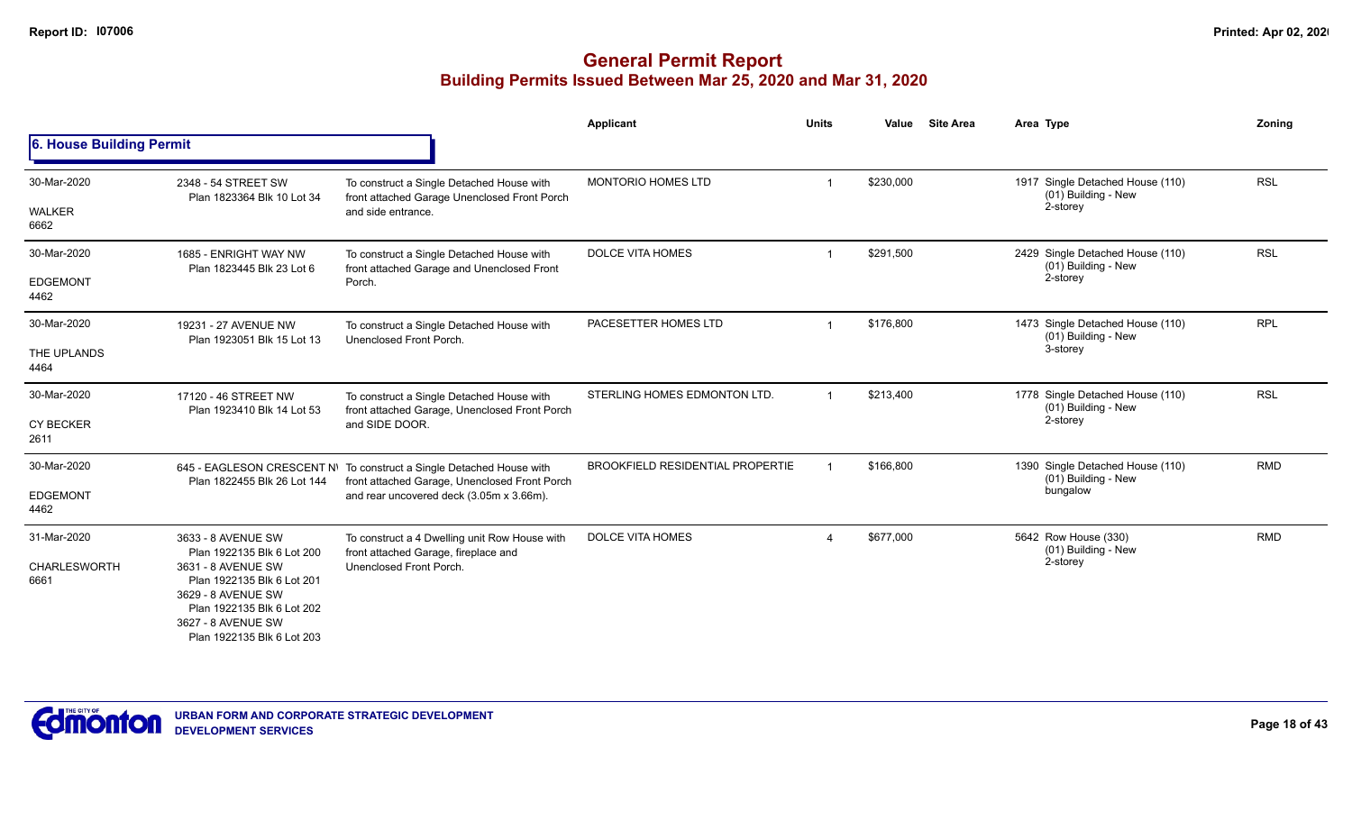# General Permit Report

## Building Permits Issued Between Mar 25, 2020 and Mar 31, 2020

### 6. House Building Permit

| | | | Applicant | Units | Value | Site Area | Area | Type | Zoning |
|---|---|---|---|---|---|---|---|---|---|
| 30-Mar-2020<br>WALKER<br>6662 | 2348 - 54 STREET SW<br>Plan 1823364 Blk 10 Lot 34 | To construct a Single Detached House with front attached Garage Unenclosed Front Porch and side entrance. | MONTORIO HOMES LTD | 1 | $230,000 | | 1917 | Single Detached House (110)<br>(01) Building - New<br>2-storey | RSL |
| 30-Mar-2020<br>EDGEMONT<br>4462 | 1685 - ENRIGHT WAY NW<br>Plan 1823445 Blk 23 Lot 6 | To construct a Single Detached House with front attached Garage and Unenclosed Front Porch. | DOLCE VITA HOMES | 1 | $291,500 | | 2429 | Single Detached House (110)<br>(01) Building - New<br>2-storey | RSL |
| 30-Mar-2020<br>THE UPLANDS<br>4464 | 19231 - 27 AVENUE NW<br>Plan 1923051 Blk 15 Lot 13 | To construct a Single Detached House with Unenclosed Front Porch. | PACESETTER HOMES LTD | 1 | $176,800 | | 1473 | Single Detached House (110)<br>(01) Building - New<br>3-storey | RPL |
| 30-Mar-2020<br>CY BECKER<br>2611 | 17120 - 46 STREET NW<br>Plan 1923410 Blk 14 Lot 53 | To construct a Single Detached House with front attached Garage, Unenclosed Front Porch and SIDE DOOR. | STERLING HOMES EDMONTON LTD. | 1 | $213,400 | | 1778 | Single Detached House (110)<br>(01) Building - New<br>2-storey | RSL |
| 30-Mar-2020<br>EDGEMONT<br>4462 | 645 - EAGLESON CRESCENT NW<br>Plan 1822455 Blk 26 Lot 144 | To construct a Single Detached House with front attached Garage, Unenclosed Front Porch and rear uncovered deck (3.05m x 3.66m). | BROOKFIELD RESIDENTIAL PROPERTIE | 1 | $166,800 | | 1390 | Single Detached House (110)<br>(01) Building - New<br>bungalow | RMD |
| 31-Mar-2020<br>CHARLESWORTH<br>6661 | 3633 - 8 AVENUE SW<br>Plan 1922135 Blk 6 Lot 200<br>3631 - 8 AVENUE SW<br>Plan 1922135 Blk 6 Lot 201<br>3629 - 8 AVENUE SW<br>Plan 1922135 Blk 6 Lot 202<br>3627 - 8 AVENUE SW<br>Plan 1922135 Blk 6 Lot 203 | To construct a 4 Dwelling unit Row House with front attached Garage, fireplace and Unenclosed Front Porch. | DOLCE VITA HOMES | 4 | $677,000 | | 5642 | Row House (330)<br>(01) Building - New<br>2-storey | RMD |

URBAN FORM AND CORPORATE STRATEGIC DEVELOPMENT
DEVELOPMENT SERVICES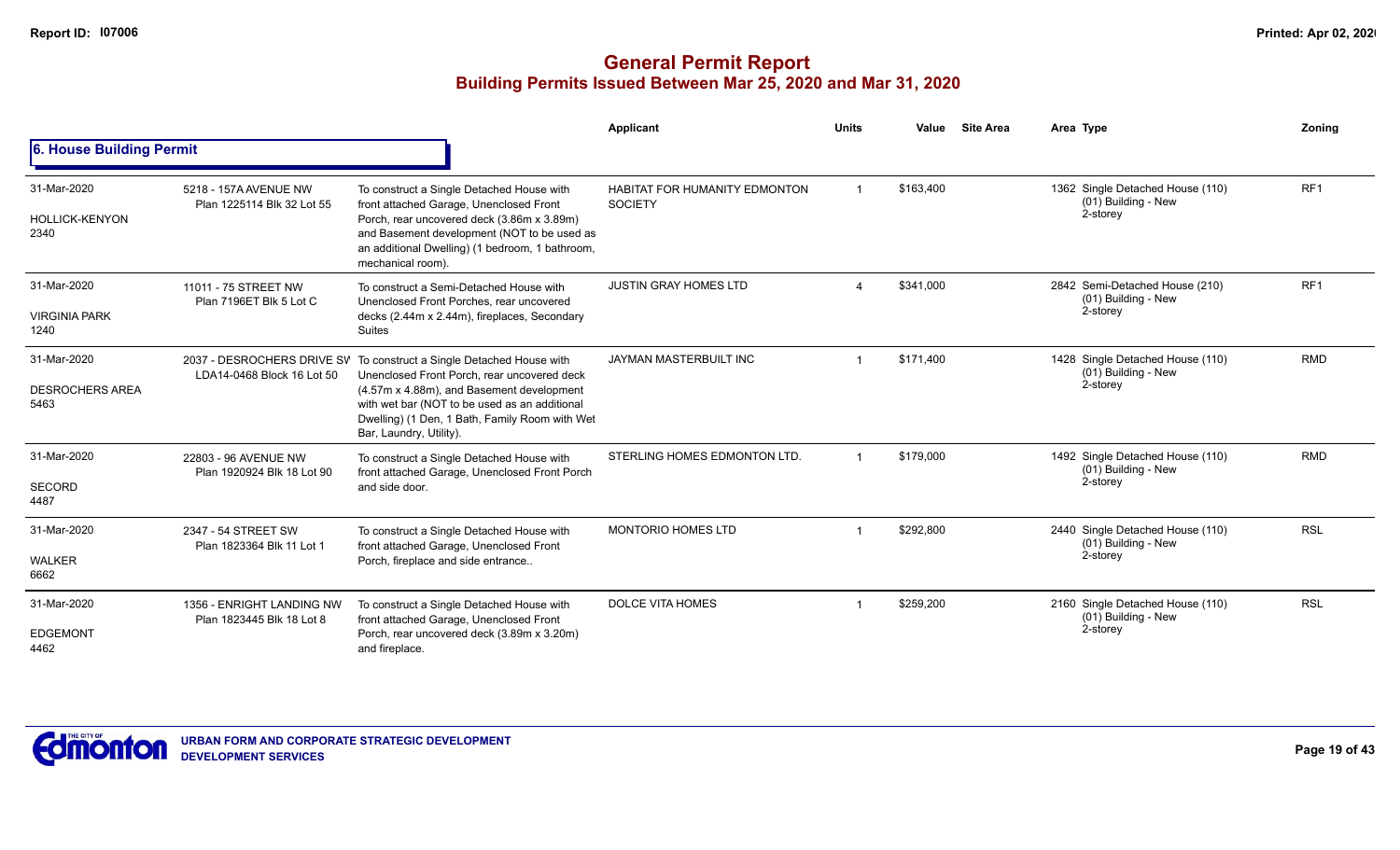# General Permit Report
## Building Permits Issued Between Mar 25, 2020 and Mar 31, 2020

### 6. House Building Permit

| | | | Applicant | Units | Value | Site Area | Area Type | Zoning |
|---|---|---|---|---|---|---|---|---|
| 31-Mar-2020<br>HOLLICK-KENYON<br>2340 | 5218 - 157A AVENUE NW<br>Plan 1225114 Blk 32 Lot 55 | To construct a Single Detached House with front attached Garage, Unenclosed Front Porch, rear uncovered deck (3.86m x 3.89m) and Basement development (NOT to be used as an additional Dwelling) (1 bedroom, 1 bathroom, mechanical room). | HABITAT FOR HUMANITY EDMONTON SOCIETY | 1 | $163,400 | | 1362 Single Detached House (110)<br>(01) Building - New<br>2-storey | RF1 |
| 31-Mar-2020<br>VIRGINIA PARK<br>1240 | 11011 - 75 STREET NW<br>Plan 7196ET Blk 5 Lot C | To construct a Semi-Detached House with Unenclosed Front Porches, rear uncovered decks (2.44m x 2.44m), fireplaces, Secondary Suites | JUSTIN GRAY HOMES LTD | 4 | $341,000 | | 2842 Semi-Detached House (210)<br>(01) Building - New<br>2-storey | RF1 |
| 31-Mar-2020<br>DESROCHERS AREA<br>5463 | 2037 - DESROCHERS DRIVE SW<br>LDA14-0468 Block 16 Lot 50 | To construct a Single Detached House with Unenclosed Front Porch, rear uncovered deck (4.57m x 4.88m), and Basement development with wet bar (NOT to be used as an additional Dwelling) (1 Den, 1 Bath, Family Room with Wet Bar, Laundry, Utility). | JAYMAN MASTERBUILT INC | 1 | $171,400 | | 1428 Single Detached House (110)<br>(01) Building - New<br>2-storey | RMD |
| 31-Mar-2020<br>SECORD<br>4487 | 22803 - 96 AVENUE NW<br>Plan 1920924 Blk 18 Lot 90 | To construct a Single Detached House with front attached Garage, Unenclosed Front Porch and side door. | STERLING HOMES EDMONTON LTD. | 1 | $179,000 | | 1492 Single Detached House (110)<br>(01) Building - New<br>2-storey | RMD |
| 31-Mar-2020<br>WALKER<br>6662 | 2347 - 54 STREET SW<br>Plan 1823364 Blk 11 Lot 1 | To construct a Single Detached House with front attached Garage, Unenclosed Front Porch, fireplace and side entrance.. | MONTORIO HOMES LTD | 1 | $292,800 | | 2440 Single Detached House (110)<br>(01) Building - New<br>2-storey | RSL |
| 31-Mar-2020<br>EDGEMONT<br>4462 | 1356 - ENRIGHT LANDING NW<br>Plan 1823445 Blk 18 Lot 8 | To construct a Single Detached House with front attached Garage, Unenclosed Front Porch, rear uncovered deck (3.89m x 3.20m) and fireplace. | DOLCE VITA HOMES | 1 | $259,200 | | 2160 Single Detached House (110)<br>(01) Building - New<br>2-storey | RSL |

URBAN FORM AND CORPORATE STRATEGIC DEVELOPMENT
DEVELOPMENT SERVICES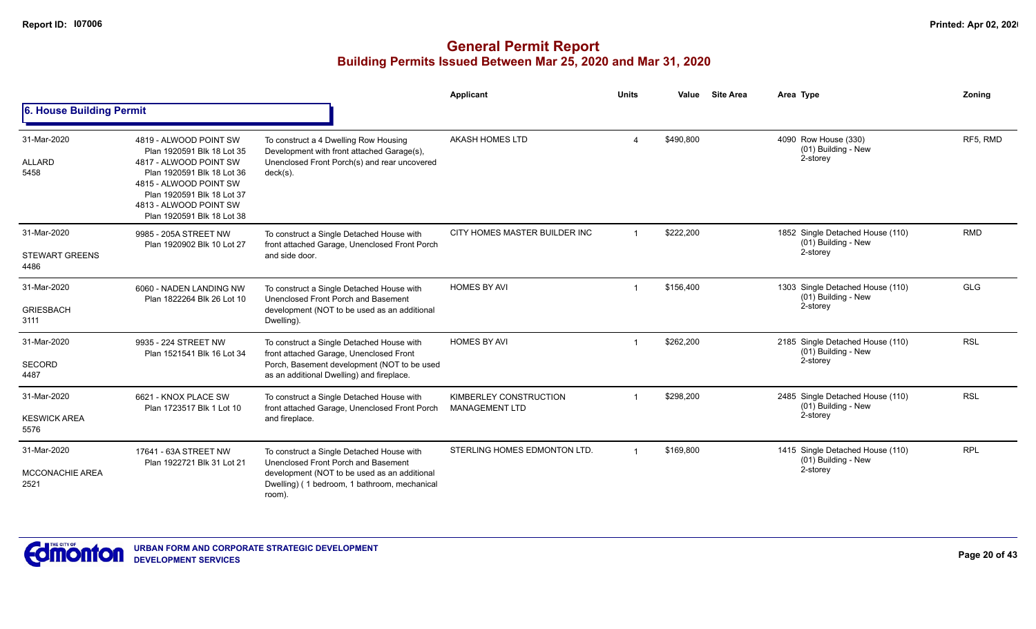# General Permit Report

## Building Permits Issued Between Mar 25, 2020 and Mar 31, 2020

### 6. House Building Permit

| Date / Neighbourhood | Address / Legal | Description | Applicant | Units | Value | Site Area | Area Type | Zoning |
|---|---|---|---|---|---|---|---|---|
| 31-Mar-2020<br>ALLARD<br>5458 | 4819 - ALWOOD POINT SW<br>Plan 1920591 Blk 18 Lot 35<br>4817 - ALWOOD POINT SW<br>Plan 1920591 Blk 18 Lot 36<br>4815 - ALWOOD POINT SW<br>Plan 1920591 Blk 18 Lot 37<br>4813 - ALWOOD POINT SW<br>Plan 1920591 Blk 18 Lot 38 | To construct a 4 Dwelling Row Housing Development with front attached Garage(s), Unenclosed Front Porch(s) and rear uncovered deck(s). | AKASH HOMES LTD | 4 | $490,800 | | 4090 Row House (330)<br>(01) Building - New<br>2-storey | RF5, RMD |
| 31-Mar-2020<br>STEWART GREENS<br>4486 | 9985 - 205A STREET NW<br>Plan 1920902 Blk 10 Lot 27 | To construct a Single Detached House with front attached Garage, Unenclosed Front Porch and side door. | CITY HOMES MASTER BUILDER INC | 1 | $222,200 | | 1852 Single Detached House (110)<br>(01) Building - New<br>2-storey | RMD |
| 31-Mar-2020<br>GRIESBACH<br>3111 | 6060 - NADEN LANDING NW<br>Plan 1822264 Blk 26 Lot 10 | To construct a Single Detached House with Unenclosed Front Porch and Basement development (NOT to be used as an additional Dwelling). | HOMES BY AVI | 1 | $156,400 | | 1303 Single Detached House (110)<br>(01) Building - New<br>2-storey | GLG |
| 31-Mar-2020<br>SECORD<br>4487 | 9935 - 224 STREET NW<br>Plan 1521541 Blk 16 Lot 34 | To construct a Single Detached House with front attached Garage, Unenclosed Front Porch, Basement development (NOT to be used as an additional Dwelling) and fireplace. | HOMES BY AVI | 1 | $262,200 | | 2185 Single Detached House (110)<br>(01) Building - New<br>2-storey | RSL |
| 31-Mar-2020<br>KESWICK AREA<br>5576 | 6621 - KNOX PLACE SW<br>Plan 1723517 Blk 1 Lot 10 | To construct a Single Detached House with front attached Garage, Unenclosed Front Porch and fireplace. | KIMBERLEY CONSTRUCTION MANAGEMENT LTD | 1 | $298,200 | | 2485 Single Detached House (110)<br>(01) Building - New<br>2-storey | RSL |
| 31-Mar-2020<br>MCCONACHIE AREA<br>2521 | 17641 - 63A STREET NW<br>Plan 1922721 Blk 31 Lot 21 | To construct a Single Detached House with Unenclosed Front Porch and Basement development (NOT to be used as an additional Dwelling) ( 1 bedroom, 1 bathroom, mechanical room). | STERLING HOMES EDMONTON LTD. | 1 | $169,800 | | 1415 Single Detached House (110)<br>(01) Building - New<br>2-storey | RPL |

URBAN FORM AND CORPORATE STRATEGIC DEVELOPMENT
DEVELOPMENT SERVICES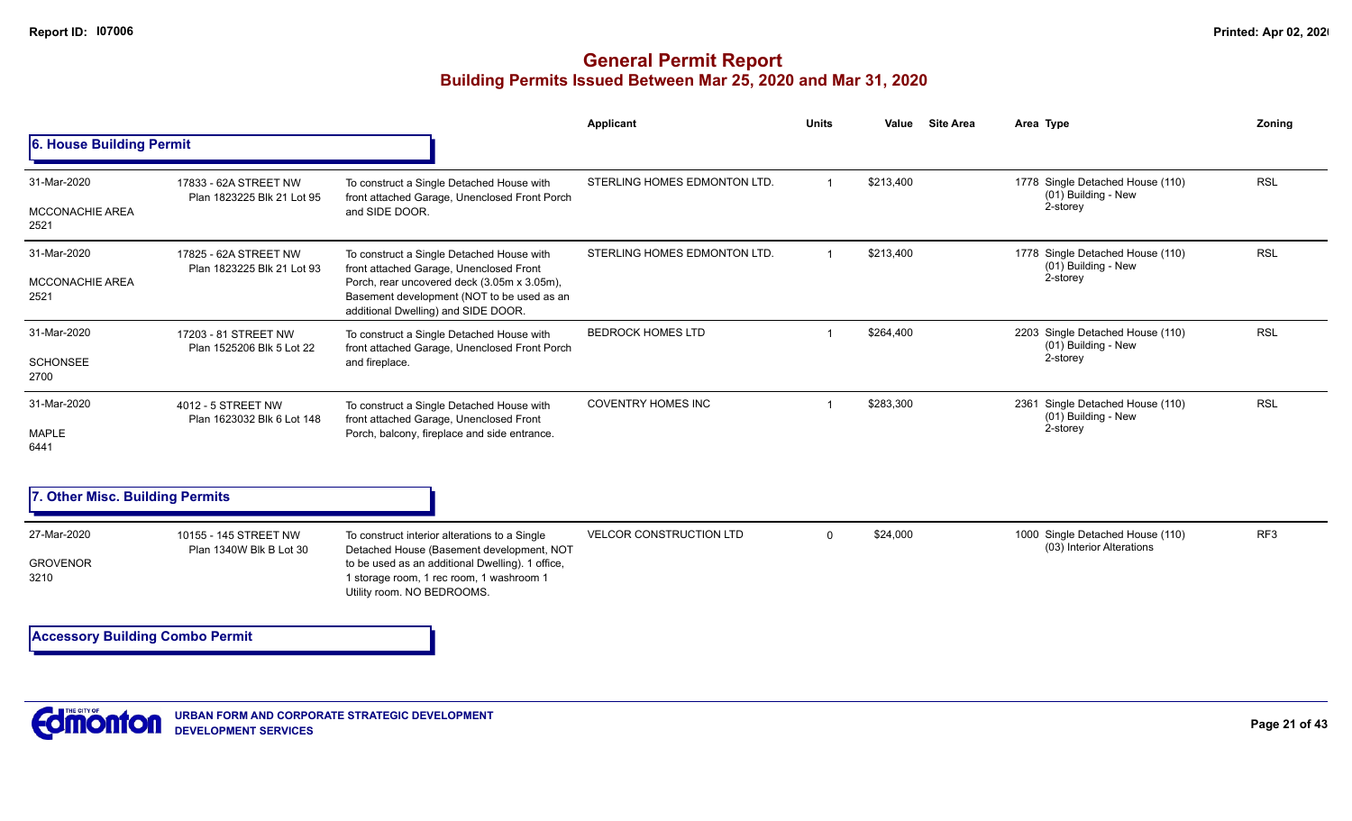# General Permit Report
## Building Permits Issued Between Mar 25, 2020 and Mar 31, 2020

### 6. House Building Permit

| Date / Neighbourhood | Address / Legal | Description | Applicant | Units | Value | Site Area | Area | Type | Zoning |
|---|---|---|---|---|---|---|---|---|---|
| 31-Mar-2020 MCCONACHIE AREA 2521 | 17833 - 62A STREET NW Plan 1823225 Blk 21 Lot 95 | To construct a Single Detached House with front attached Garage, Unenclosed Front Porch and SIDE DOOR. | STERLING HOMES EDMONTON LTD. | 1 | $213,400 | | 1778 | Single Detached House (110) (01) Building - New 2-storey | RSL |
| 31-Mar-2020 MCCONACHIE AREA 2521 | 17825 - 62A STREET NW Plan 1823225 Blk 21 Lot 93 | To construct a Single Detached House with front attached Garage, Unenclosed Front Porch, rear uncovered deck (3.05m x 3.05m), Basement development (NOT to be used as an additional Dwelling) and SIDE DOOR. | STERLING HOMES EDMONTON LTD. | 1 | $213,400 | | 1778 | Single Detached House (110) (01) Building - New 2-storey | RSL |
| 31-Mar-2020 SCHONSEE 2700 | 17203 - 81 STREET NW Plan 1525206 Blk 5 Lot 22 | To construct a Single Detached House with front attached Garage, Unenclosed Front Porch and fireplace. | BEDROCK HOMES LTD | 1 | $264,400 | | 2203 | Single Detached House (110) (01) Building - New 2-storey | RSL |
| 31-Mar-2020 MAPLE 6441 | 4012 - 5 STREET NW Plan 1623032 Blk 6 Lot 148 | To construct a Single Detached House with front attached Garage, Unenclosed Front Porch, balcony, fireplace and side entrance. | COVENTRY HOMES INC | 1 | $283,300 | | 2361 | Single Detached House (110) (01) Building - New 2-storey | RSL |

### 7. Other Misc. Building Permits

| Date / Neighbourhood | Address / Legal | Description | Applicant | Units | Value | Site Area | Area | Type | Zoning |
|---|---|---|---|---|---|---|---|---|---|
| 27-Mar-2020 GROVENOR 3210 | 10155 - 145 STREET NW Plan 1340W Blk B Lot 30 | To construct interior alterations to a Single Detached House (Basement development, NOT to be used as an additional Dwelling). 1 office, 1 storage room, 1 rec room, 1 washroom 1 Utility room. NO BEDROOMS. | VELCOR CONSTRUCTION LTD | 0 | $24,000 | | 1000 | Single Detached House (110) (03) Interior Alterations | RF3 |

### Accessory Building Combo Permit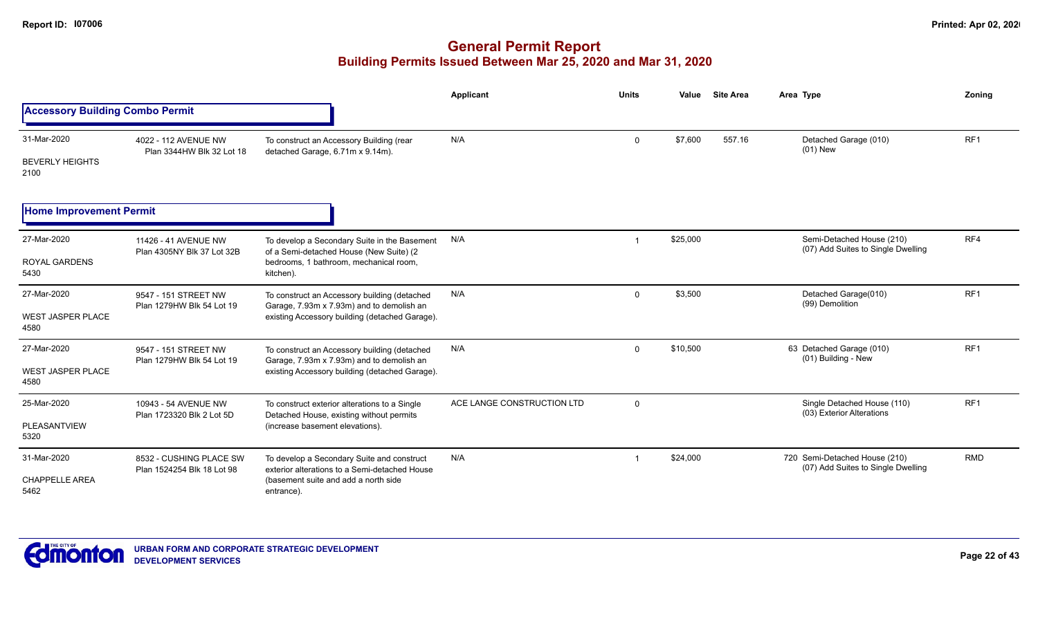# General Permit Report

## Building Permits Issued Between Mar 25, 2020 and Mar 31, 2020

### Accessory Building Combo Permit

| Date / Neighbourhood | Address / Legal | Description | Applicant | Units | Value | Site Area | Area | Type | Zoning |
|---|---|---|---|---|---|---|---|---|---|
| 31-Mar-2020 BEVERLY HEIGHTS 2100 | 4022 - 112 AVENUE NW Plan 3344HW Blk 32 Lot 18 | To construct an Accessory Building (rear detached Garage, 6.71m x 9.14m). | N/A | 0 | $7,600 | 557.16 | | Detached Garage (010) (01) New | RF1 |

### Home Improvement Permit

| Date / Neighbourhood | Address / Legal | Description | Applicant | Units | Value | Site Area | Area | Type | Zoning |
|---|---|---|---|---|---|---|---|---|---|
| 27-Mar-2020 ROYAL GARDENS 5430 | 11426 - 41 AVENUE NW Plan 4305NY Blk 37 Lot 32B | To develop a Secondary Suite in the Basement of a Semi-detached House (New Suite) (2 bedrooms, 1 bathroom, mechanical room, kitchen). | N/A | 1 | $25,000 | | | Semi-Detached House (210) (07) Add Suites to Single Dwelling | RF4 |
| 27-Mar-2020 WEST JASPER PLACE 4580 | 9547 - 151 STREET NW Plan 1279HW Blk 54 Lot 19 | To construct an Accessory building (detached Garage, 7.93m x 7.93m) and to demolish an existing Accessory building (detached Garage). | N/A | 0 | $3,500 | | | Detached Garage(010) (99) Demolition | RF1 |
| 27-Mar-2020 WEST JASPER PLACE 4580 | 9547 - 151 STREET NW Plan 1279HW Blk 54 Lot 19 | To construct an Accessory building (detached Garage, 7.93m x 7.93m) and to demolish an existing Accessory building (detached Garage). | N/A | 0 | $10,500 | | 63 | Detached Garage (010) (01) Building - New | RF1 |
| 25-Mar-2020 PLEASANTVIEW 5320 | 10943 - 54 AVENUE NW Plan 1723320 Blk 2 Lot 5D | To construct exterior alterations to a Single Detached House, existing without permits (increase basement elevations). | ACE LANGE CONSTRUCTION LTD | 0 | | | | Single Detached House (110) (03) Exterior Alterations | RF1 |
| 31-Mar-2020 CHAPPELLE AREA 5462 | 8532 - CUSHING PLACE SW Plan 1524254 Blk 18 Lot 98 | To develop a Secondary Suite and construct exterior alterations to a Semi-detached House (basement suite and add a north side entrance). | N/A | 1 | $24,000 | | 720 | Semi-Detached House (210) (07) Add Suites to Single Dwelling | RMD |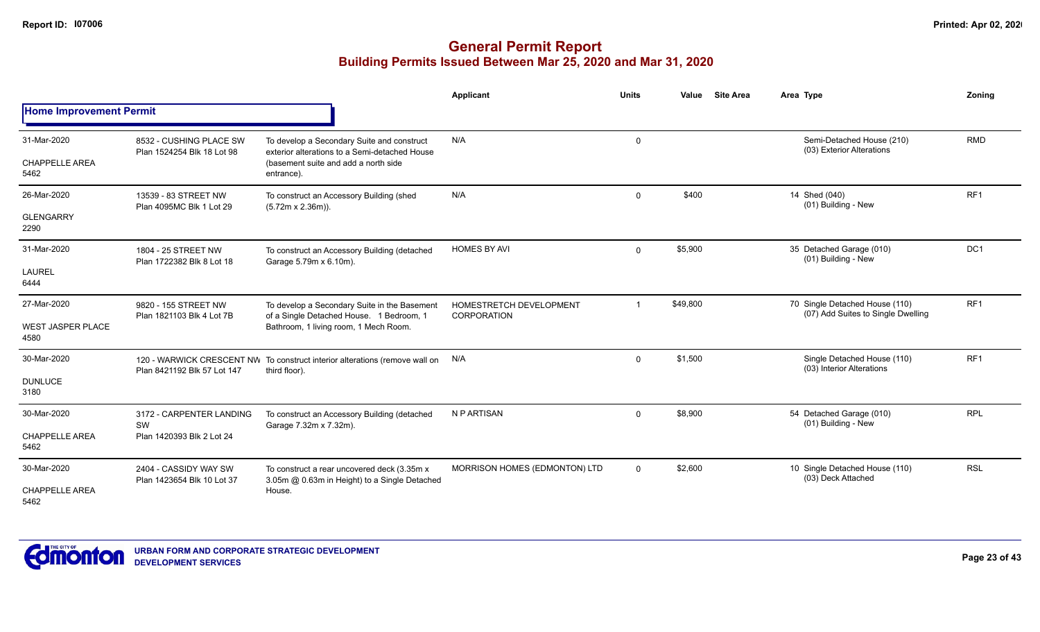# General Permit Report
## Building Permits Issued Between Mar 25, 2020 and Mar 31, 2020

| | | | Applicant | Units | Value | Site Area | Area Type | Zoning |
|---|---|---|---|---|---|---|---|---|
| **Home Improvement Permit** | | | | | | | | |
| 31-Mar-2020<br>CHAPPELLE AREA<br>5462 | 8532 - CUSHING PLACE SW<br>Plan 1524254 Blk 18 Lot 98 | To develop a Secondary Suite and construct exterior alterations to a Semi-detached House (basement suite and add a north side entrance). | N/A | 0 | | | Semi-Detached House (210)<br>(03) Exterior Alterations | RMD |
| 26-Mar-2020<br>GLENGARRY<br>2290 | 13539 - 83 STREET NW<br>Plan 4095MC Blk 1 Lot 29 | To construct an Accessory Building (shed (5.72m x 2.36m)). | N/A | 0 | $400 | | 14 Shed (040)<br>(01) Building - New | RF1 |
| 31-Mar-2020<br>LAUREL<br>6444 | 1804 - 25 STREET NW<br>Plan 1722382 Blk 8 Lot 18 | To construct an Accessory Building (detached Garage 5.79m x 6.10m). | HOMES BY AVI | 0 | $5,900 | | 35 Detached Garage (010)<br>(01) Building - New | DC1 |
| 27-Mar-2020<br>WEST JASPER PLACE<br>4580 | 9820 - 155 STREET NW<br>Plan 1821103 Blk 4 Lot 7B | To develop a Secondary Suite in the Basement of a Single Detached House. 1 Bedroom, 1 Bathroom, 1 living room, 1 Mech Room. | HOMESTRETCH DEVELOPMENT CORPORATION | 1 | $49,800 | | 70 Single Detached House (110)<br>(07) Add Suites to Single Dwelling | RF1 |
| 30-Mar-2020<br>DUNLUCE<br>3180 | 120 - WARWICK CRESCENT NW<br>Plan 8421192 Blk 57 Lot 147 | To construct interior alterations (remove wall on third floor). | N/A | 0 | $1,500 | | Single Detached House (110)<br>(03) Interior Alterations | RF1 |
| 30-Mar-2020<br>CHAPPELLE AREA<br>5462 | 3172 - CARPENTER LANDING SW<br>Plan 1420393 Blk 2 Lot 24 | To construct an Accessory Building (detached Garage 7.32m x 7.32m). | N P ARTISAN | 0 | $8,900 | | 54 Detached Garage (010)<br>(01) Building - New | RPL |
| 30-Mar-2020<br>CHAPPELLE AREA<br>5462 | 2404 - CASSIDY WAY SW<br>Plan 1423654 Blk 10 Lot 37 | To construct a rear uncovered deck (3.35m x 3.05m @ 0.63m in Height) to a Single Detached House. | MORRISON HOMES (EDMONTON) LTD | 0 | $2,600 | | 10 Single Detached House (110)<br>(03) Deck Attached | RSL |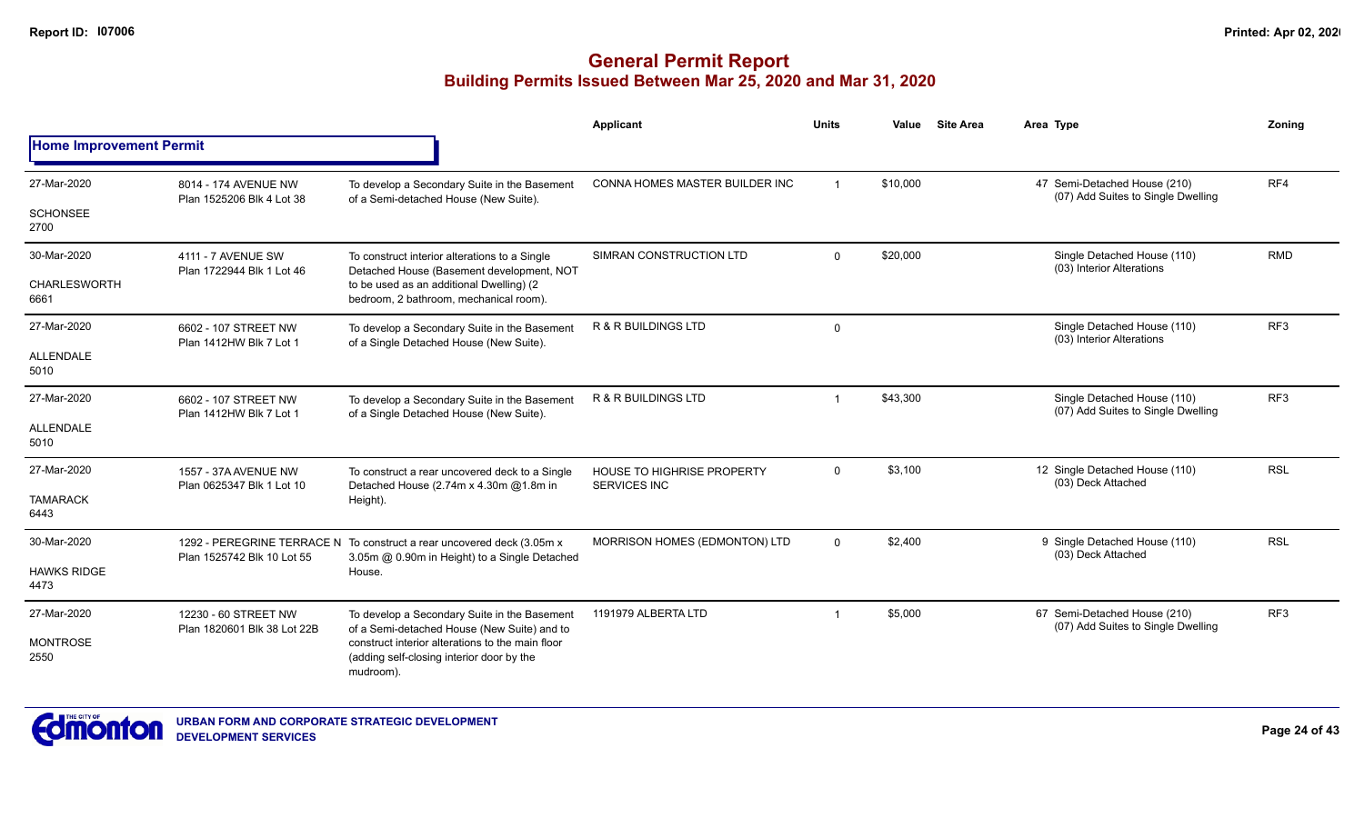## General Permit Report
### Building Permits Issued Between Mar 25, 2020 and Mar 31, 2020

**Home Improvement Permit**

| Date / Neighbourhood | Address / Legal | Description | Applicant | Units | Value | Site Area | Area | Type | Zoning |
|---|---|---|---|---|---|---|---|---|---|
| 27-Mar-2020 SCHONSEE 2700 | 8014 - 174 AVENUE NW Plan 1525206 Blk 4 Lot 38 | To develop a Secondary Suite in the Basement of a Semi-detached House (New Suite). | CONNA HOMES MASTER BUILDER INC | 1 | $10,000 | | 47 | Semi-Detached House (210) (07) Add Suites to Single Dwelling | RF4 |
| 30-Mar-2020 CHARLESWORTH 6661 | 4111 - 7 AVENUE SW Plan 1722944 Blk 1 Lot 46 | To construct interior alterations to a Single Detached House (Basement development, NOT to be used as an additional Dwelling) (2 bedroom, 2 bathroom, mechanical room). | SIMRAN CONSTRUCTION LTD | 0 | $20,000 | | | Single Detached House (110) (03) Interior Alterations | RMD |
| 27-Mar-2020 ALLENDALE 5010 | 6602 - 107 STREET NW Plan 1412HW Blk 7 Lot 1 | To develop a Secondary Suite in the Basement of a Single Detached House (New Suite). | R & R BUILDINGS LTD | 0 | | | | Single Detached House (110) (03) Interior Alterations | RF3 |
| 27-Mar-2020 ALLENDALE 5010 | 6602 - 107 STREET NW Plan 1412HW Blk 7 Lot 1 | To develop a Secondary Suite in the Basement of a Single Detached House (New Suite). | R & R BUILDINGS LTD | 1 | $43,300 | | | Single Detached House (110) (07) Add Suites to Single Dwelling | RF3 |
| 27-Mar-2020 TAMARACK 6443 | 1557 - 37A AVENUE NW Plan 0625347 Blk 1 Lot 10 | To construct a rear uncovered deck to a Single Detached House (2.74m x 4.30m @1.8m in Height). | HOUSE TO HIGHRISE PROPERTY SERVICES INC | 0 | $3,100 | | 12 | Single Detached House (110) (03) Deck Attached | RSL |
| 30-Mar-2020 HAWKS RIDGE 4473 | 1292 - PEREGRINE TERRACE N Plan 1525742 Blk 10 Lot 55 | To construct a rear uncovered deck (3.05m x 3.05m @ 0.90m in Height) to a Single Detached House. | MORRISON HOMES (EDMONTON) LTD | 0 | $2,400 | | 9 | Single Detached House (110) (03) Deck Attached | RSL |
| 27-Mar-2020 MONTROSE 2550 | 12230 - 60 STREET NW Plan 1820601 Blk 38 Lot 22B | To develop a Secondary Suite in the Basement of a Semi-detached House (New Suite) and to construct interior alterations to the main floor (adding self-closing interior door by the mudroom). | 1191979 ALBERTA LTD | 1 | $5,000 | | 67 | Semi-Detached House (210) (07) Add Suites to Single Dwelling | RF3 |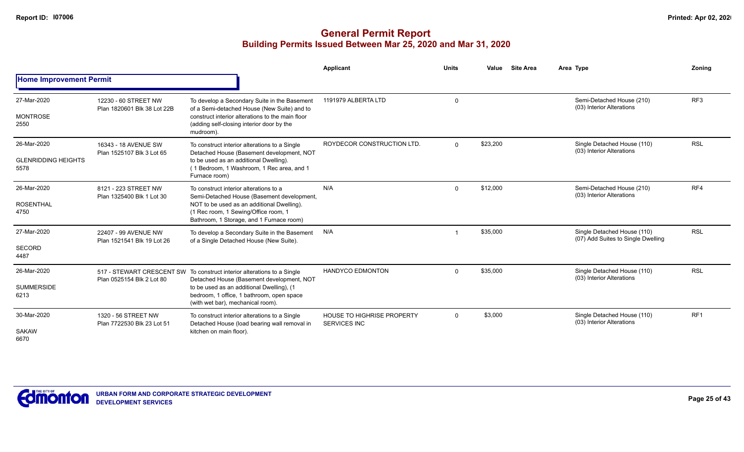# General Permit Report

## Building Permits Issued Between Mar 25, 2020 and Mar 31, 2020

### Home Improvement Permit

| Date / Neighbourhood | Address / Legal | Description | Applicant | Units | Value | Site Area | Area Type | Zoning |
|---|---|---|---|---|---|---|---|---|
| 27-Mar-2020<br>MONTROSE<br>2550 | 12230 - 60 STREET NW<br>Plan 1820601 Blk 38 Lot 22B | To develop a Secondary Suite in the Basement of a Semi-detached House (New Suite) and to construct interior alterations to the main floor (adding self-closing interior door by the mudroom). | 1191979 ALBERTA LTD | 0 | | | Semi-Detached House (210)<br>(03) Interior Alterations | RF3 |
| 26-Mar-2020<br>GLENRIDDING HEIGHTS<br>5578 | 16343 - 18 AVENUE SW<br>Plan 1525107 Blk 3 Lot 65 | To construct interior alterations to a Single Detached House (Basement development, NOT to be used as an additional Dwelling). (1 Bedroom, 1 Washroom, 1 Rec area, and 1 Furnace room) | ROYDECOR CONSTRUCTION LTD. | 0 | $23,200 | | Single Detached House (110)<br>(03) Interior Alterations | RSL |
| 26-Mar-2020<br>ROSENTHAL<br>4750 | 8121 - 223 STREET NW<br>Plan 1325400 Blk 1 Lot 30 | To construct interior alterations to a Semi-Detached House (Basement development, NOT to be used as an additional Dwelling). (1 Rec room, 1 Sewing/Office room, 1 Bathroom, 1 Storage, and 1 Furnace room) | N/A | 0 | $12,000 | | Semi-Detached House (210)<br>(03) Interior Alterations | RF4 |
| 27-Mar-2020<br>SECORD<br>4487 | 22407 - 99 AVENUE NW<br>Plan 1521541 Blk 19 Lot 26 | To develop a Secondary Suite in the Basement of a Single Detached House (New Suite). | N/A | 1 | $35,000 | | Single Detached House (110)<br>(07) Add Suites to Single Dwelling | RSL |
| 26-Mar-2020<br>SUMMERSIDE<br>6213 | 517 - STEWART CRESCENT SW<br>Plan 0525154 Blk 2 Lot 80 | To construct interior alterations to a Single Detached House (Basement development, NOT to be used as an additional Dwelling), (1 bedroom, 1 office, 1 bathroom, open space (with wet bar), mechanical room). | HANDYCO EDMONTON | 0 | $35,000 | | Single Detached House (110)<br>(03) Interior Alterations | RSL |
| 30-Mar-2020<br>SAKAW<br>6670 | 1320 - 56 STREET NW<br>Plan 7722530 Blk 23 Lot 51 | To construct interior alterations to a Single Detached House (load bearing wall removal in kitchen on main floor). | HOUSE TO HIGHRISE PROPERTY SERVICES INC | 0 | $3,000 | | Single Detached House (110)<br>(03) Interior Alterations | RF1 |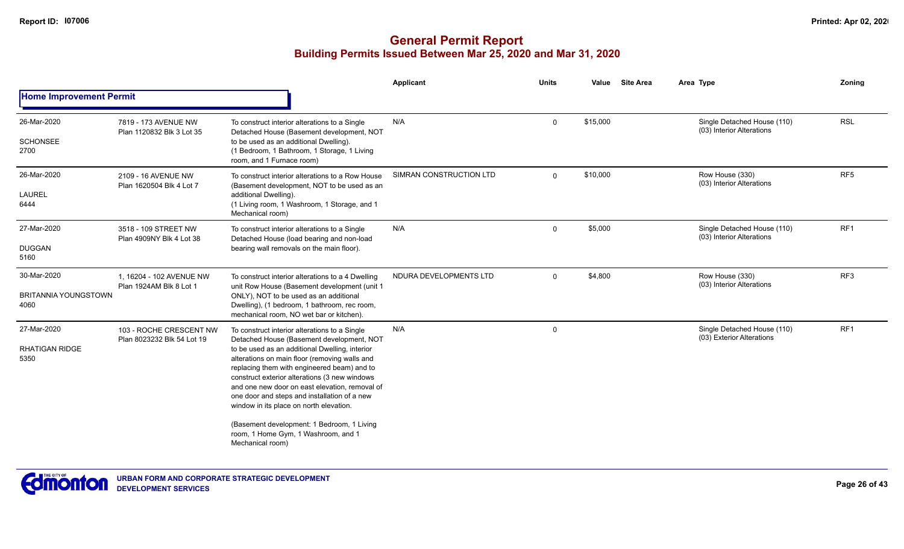# General Permit Report

## Building Permits Issued Between Mar 25, 2020 and Mar 31, 2020

| | | | Applicant | Units | Value | Site Area | Area Type | Zoning |
|---|---|---|---|---|---|---|---|---|
| **Home Improvement Permit** | | | | | | | | |
| 26-Mar-2020 SCHONSEE 2700 | 7819 - 173 AVENUE NW Plan 1120832 Blk 3 Lot 35 | To construct interior alterations to a Single Detached House (Basement development, NOT to be used as an additional Dwelling). (1 Bedroom, 1 Bathroom, 1 Storage, 1 Living room, and 1 Furnace room) | N/A | 0 | $15,000 | | Single Detached House (110) (03) Interior Alterations | RSL |
| 26-Mar-2020 LAUREL 6444 | 2109 - 16 AVENUE NW Plan 1620504 Blk 4 Lot 7 | To construct interior alterations to a Row House (Basement development, NOT to be used as an additional Dwelling). (1 Living room, 1 Washroom, 1 Storage, and 1 Mechanical room) | SIMRAN CONSTRUCTION LTD | 0 | $10,000 | | Row House (330) (03) Interior Alterations | RF5 |
| 27-Mar-2020 DUGGAN 5160 | 3518 - 109 STREET NW Plan 4909NY Blk 4 Lot 38 | To construct interior alterations to a Single Detached House (load bearing and non-load bearing wall removals on the main floor). | N/A | 0 | $5,000 | | Single Detached House (110) (03) Interior Alterations | RF1 |
| 30-Mar-2020 BRITANNIA YOUNGSTOWN 4060 | 1, 16204 - 102 AVENUE NW Plan 1924AM Blk 8 Lot 1 | To construct interior alterations to a 4 Dwelling unit Row House (Basement development (unit 1 ONLY), NOT to be used as an additional Dwelling), (1 bedroom, 1 bathroom, rec room, mechanical room, NO wet bar or kitchen). | NDURA DEVELOPMENTS LTD | 0 | $4,800 | | Row House (330) (03) Interior Alterations | RF3 |
| 27-Mar-2020 RHATIGAN RIDGE 5350 | 103 - ROCHE CRESCENT NW Plan 8023232 Blk 54 Lot 19 | To construct interior alterations to a Single Detached House (Basement development, NOT to be used as an additional Dwelling, interior alterations on main floor (removing walls and replacing them with engineered beam) and to construct exterior alterations (3 new windows and one new door on east elevation, removal of one door and steps and installation of a new window in its place on north elevation. (Basement development: 1 Bedroom, 1 Living room, 1 Home Gym, 1 Washroom, and 1 Mechanical room) | N/A | 0 | | | Single Detached House (110) (03) Exterior Alterations | RF1 |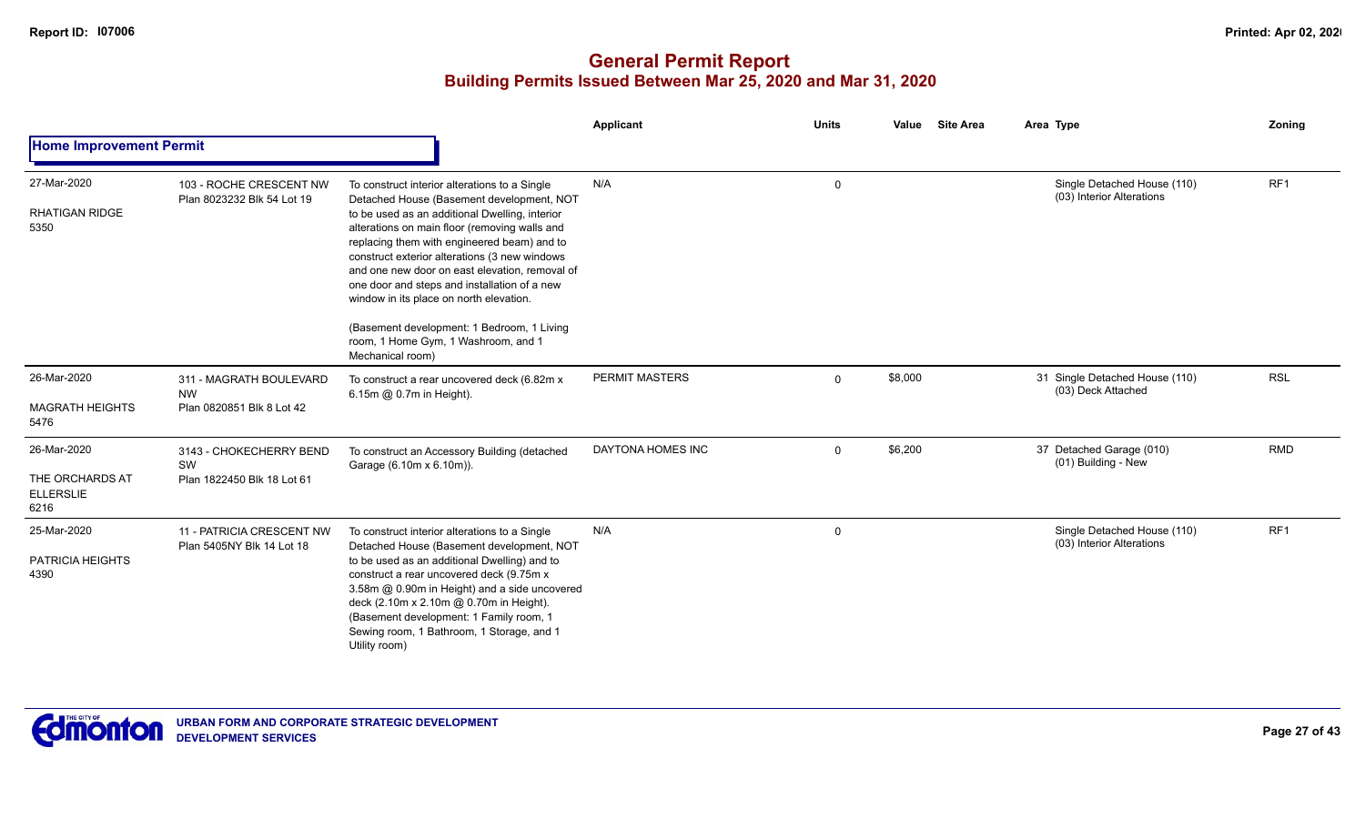# General Permit Report
## Building Permits Issued Between Mar 25, 2020 and Mar 31, 2020

### Home Improvement Permit

| Date / Neighbourhood | Address / Legal | Description | Applicant | Units | Value | Site Area | Area Type | Zoning |
|---|---|---|---|---|---|---|---|---|
| 27-Mar-2020<br>RHATIGAN RIDGE<br>5350 | 103 - ROCHE CRESCENT NW<br>Plan 8023232 Blk 54 Lot 19 | To construct interior alterations to a Single Detached House (Basement development, NOT to be used as an additional Dwelling, interior alterations on main floor (removing walls and replacing them with engineered beam) and to construct exterior alterations (3 new windows and one new door on east elevation, removal of one door and steps and installation of a new window in its place on north elevation.<br><br>(Basement development: 1 Bedroom, 1 Living room, 1 Home Gym, 1 Washroom, and 1 Mechanical room) | N/A | 0 | | | Single Detached House (110)<br>(03) Interior Alterations | RF1 |
| 26-Mar-2020<br>MAGRATH HEIGHTS<br>5476 | 311 - MAGRATH BOULEVARD NW<br>Plan 0820851 Blk 8 Lot 42 | To construct a rear uncovered deck (6.82m x 6.15m @ 0.7m in Height). | PERMIT MASTERS | 0 | $8,000 | | 31 Single Detached House (110)<br>(03) Deck Attached | RSL |
| 26-Mar-2020<br>THE ORCHARDS AT ELLERSLIE<br>6216 | 3143 - CHOKECHERRY BEND SW<br>Plan 1822450 Blk 18 Lot 61 | To construct an Accessory Building (detached Garage (6.10m x 6.10m)). | DAYTONA HOMES INC | 0 | $6,200 | | 37 Detached Garage (010)<br>(01) Building - New | RMD |
| 25-Mar-2020<br>PATRICIA HEIGHTS<br>4390 | 11 - PATRICIA CRESCENT NW<br>Plan 5405NY Blk 14 Lot 18 | To construct interior alterations to a Single Detached House (Basement development, NOT to be used as an additional Dwelling) and to construct a rear uncovered deck (9.75m x 3.58m @ 0.90m in Height) and a side uncovered deck (2.10m x 2.10m @ 0.70m in Height).<br>(Basement development: 1 Family room, 1 Sewing room, 1 Bathroom, 1 Storage, and 1 Utility room) | N/A | 0 | | | Single Detached House (110)<br>(03) Interior Alterations | RF1 |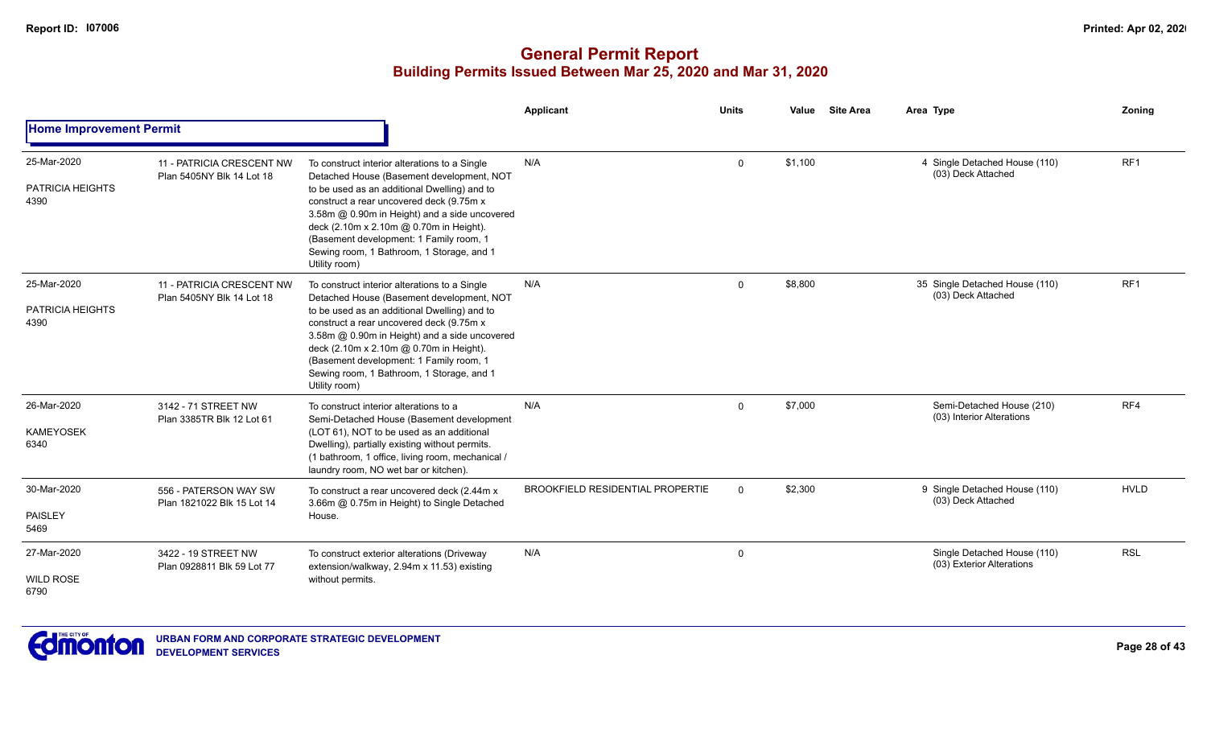## General Permit Report

### Building Permits Issued Between Mar 25, 2020 and Mar 31, 2020

| | | | Applicant | Units | Value | Site Area | Area | Type | Zoning |
|---|---|---|---|---|---|---|---|---|---|
| **Home Improvement Permit** | | | | | | | | | |
| 25-Mar-2020<br>PATRICIA HEIGHTS<br>4390 | 11 - PATRICIA CRESCENT NW<br>Plan 5405NY Blk 14 Lot 18 | To construct interior alterations to a Single Detached House (Basement development, NOT to be used as an additional Dwelling) and to construct a rear uncovered deck (9.75m x 3.58m @ 0.90m in Height) and a side uncovered deck (2.10m x 2.10m @ 0.70m in Height). (Basement development: 1 Family room, 1 Sewing room, 1 Bathroom, 1 Storage, and 1 Utility room) | N/A | 0 | $1,100 | | 4 | Single Detached House (110)<br>(03) Deck Attached | RF1 |
| 25-Mar-2020<br>PATRICIA HEIGHTS<br>4390 | 11 - PATRICIA CRESCENT NW<br>Plan 5405NY Blk 14 Lot 18 | To construct interior alterations to a Single Detached House (Basement development, NOT to be used as an additional Dwelling) and to construct a rear uncovered deck (9.75m x 3.58m @ 0.90m in Height) and a side uncovered deck (2.10m x 2.10m @ 0.70m in Height). (Basement development: 1 Family room, 1 Sewing room, 1 Bathroom, 1 Storage, and 1 Utility room) | N/A | 0 | $8,800 | | 35 | Single Detached House (110)<br>(03) Deck Attached | RF1 |
| 26-Mar-2020<br>KAMEYOSEK<br>6340 | 3142 - 71 STREET NW<br>Plan 3385TR Blk 12 Lot 61 | To construct interior alterations to a Semi-Detached House (Basement development (LOT 61), NOT to be used as an additional Dwelling), partially existing without permits. (1 bathroom, 1 office, living room, mechanical / laundry room, NO wet bar or kitchen). | N/A | 0 | $7,000 | | | Semi-Detached House (210)<br>(03) Interior Alterations | RF4 |
| 30-Mar-2020<br>PAISLEY<br>5469 | 556 - PATERSON WAY SW<br>Plan 1821022 Blk 15 Lot 14 | To construct a rear uncovered deck (2.44m x 3.66m @ 0.75m in Height) to Single Detached House. | BROOKFIELD RESIDENTIAL PROPERTIE | 0 | $2,300 | | 9 | Single Detached House (110)<br>(03) Deck Attached | HVLD |
| 27-Mar-2020<br>WILD ROSE<br>6790 | 3422 - 19 STREET NW<br>Plan 0928811 Blk 59 Lot 77 | To construct exterior alterations (Driveway extension/walkway, 2.94m x 11.53) existing without permits. | N/A | 0 | | | | Single Detached House (110)<br>(03) Exterior Alterations | RSL |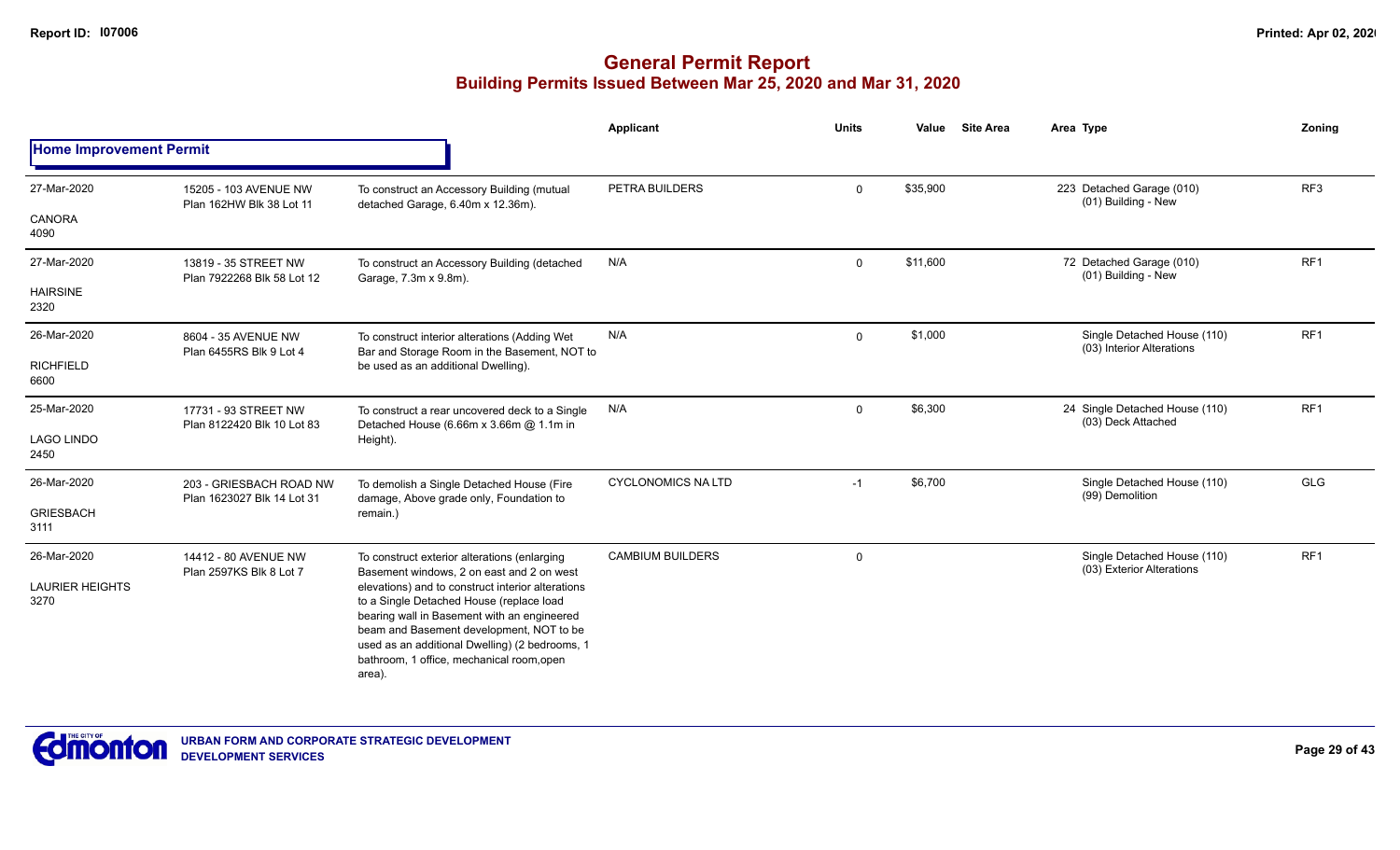# General Permit Report
## Building Permits Issued Between Mar 25, 2020 and Mar 31, 2020

### Home Improvement Permit

| Date / Neighbourhood | Address / Legal | Description | Applicant | Units | Value | Site Area | Area Type | Zoning |
|---|---|---|---|---|---|---|---|---|
| 27-Mar-2020<br>CANORA<br>4090 | 15205 - 103 AVENUE NW<br>Plan 162HW Blk 38 Lot 11 | To construct an Accessory Building (mutual detached Garage, 6.40m x 12.36m). | PETRA BUILDERS | 0 | $35,900 | | 223 Detached Garage (010)<br>(01) Building - New | RF3 |
| 27-Mar-2020<br>HAIRSINE<br>2320 | 13819 - 35 STREET NW<br>Plan 7922268 Blk 58 Lot 12 | To construct an Accessory Building (detached Garage, 7.3m x 9.8m). | N/A | 0 | $11,600 | | 72 Detached Garage (010)<br>(01) Building - New | RF1 |
| 26-Mar-2020<br>RICHFIELD<br>6600 | 8604 - 35 AVENUE NW<br>Plan 6455RS Blk 9 Lot 4 | To construct interior alterations (Adding Wet Bar and Storage Room in the Basement, NOT to be used as an additional Dwelling). | N/A | 0 | $1,000 | | Single Detached House (110)<br>(03) Interior Alterations | RF1 |
| 25-Mar-2020<br>LAGO LINDO<br>2450 | 17731 - 93 STREET NW<br>Plan 8122420 Blk 10 Lot 83 | To construct a rear uncovered deck to a Single Detached House (6.66m x 3.66m @ 1.1m in Height). | N/A | 0 | $6,300 | | 24 Single Detached House (110)<br>(03) Deck Attached | RF1 |
| 26-Mar-2020<br>GRIESBACH<br>3111 | 203 - GRIESBACH ROAD NW<br>Plan 1623027 Blk 14 Lot 31 | To demolish a Single Detached House (Fire damage, Above grade only, Foundation to remain.) | CYCLONOMICS NA LTD | -1 | $6,700 | | Single Detached House (110)<br>(99) Demolition | GLG |
| 26-Mar-2020<br>LAURIER HEIGHTS<br>3270 | 14412 - 80 AVENUE NW<br>Plan 2597KS Blk 8 Lot 7 | To construct exterior alterations (enlarging Basement windows, 2 on east and 2 on west elevations) and to construct interior alterations to a Single Detached House (replace load bearing wall in Basement with an engineered beam and Basement development, NOT to be used as an additional Dwelling) (2 bedrooms, 1 bathroom, 1 office, mechanical room,open area). | CAMBIUM BUILDERS | 0 | | | Single Detached House (110)<br>(03) Exterior Alterations | RF1 |

URBAN FORM AND CORPORATE STRATEGIC DEVELOPMENT
DEVELOPMENT SERVICES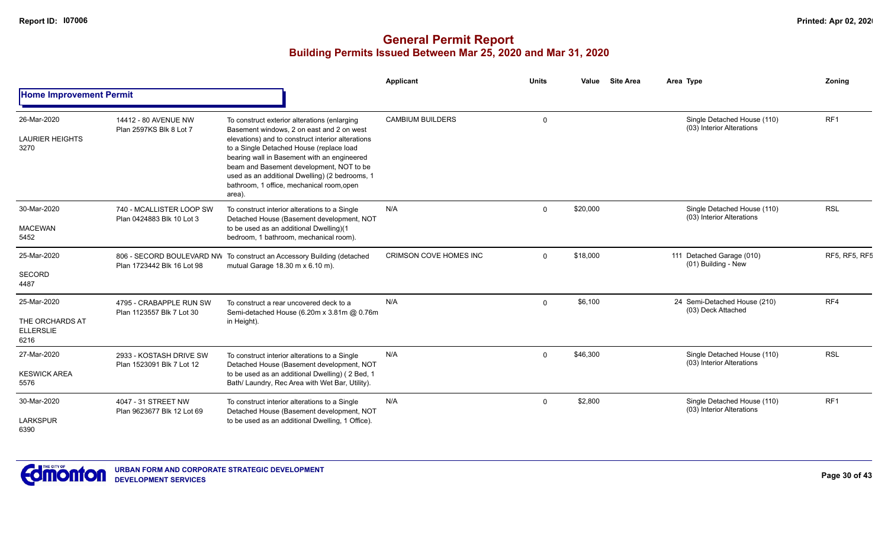# General Permit Report
## Building Permits Issued Between Mar 25, 2020 and Mar 31, 2020

### Home Improvement Permit

| | | | Applicant | Units | Value | Site Area | Area Type | Zoning |
|---|---|---|---|---|---|---|---|---|
| 26-Mar-2020<br>LAURIER HEIGHTS<br>3270 | 14412 - 80 AVENUE NW<br>Plan 2597KS Blk 8 Lot 7 | To construct exterior alterations (enlarging Basement windows, 2 on east and 2 on west elevations) and to construct interior alterations to a Single Detached House (replace load bearing wall in Basement with an engineered beam and Basement development, NOT to be used as an additional Dwelling) (2 bedrooms, 1 bathroom, 1 office, mechanical room,open area). | CAMBIUM BUILDERS | 0 | | | Single Detached House (110)<br>(03) Interior Alterations | RF1 |
| 30-Mar-2020<br>MACEWAN<br>5452 | 740 - MCALLISTER LOOP SW<br>Plan 0424883 Blk 10 Lot 3 | To construct interior alterations to a Single Detached House (Basement development, NOT to be used as an additional Dwelling)(1 bedroom, 1 bathroom, mechanical room). | N/A | 0 | $20,000 | | Single Detached House (110)<br>(03) Interior Alterations | RSL |
| 25-Mar-2020<br>SECORD<br>4487 | 806 - SECORD BOULEVARD NW<br>Plan 1723442 Blk 16 Lot 98 | To construct an Accessory Building (detached mutual Garage 18.30 m x 6.10 m). | CRIMSON COVE HOMES INC | 0 | $18,000 | | 111 Detached Garage (010)<br>(01) Building - New | RF5, RF5, RF5 |
| 25-Mar-2020<br>THE ORCHARDS AT ELLERSLIE<br>6216 | 4795 - CRABAPPLE RUN SW<br>Plan 1123557 Blk 7 Lot 30 | To construct a rear uncovered deck to a Semi-detached House (6.20m x 3.81m @ 0.76m in Height). | N/A | 0 | $6,100 | | 24 Semi-Detached House (210)<br>(03) Deck Attached | RF4 |
| 27-Mar-2020<br>KESWICK AREA<br>5576 | 2933 - KOSTASH DRIVE SW<br>Plan 1523091 Blk 7 Lot 12 | To construct interior alterations to a Single Detached House (Basement development, NOT to be used as an additional Dwelling) ( 2 Bed, 1 Bath/ Laundry, Rec Area with Wet Bar, Utility). | N/A | 0 | $46,300 | | Single Detached House (110)<br>(03) Interior Alterations | RSL |
| 30-Mar-2020<br>LARKSPUR<br>6390 | 4047 - 31 STREET NW<br>Plan 9623677 Blk 12 Lot 69 | To construct interior alterations to a Single Detached House (Basement development, NOT to be used as an additional Dwelling, 1 Office). | N/A | 0 | $2,800 | | Single Detached House (110)<br>(03) Interior Alterations | RF1 |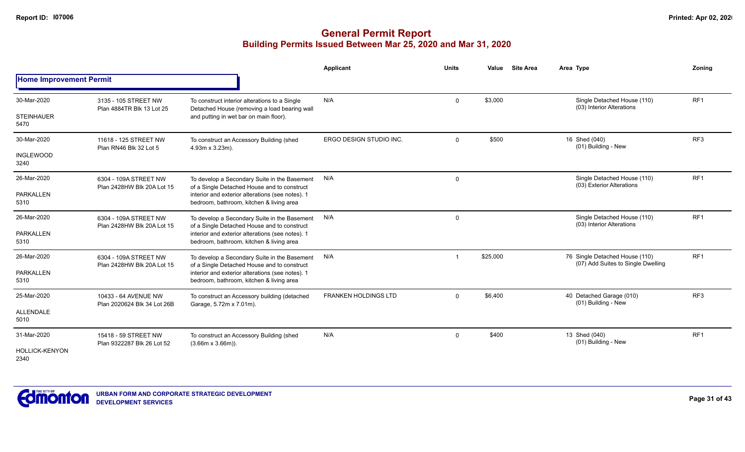# General Permit Report

## Building Permits Issued Between Mar 25, 2020 and Mar 31, 2020

| Date / Neighbourhood | Address / Legal | Description | Applicant | Units | Value | Site Area | Area | Type | Zoning |
|---|---|---|---|---|---|---|---|---|---|
| **Home Improvement Permit** | | | | | | | | | |
| 30-Mar-2020<br>STEINHAUER<br>5470 | 3135 - 105 STREET NW<br>Plan 4884TR Blk 13 Lot 25 | To construct interior alterations to a Single Detached House (removing a load bearing wall and putting in wet bar on main floor). | N/A | 0 | $3,000 | | | Single Detached House (110)<br>(03) Interior Alterations | RF1 |
| 30-Mar-2020<br>INGLEWOOD<br>3240 | 11618 - 125 STREET NW<br>Plan RN46 Blk 32 Lot 5 | To construct an Accessory Building (shed 4.93m x 3.23m). | ERGO DESIGN STUDIO INC. | 0 | $500 | | 16 | Shed (040)<br>(01) Building - New | RF3 |
| 26-Mar-2020<br>PARKALLEN<br>5310 | 6304 - 109A STREET NW<br>Plan 2428HW Blk 20A Lot 15 | To develop a Secondary Suite in the Basement of a Single Detached House and to construct interior and exterior alterations (see notes). 1 bedroom, bathroom, kitchen & living area | N/A | 0 | | | | Single Detached House (110)<br>(03) Exterior Alterations | RF1 |
| 26-Mar-2020<br>PARKALLEN<br>5310 | 6304 - 109A STREET NW<br>Plan 2428HW Blk 20A Lot 15 | To develop a Secondary Suite in the Basement of a Single Detached House and to construct interior and exterior alterations (see notes). 1 bedroom, bathroom, kitchen & living area | N/A | 0 | | | | Single Detached House (110)<br>(03) Interior Alterations | RF1 |
| 26-Mar-2020<br>PARKALLEN<br>5310 | 6304 - 109A STREET NW<br>Plan 2428HW Blk 20A Lot 15 | To develop a Secondary Suite in the Basement of a Single Detached House and to construct interior and exterior alterations (see notes). 1 bedroom, bathroom, kitchen & living area | N/A | 1 | $25,000 | | 76 | Single Detached House (110)<br>(07) Add Suites to Single Dwelling | RF1 |
| 25-Mar-2020<br>ALLENDALE<br>5010 | 10433 - 64 AVENUE NW<br>Plan 2020624 Blk 34 Lot 26B | To construct an Accessory building (detached Garage, 5.72m x 7.01m). | FRANKEN HOLDINGS LTD | 0 | $6,400 | | 40 | Detached Garage (010)<br>(01) Building - New | RF3 |
| 31-Mar-2020<br>HOLLICK-KENYON<br>2340 | 15418 - 59 STREET NW<br>Plan 9322287 Blk 26 Lot 52 | To construct an Accessory Building (shed (3.66m x 3.66m)). | N/A | 0 | $400 | | 13 | Shed (040)<br>(01) Building - New | RF1 |

URBAN FORM AND CORPORATE STRATEGIC DEVELOPMENT
DEVELOPMENT SERVICES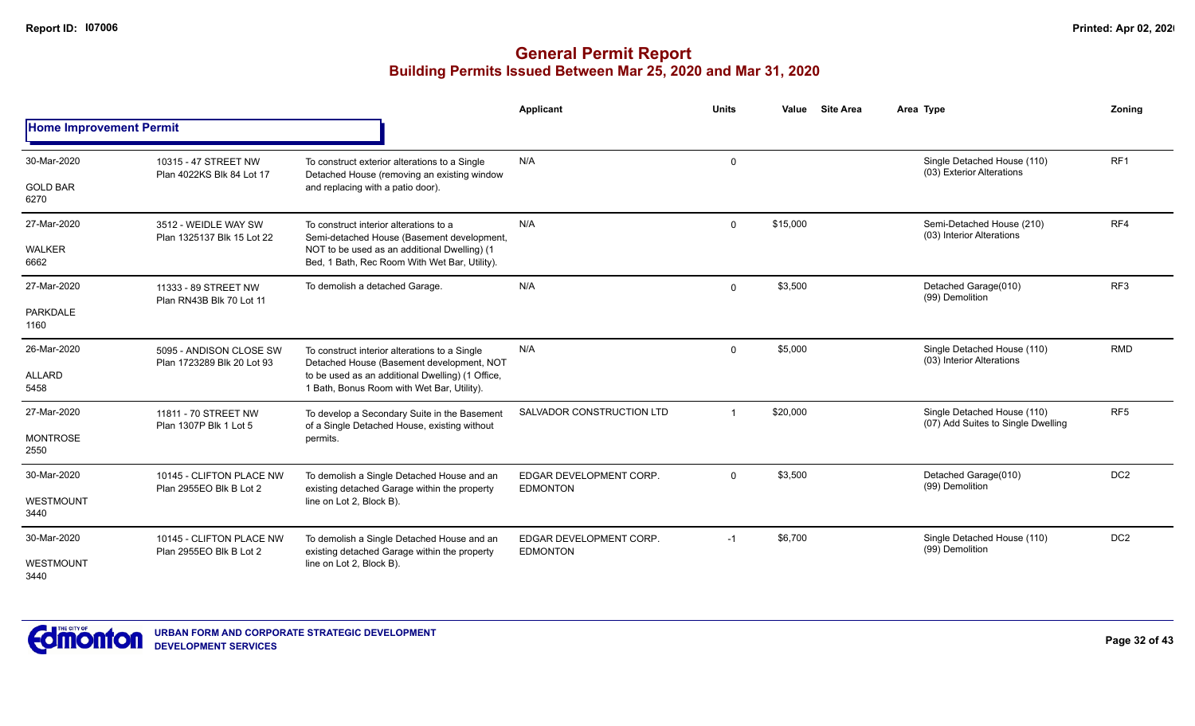# General Permit Report
## Building Permits Issued Between Mar 25, 2020 and Mar 31, 2020

### Home Improvement Permit

| Date / Neighbourhood | Address / Legal | Description | Applicant | Units | Value | Site Area | Area Type | Zoning |
|---|---|---|---|---|---|---|---|---|
| 30-Mar-2020<br>GOLD BAR<br>6270 | 10315 - 47 STREET NW<br>Plan 4022KS Blk 84 Lot 17 | To construct exterior alterations to a Single Detached House (removing an existing window and replacing with a patio door). | N/A | 0 | | | Single Detached House (110)<br>(03) Exterior Alterations | RF1 |
| 27-Mar-2020<br>WALKER<br>6662 | 3512 - WEIDLE WAY SW<br>Plan 1325137 Blk 15 Lot 22 | To construct interior alterations to a Semi-detached House (Basement development, NOT to be used as an additional Dwelling) (1 Bed, 1 Bath, Rec Room With Wet Bar, Utility). | N/A | 0 | $15,000 | | Semi-Detached House (210)<br>(03) Interior Alterations | RF4 |
| 27-Mar-2020<br>PARKDALE<br>1160 | 11333 - 89 STREET NW<br>Plan RN43B Blk 70 Lot 11 | To demolish a detached Garage. | N/A | 0 | $3,500 | | Detached Garage(010)<br>(99) Demolition | RF3 |
| 26-Mar-2020<br>ALLARD<br>5458 | 5095 - ANDISON CLOSE SW<br>Plan 1723289 Blk 20 Lot 93 | To construct interior alterations to a Single Detached House (Basement development, NOT to be used as an additional Dwelling) (1 Office, 1 Bath, Bonus Room with Wet Bar, Utility). | N/A | 0 | $5,000 | | Single Detached House (110)<br>(03) Interior Alterations | RMD |
| 27-Mar-2020<br>MONTROSE<br>2550 | 11811 - 70 STREET NW<br>Plan 1307P Blk 1 Lot 5 | To develop a Secondary Suite in the Basement of a Single Detached House, existing without permits. | SALVADOR CONSTRUCTION LTD | 1 | $20,000 | | Single Detached House (110)<br>(07) Add Suites to Single Dwelling | RF5 |
| 30-Mar-2020<br>WESTMOUNT<br>3440 | 10145 - CLIFTON PLACE NW<br>Plan 2955EO Blk B Lot 2 | To demolish a Single Detached House and an existing detached Garage within the property line on Lot 2, Block B). | EDGAR DEVELOPMENT CORP. EDMONTON | 0 | $3,500 | | Detached Garage(010)<br>(99) Demolition | DC2 |
| 30-Mar-2020<br>WESTMOUNT<br>3440 | 10145 - CLIFTON PLACE NW<br>Plan 2955EO Blk B Lot 2 | To demolish a Single Detached House and an existing detached Garage within the property line on Lot 2, Block B). | EDGAR DEVELOPMENT CORP. EDMONTON | -1 | $6,700 | | Single Detached House (110)<br>(99) Demolition | DC2 |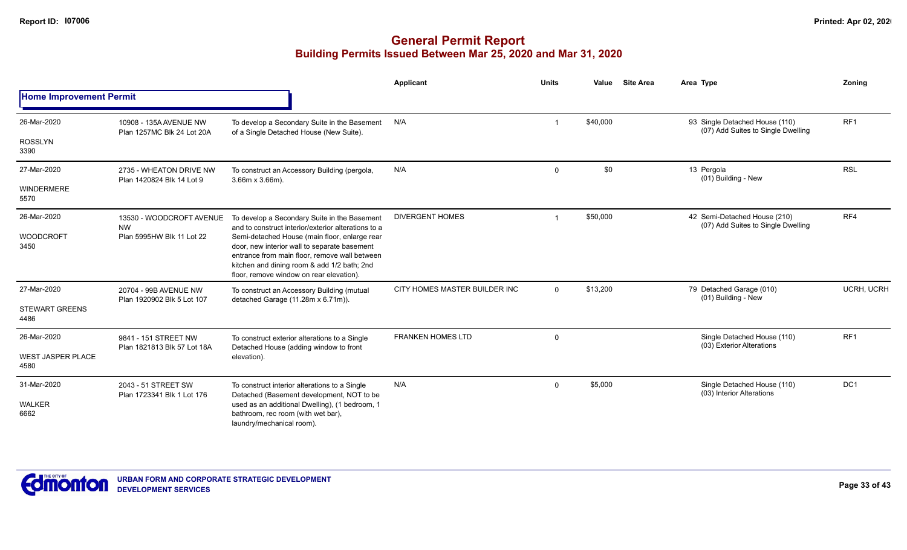# General Permit Report

## Building Permits Issued Between Mar 25, 2020 and Mar 31, 2020

### Home Improvement Permit

| Date / Neighbourhood | Address | Description | Applicant | Units | Value | Site Area | Area Type | Zoning |
|---|---|---|---|---|---|---|---|---|
| 26-Mar-2020<br>ROSSLYN<br>3390 | 10908 - 135A AVENUE NW<br>Plan 1257MC Blk 24 Lot 20A | To develop a Secondary Suite in the Basement of a Single Detached House (New Suite). | N/A | 1 | $40,000 | | 93 Single Detached House (110)<br>(07) Add Suites to Single Dwelling | RF1 |
| 27-Mar-2020<br>WINDERMERE<br>5570 | 2735 - WHEATON DRIVE NW<br>Plan 1420824 Blk 14 Lot 9 | To construct an Accessory Building (pergola, 3.66m x 3.66m). | N/A | 0 | $0 | | 13 Pergola<br>(01) Building - New | RSL |
| 26-Mar-2020<br>WOODCROFT<br>3450 | 13530 - WOODCROFT AVENUE NW<br>Plan 5995HW Blk 11 Lot 22 | To develop a Secondary Suite in the Basement and to construct interior/exterior alterations to a Semi-detached House (main floor, enlarge rear door, new interior wall to separate basement entrance from main floor, remove wall between kitchen and dining room & add 1/2 bath; 2nd floor, remove window on rear elevation). | DIVERGENT HOMES | 1 | $50,000 | | 42 Semi-Detached House (210)<br>(07) Add Suites to Single Dwelling | RF4 |
| 27-Mar-2020<br>STEWART GREENS<br>4486 | 20704 - 99B AVENUE NW<br>Plan 1920902 Blk 5 Lot 107 | To construct an Accessory Building (mutual detached Garage (11.28m x 6.71m)). | CITY HOMES MASTER BUILDER INC | 0 | $13,200 | | 79 Detached Garage (010)<br>(01) Building - New | UCRH, UCRH |
| 26-Mar-2020<br>WEST JASPER PLACE<br>4580 | 9841 - 151 STREET NW<br>Plan 1821813 Blk 57 Lot 18A | To construct exterior alterations to a Single Detached House (adding window to front elevation). | FRANKEN HOMES LTD | 0 | | | Single Detached House (110)<br>(03) Exterior Alterations | RF1 |
| 31-Mar-2020<br>WALKER<br>6662 | 2043 - 51 STREET SW<br>Plan 1723341 Blk 1 Lot 176 | To construct interior alterations to a Single Detached (Basement development, NOT to be used as an additional Dwelling), (1 bedroom, 1 bathroom, rec room (with wet bar), laundry/mechanical room). | N/A | 0 | $5,000 | | Single Detached House (110)<br>(03) Interior Alterations | DC1 |

URBAN FORM AND CORPORATE STRATEGIC DEVELOPMENT
DEVELOPMENT SERVICES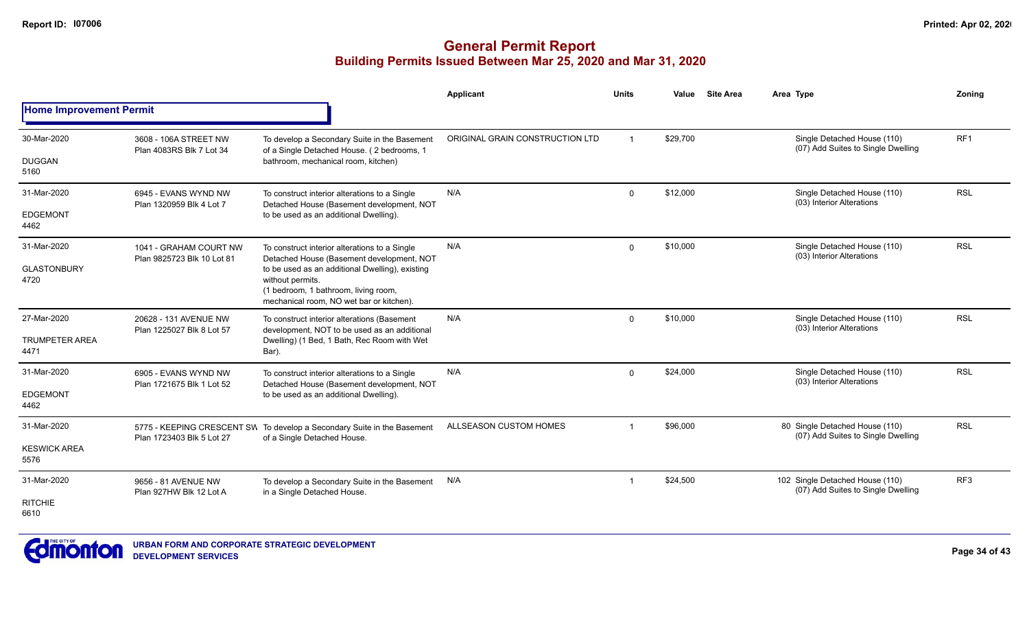# General Permit Report

## Building Permits Issued Between Mar 25, 2020 and Mar 31, 2020

### Home Improvement Permit

| Date / Neighbourhood | Address / Legal | Description | Applicant | Units | Value | Site Area | Area | Type | Zoning |
|---|---|---|---|---|---|---|---|---|---|
| 30-Mar-2020 DUGGAN 5160 | 3608 - 106A STREET NW Plan 4083RS Blk 7 Lot 34 | To develop a Secondary Suite in the Basement of a Single Detached House. ( 2 bedrooms, 1 bathroom, mechanical room, kitchen) | ORIGINAL GRAIN CONSTRUCTION LTD | 1 | $29,700 | | | Single Detached House (110) (07) Add Suites to Single Dwelling | RF1 |
| 31-Mar-2020 EDGEMONT 4462 | 6945 - EVANS WYND NW Plan 1320959 Blk 4 Lot 7 | To construct interior alterations to a Single Detached House (Basement development, NOT to be used as an additional Dwelling). | N/A | 0 | $12,000 | | | Single Detached House (110) (03) Interior Alterations | RSL |
| 31-Mar-2020 GLASTONBURY 4720 | 1041 - GRAHAM COURT NW Plan 9825723 Blk 10 Lot 81 | To construct interior alterations to a Single Detached House (Basement development, NOT to be used as an additional Dwelling), existing without permits. (1 bedroom, 1 bathroom, living room, mechanical room, NO wet bar or kitchen). | N/A | 0 | $10,000 | | | Single Detached House (110) (03) Interior Alterations | RSL |
| 27-Mar-2020 TRUMPETER AREA 4471 | 20628 - 131 AVENUE NW Plan 1225027 Blk 8 Lot 57 | To construct interior alterations (Basement development, NOT to be used as an additional Dwelling) (1 Bed, 1 Bath, Rec Room with Wet Bar). | N/A | 0 | $10,000 | | | Single Detached House (110) (03) Interior Alterations | RSL |
| 31-Mar-2020 EDGEMONT 4462 | 6905 - EVANS WYND NW Plan 1721675 Blk 1 Lot 52 | To construct interior alterations to a Single Detached House (Basement development, NOT to be used as an additional Dwelling). | N/A | 0 | $24,000 | | | Single Detached House (110) (03) Interior Alterations | RSL |
| 31-Mar-2020 KESWICK AREA 5576 | 5775 - KEEPING CRESCENT SW Plan 1723403 Blk 5 Lot 27 | To develop a Secondary Suite in the Basement of a Single Detached House. | ALLSEASON CUSTOM HOMES | 1 | $96,000 | | 80 | Single Detached House (110) (07) Add Suites to Single Dwelling | RSL |
| 31-Mar-2020 RITCHIE 6610 | 9656 - 81 AVENUE NW Plan 927HW Blk 12 Lot A | To develop a Secondary Suite in the Basement in a Single Detached House. | N/A | 1 | $24,500 | | 102 | Single Detached House (110) (07) Add Suites to Single Dwelling | RF3 |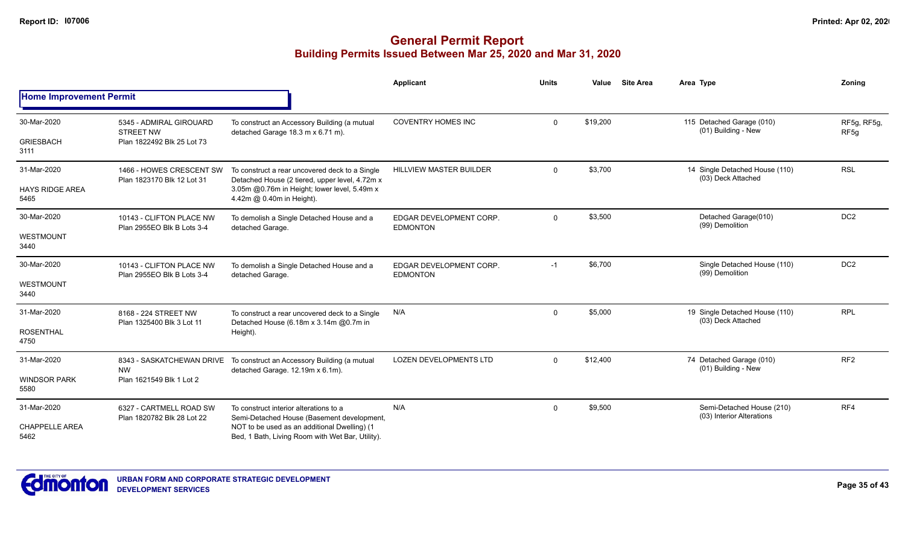# General Permit Report
## Building Permits Issued Between Mar 25, 2020 and Mar 31, 2020

| | | | Applicant | Units | Value | Site Area | Area Type | Zoning |
|---|---|---|---|---|---|---|---|---|
| **Home Improvement Permit** | | | | | | | | |
| 30-Mar-2020<br>GRIESBACH<br>3111 | 5345 - ADMIRAL GIROUARD STREET NW<br>Plan 1822492 Blk 25 Lot 73 | To construct an Accessory Building (a mutual detached Garage 18.3 m x 6.71 m). | COVENTRY HOMES INC | 0 | $19,200 | | 115 Detached Garage (010)<br>(01) Building - New | RF5g, RF5g, RF5g |
| 31-Mar-2020<br>HAYS RIDGE AREA<br>5465 | 1466 - HOWES CRESCENT SW<br>Plan 1823170 Blk 12 Lot 31 | To construct a rear uncovered deck to a Single Detached House (2 tiered, upper level, 4.72m x 3.05m @0.76m in Height; lower level, 5.49m x 4.42m @ 0.40m in Height). | HILLVIEW MASTER BUILDER | 0 | $3,700 | | 14 Single Detached House (110)<br>(03) Deck Attached | RSL |
| 30-Mar-2020<br>WESTMOUNT<br>3440 | 10143 - CLIFTON PLACE NW<br>Plan 2955EO Blk B Lots 3-4 | To demolish a Single Detached House and a detached Garage. | EDGAR DEVELOPMENT CORP. EDMONTON | 0 | $3,500 | | Detached Garage(010)<br>(99) Demolition | DC2 |
| 30-Mar-2020<br>WESTMOUNT<br>3440 | 10143 - CLIFTON PLACE NW<br>Plan 2955EO Blk B Lots 3-4 | To demolish a Single Detached House and a detached Garage. | EDGAR DEVELOPMENT CORP. EDMONTON | -1 | $6,700 | | Single Detached House (110)<br>(99) Demolition | DC2 |
| 31-Mar-2020<br>ROSENTHAL<br>4750 | 8168 - 224 STREET NW<br>Plan 1325400 Blk 3 Lot 11 | To construct a rear uncovered deck to a Single Detached House (6.18m x 3.14m @0.7m in Height). | N/A | 0 | $5,000 | | 19 Single Detached House (110)<br>(03) Deck Attached | RPL |
| 31-Mar-2020<br>WINDSOR PARK<br>5580 | 8343 - SASKATCHEWAN DRIVE NW<br>Plan 1621549 Blk 1 Lot 2 | To construct an Accessory Building (a mutual detached Garage. 12.19m x 6.1m). | LOZEN DEVELOPMENTS LTD | 0 | $12,400 | | 74 Detached Garage (010)<br>(01) Building - New | RF2 |
| 31-Mar-2020<br>CHAPPELLE AREA<br>5462 | 6327 - CARTMELL ROAD SW<br>Plan 1820782 Blk 28 Lot 22 | To construct interior alterations to a Semi-Detached House (Basement development, NOT to be used as an additional Dwelling) (1 Bed, 1 Bath, Living Room with Wet Bar, Utility). | N/A | 0 | $9,500 | | Semi-Detached House (210)<br>(03) Interior Alterations | RF4 |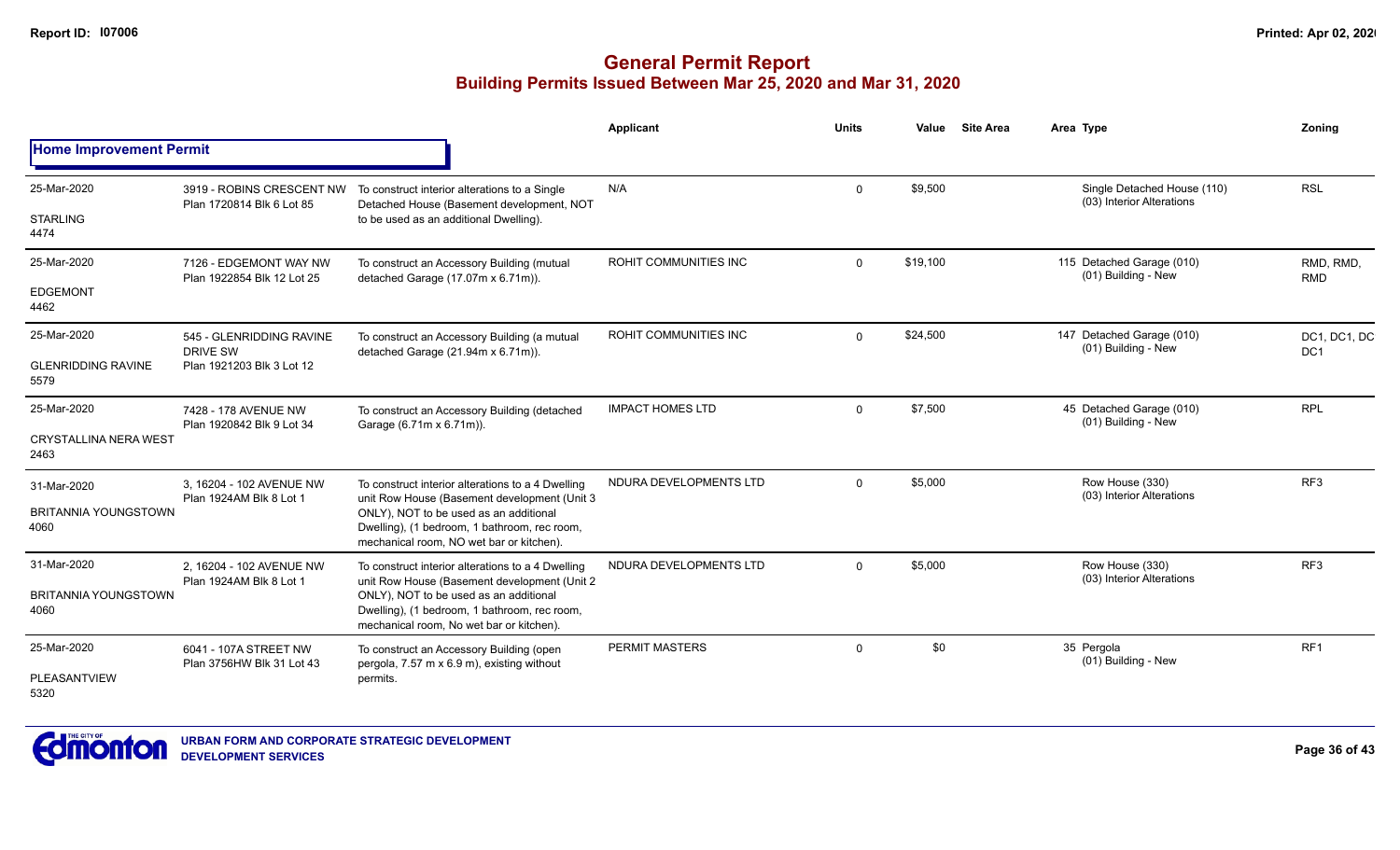# General Permit Report

## Building Permits Issued Between Mar 25, 2020 and Mar 31, 2020

| | | | Applicant | Units | Value | Site Area | Area Type | Zoning |
|---|---|---|---|---|---|---|---|---|
| **Home Improvement Permit** | | | | | | | | |
| 25-Mar-2020<br>STARLING<br>4474 | 3919 - ROBINS CRESCENT NW<br>Plan 1720814 Blk 6 Lot 85 | To construct interior alterations to a Single Detached House (Basement development, NOT to be used as an additional Dwelling). | N/A | 0 | $9,500 | | Single Detached House (110)<br>(03) Interior Alterations | RSL |
| 25-Mar-2020<br>EDGEMONT<br>4462 | 7126 - EDGEMONT WAY NW<br>Plan 1922854 Blk 12 Lot 25 | To construct an Accessory Building (mutual detached Garage (17.07m x 6.71m)). | ROHIT COMMUNITIES INC | 0 | $19,100 | | 115 Detached Garage (010)<br>(01) Building - New | RMD, RMD, RMD |
| 25-Mar-2020<br>GLENRIDDING RAVINE<br>5579 | 545 - GLENRIDDING RAVINE DRIVE SW<br>Plan 1921203 Blk 3 Lot 12 | To construct an Accessory Building (a mutual detached Garage (21.94m x 6.71m)). | ROHIT COMMUNITIES INC | 0 | $24,500 | | 147 Detached Garage (010)<br>(01) Building - New | DC1, DC1, DC DC1 |
| 25-Mar-2020<br>CRYSTALLINA NERA WEST<br>2463 | 7428 - 178 AVENUE NW<br>Plan 1920842 Blk 9 Lot 34 | To construct an Accessory Building (detached Garage (6.71m x 6.71m)). | IMPACT HOMES LTD | 0 | $7,500 | | 45 Detached Garage (010)<br>(01) Building - New | RPL |
| 31-Mar-2020<br>BRITANNIA YOUNGSTOWN<br>4060 | 3, 16204 - 102 AVENUE NW<br>Plan 1924AM Blk 8 Lot 1 | To construct interior alterations to a 4 Dwelling unit Row House (Basement development (Unit 3 ONLY), NOT to be used as an additional Dwelling), (1 bedroom, 1 bathroom, rec room, mechanical room, NO wet bar or kitchen). | NDURA DEVELOPMENTS LTD | 0 | $5,000 | | Row House (330)<br>(03) Interior Alterations | RF3 |
| 31-Mar-2020<br>BRITANNIA YOUNGSTOWN<br>4060 | 2, 16204 - 102 AVENUE NW<br>Plan 1924AM Blk 8 Lot 1 | To construct interior alterations to a 4 Dwelling unit Row House (Basement development (Unit 2 ONLY), NOT to be used as an additional Dwelling), (1 bedroom, 1 bathroom, rec room, mechanical room, No wet bar or kitchen). | NDURA DEVELOPMENTS LTD | 0 | $5,000 | | Row House (330)<br>(03) Interior Alterations | RF3 |
| 25-Mar-2020<br>PLEASANTVIEW<br>5320 | 6041 - 107A STREET NW<br>Plan 3756HW Blk 31 Lot 43 | To construct an Accessory Building (open pergola, 7.57 m x 6.9 m), existing without permits. | PERMIT MASTERS | 0 | $0 | | 35 Pergola<br>(01) Building - New | RF1 |

URBAN FORM AND CORPORATE STRATEGIC DEVELOPMENT
DEVELOPMENT SERVICES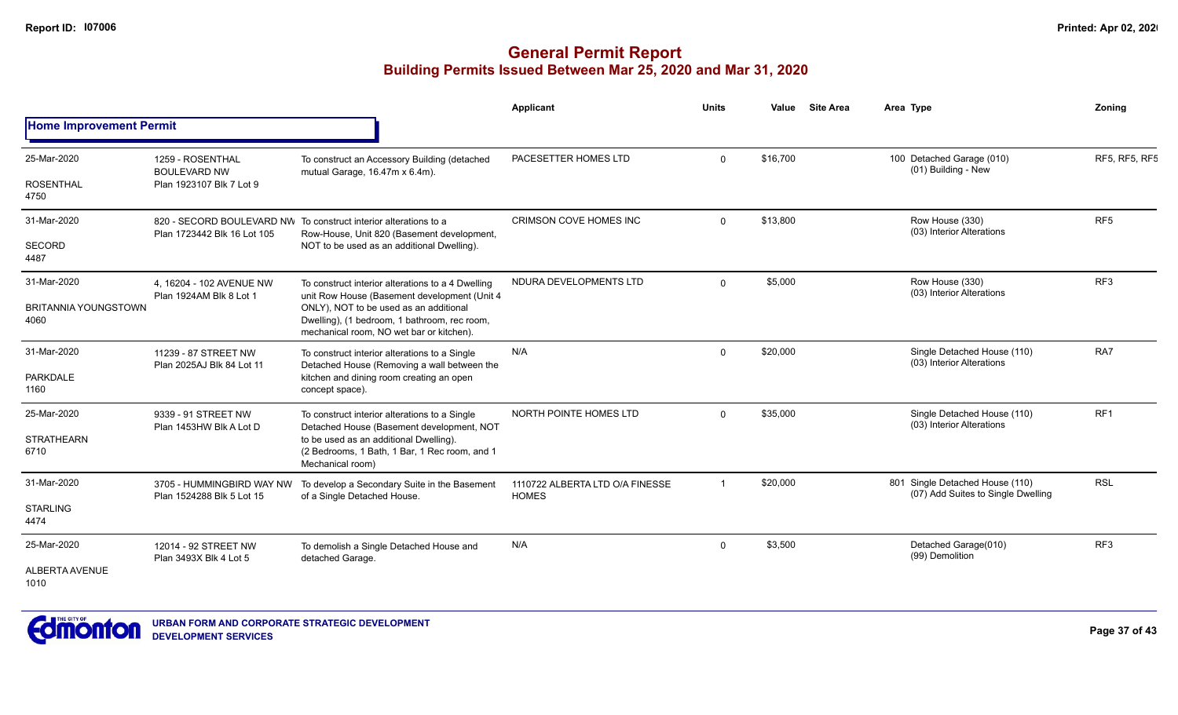## General Permit Report
### Building Permits Issued Between Mar 25, 2020 and Mar 31, 2020

**Home Improvement Permit**

| | | | Applicant | Units | Value | Site Area | Area Type | Zoning |
|---|---|---|---|---|---|---|---|---|
| 25-Mar-2020<br>ROSENTHAL<br>4750 | 1259 - ROSENTHAL BOULEVARD NW<br>Plan 1923107 Blk 7 Lot 9 | To construct an Accessory Building (detached mutual Garage, 16.47m x 6.4m). | PACESETTER HOMES LTD | 0 | $16,700 | | 100 Detached Garage (010)<br>(01) Building - New | RF5, RF5, RF5 |
| 31-Mar-2020<br>SECORD<br>4487 | 820 - SECORD BOULEVARD NW<br>Plan 1723442 Blk 16 Lot 105 | To construct interior alterations to a Row-House, Unit 820 (Basement development, NOT to be used as an additional Dwelling). | CRIMSON COVE HOMES INC | 0 | $13,800 | | Row House (330)<br>(03) Interior Alterations | RF5 |
| 31-Mar-2020<br>BRITANNIA YOUNGSTOWN<br>4060 | 4, 16204 - 102 AVENUE NW<br>Plan 1924AM Blk 8 Lot 1 | To construct interior alterations to a 4 Dwelling unit Row House (Basement development (Unit 4 ONLY), NOT to be used as an additional Dwelling), (1 bedroom, 1 bathroom, rec room, mechanical room, NO wet bar or kitchen). | NDURA DEVELOPMENTS LTD | 0 | $5,000 | | Row House (330)<br>(03) Interior Alterations | RF3 |
| 31-Mar-2020<br>PARKDALE<br>1160 | 11239 - 87 STREET NW<br>Plan 2025AJ Blk 84 Lot 11 | To construct interior alterations to a Single Detached House (Removing a wall between the kitchen and dining room creating an open concept space). | N/A | 0 | $20,000 | | Single Detached House (110)<br>(03) Interior Alterations | RA7 |
| 25-Mar-2020<br>STRATHEARN<br>6710 | 9339 - 91 STREET NW<br>Plan 1453HW Blk A Lot D | To construct interior alterations to a Single Detached House (Basement development, NOT to be used as an additional Dwelling). (2 Bedrooms, 1 Bath, 1 Bar, 1 Rec room, and 1 Mechanical room) | NORTH POINTE HOMES LTD | 0 | $35,000 | | Single Detached House (110)<br>(03) Interior Alterations | RF1 |
| 31-Mar-2020<br>STARLING<br>4474 | 3705 - HUMMINGBIRD WAY NW<br>Plan 1524288 Blk 5 Lot 15 | To develop a Secondary Suite in the Basement of a Single Detached House. | 1110722 ALBERTA LTD O/A FINESSE HOMES | 1 | $20,000 | | 801 Single Detached House (110)<br>(07) Add Suites to Single Dwelling | RSL |
| 25-Mar-2020<br>ALBERTA AVENUE<br>1010 | 12014 - 92 STREET NW<br>Plan 3493X Blk 4 Lot 5 | To demolish a Single Detached House and detached Garage. | N/A | 0 | $3,500 | | Detached Garage(010)<br>(99) Demolition | RF3 |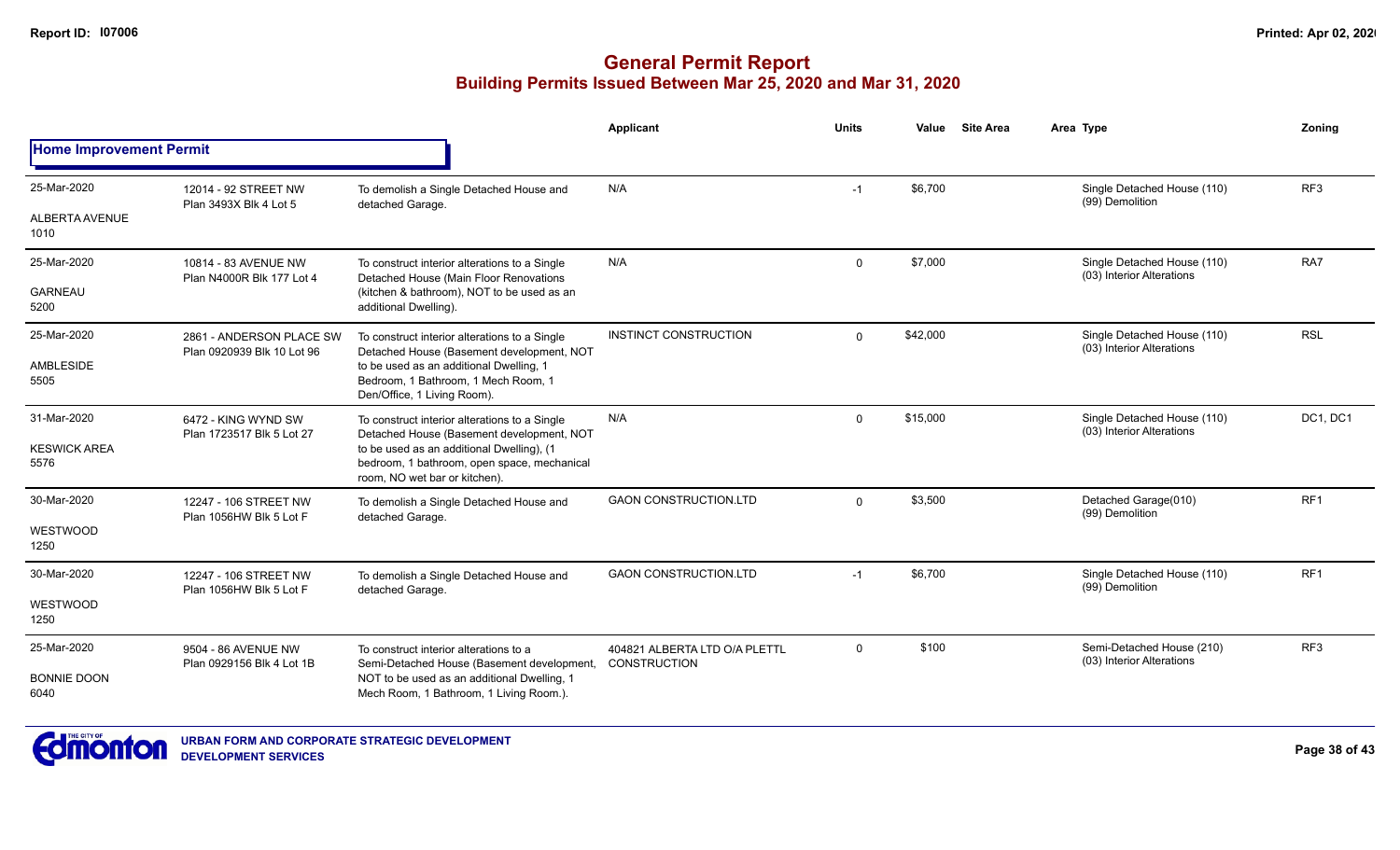# General Permit Report

## Building Permits Issued Between Mar 25, 2020 and Mar 31, 2020

### Home Improvement Permit

| Date / Neighbourhood | Address / Legal | Description | Applicant | Units | Value | Site Area | Area Type | Zoning |
|---|---|---|---|---|---|---|---|---|
| 25-Mar-2020<br>ALBERTA AVENUE<br>1010 | 12014 - 92 STREET NW<br>Plan 3493X Blk 4 Lot 5 | To demolish a Single Detached House and detached Garage. | N/A | -1 | $6,700 | | Single Detached House (110)<br>(99) Demolition | RF3 |
| 25-Mar-2020<br>GARNEAU<br>5200 | 10814 - 83 AVENUE NW<br>Plan N4000R Blk 177 Lot 4 | To construct interior alterations to a Single Detached House (Main Floor Renovations (kitchen & bathroom), NOT to be used as an additional Dwelling). | N/A | 0 | $7,000 | | Single Detached House (110)<br>(03) Interior Alterations | RA7 |
| 25-Mar-2020<br>AMBLESIDE<br>5505 | 2861 - ANDERSON PLACE SW<br>Plan 0920939 Blk 10 Lot 96 | To construct interior alterations to a Single Detached House (Basement development, NOT to be used as an additional Dwelling, 1 Bedroom, 1 Bathroom, 1 Mech Room, 1 Den/Office, 1 Living Room). | INSTINCT CONSTRUCTION | 0 | $42,000 | | Single Detached House (110)<br>(03) Interior Alterations | RSL |
| 31-Mar-2020<br>KESWICK AREA<br>5576 | 6472 - KING WYND SW<br>Plan 1723517 Blk 5 Lot 27 | To construct interior alterations to a Single Detached House (Basement development, NOT to be used as an additional Dwelling), (1 bedroom, 1 bathroom, open space, mechanical room, NO wet bar or kitchen). | N/A | 0 | $15,000 | | Single Detached House (110)<br>(03) Interior Alterations | DC1, DC1 |
| 30-Mar-2020<br>WESTWOOD<br>1250 | 12247 - 106 STREET NW<br>Plan 1056HW Blk 5 Lot F | To demolish a Single Detached House and detached Garage. | GAON CONSTRUCTION.LTD | 0 | $3,500 | | Detached Garage(010)<br>(99) Demolition | RF1 |
| 30-Mar-2020<br>WESTWOOD<br>1250 | 12247 - 106 STREET NW<br>Plan 1056HW Blk 5 Lot F | To demolish a Single Detached House and detached Garage. | GAON CONSTRUCTION.LTD | -1 | $6,700 | | Single Detached House (110)<br>(99) Demolition | RF1 |
| 25-Mar-2020<br>BONNIE DOON<br>6040 | 9504 - 86 AVENUE NW<br>Plan 0929156 Blk 4 Lot 1B | To construct interior alterations to a Semi-Detached House (Basement development, NOT to be used as an additional Dwelling, 1 Mech Room, 1 Bathroom, 1 Living Room.). | 404821 ALBERTA LTD O/A PLETTL CONSTRUCTION | 0 | $100 | | Semi-Detached House (210)<br>(03) Interior Alterations | RF3 |

URBAN FORM AND CORPORATE STRATEGIC DEVELOPMENT
DEVELOPMENT SERVICES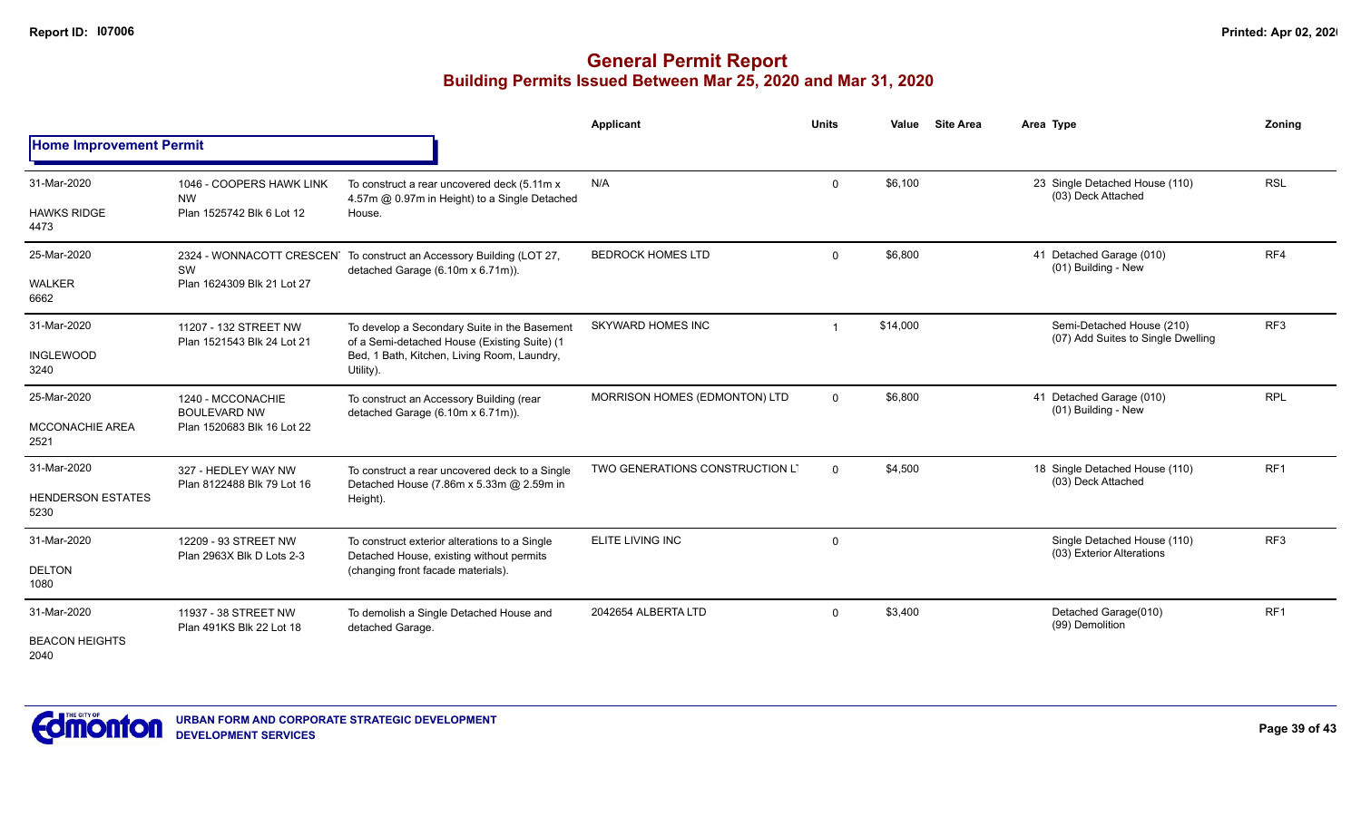# General Permit Report

## Building Permits Issued Between Mar 25, 2020 and Mar 31, 2020

| | | | Applicant | Units | Value | Site Area | Area Type | Zoning |
|---|---|---|---|---|---|---|---|---|
| **Home Improvement Permit** | | | | | | | | |
| 31-Mar-2020<br>HAWKS RIDGE<br>4473 | 1046 - COOPERS HAWK LINK NW<br>Plan 1525742 Blk 6 Lot 12 | To construct a rear uncovered deck (5.11m x 4.57m @ 0.97m in Height) to a Single Detached House. | N/A | 0 | $6,100 | | 23 Single Detached House (110)<br>(03) Deck Attached | RSL |
| 25-Mar-2020<br>WALKER<br>6662 | 2324 - WONNACOTT CRESCENT SW<br>Plan 1624309 Blk 21 Lot 27 | To construct an Accessory Building (LOT 27, detached Garage (6.10m x 6.71m)). | BEDROCK HOMES LTD | 0 | $6,800 | | 41 Detached Garage (010)<br>(01) Building - New | RF4 |
| 31-Mar-2020<br>INGLEWOOD<br>3240 | 11207 - 132 STREET NW<br>Plan 1521543 Blk 24 Lot 21 | To develop a Secondary Suite in the Basement of a Semi-detached House (Existing Suite) (1 Bed, 1 Bath, Kitchen, Living Room, Laundry, Utility). | SKYWARD HOMES INC | 1 | $14,000 | | Semi-Detached House (210)<br>(07) Add Suites to Single Dwelling | RF3 |
| 25-Mar-2020<br>MCCONACHIE AREA<br>2521 | 1240 - MCCONACHIE BOULEVARD NW<br>Plan 1520683 Blk 16 Lot 22 | To construct an Accessory Building (rear detached Garage (6.10m x 6.71m)). | MORRISON HOMES (EDMONTON) LTD | 0 | $6,800 | | 41 Detached Garage (010)<br>(01) Building - New | RPL |
| 31-Mar-2020<br>HENDERSON ESTATES<br>5230 | 327 - HEDLEY WAY NW<br>Plan 8122488 Blk 79 Lot 16 | To construct a rear uncovered deck to a Single Detached House (7.86m x 5.33m @ 2.59m in Height). | TWO GENERATIONS CONSTRUCTION LT | 0 | $4,500 | | 18 Single Detached House (110)<br>(03) Deck Attached | RF1 |
| 31-Mar-2020<br>DELTON<br>1080 | 12209 - 93 STREET NW<br>Plan 2963X Blk D Lots 2-3 | To construct exterior alterations to a Single Detached House, existing without permits (changing front facade materials). | ELITE LIVING INC | 0 | | | Single Detached House (110)<br>(03) Exterior Alterations | RF3 |
| 31-Mar-2020<br>BEACON HEIGHTS<br>2040 | 11937 - 38 STREET NW<br>Plan 491KS Blk 22 Lot 18 | To demolish a Single Detached House and detached Garage. | 2042654 ALBERTA LTD | 0 | $3,400 | | Detached Garage(010)<br>(99) Demolition | RF1 |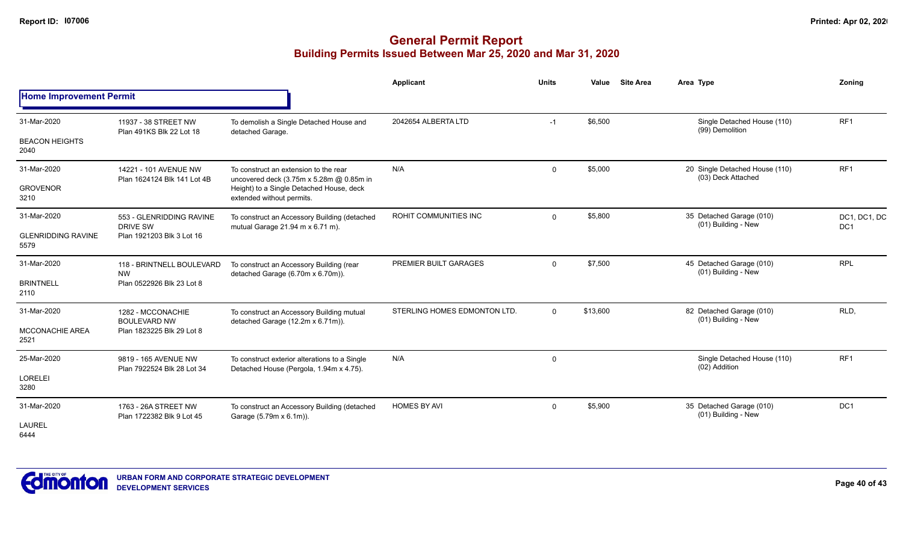# General Permit Report

## Building Permits Issued Between Mar 25, 2020 and Mar 31, 2020

### Home Improvement Permit

| Date / Neighbourhood | Address / Legal | Description | Applicant | Units | Value | Site Area | Area | Type | Zoning |
|---|---|---|---|---|---|---|---|---|---|
| 31-Mar-2020 BEACON HEIGHTS 2040 | 11937 - 38 STREET NW Plan 491KS Blk 22 Lot 18 | To demolish a Single Detached House and detached Garage. | 2042654 ALBERTA LTD | -1 | $6,500 | | | Single Detached House (110) (99) Demolition | RF1 |
| 31-Mar-2020 GROVENOR 3210 | 14221 - 101 AVENUE NW Plan 1624124 Blk 141 Lot 4B | To construct an extension to the rear uncovered deck (3.75m x 5.28m @ 0.85m in Height) to a Single Detached House, deck extended without permits. | N/A | 0 | $5,000 | | 20 | Single Detached House (110) (03) Deck Attached | RF1 |
| 31-Mar-2020 GLENRIDDING RAVINE 5579 | 553 - GLENRIDDING RAVINE DRIVE SW Plan 1921203 Blk 3 Lot 16 | To construct an Accessory Building (detached mutual Garage 21.94 m x 6.71 m). | ROHIT COMMUNITIES INC | 0 | $5,800 | | 35 | Detached Garage (010) (01) Building - New | DC1, DC1, DC DC1 |
| 31-Mar-2020 BRINTNELL 2110 | 118 - BRINTNELL BOULEVARD NW Plan 0522926 Blk 23 Lot 8 | To construct an Accessory Building (rear detached Garage (6.70m x 6.70m)). | PREMIER BUILT GARAGES | 0 | $7,500 | | 45 | Detached Garage (010) (01) Building - New | RPL |
| 31-Mar-2020 MCCONACHIE AREA 2521 | 1282 - MCCONACHIE BOULEVARD NW Plan 1823225 Blk 29 Lot 8 | To construct an Accessory Building mutual detached Garage (12.2m x 6.71m)). | STERLING HOMES EDMONTON LTD. | 0 | $13,600 | | 82 | Detached Garage (010) (01) Building - New | RLD, |
| 25-Mar-2020 LORELEI 3280 | 9819 - 165 AVENUE NW Plan 7922524 Blk 28 Lot 34 | To construct exterior alterations to a Single Detached House (Pergola, 1.94m x 4.75). | N/A | 0 | | | | Single Detached House (110) (02) Addition | RF1 |
| 31-Mar-2020 LAUREL 6444 | 1763 - 26A STREET NW Plan 1722382 Blk 9 Lot 45 | To construct an Accessory Building (detached Garage (5.79m x 6.1m)). | HOMES BY AVI | 0 | $5,900 | | 35 | Detached Garage (010) (01) Building - New | DC1 |

URBAN FORM AND CORPORATE STRATEGIC DEVELOPMENT
DEVELOPMENT SERVICES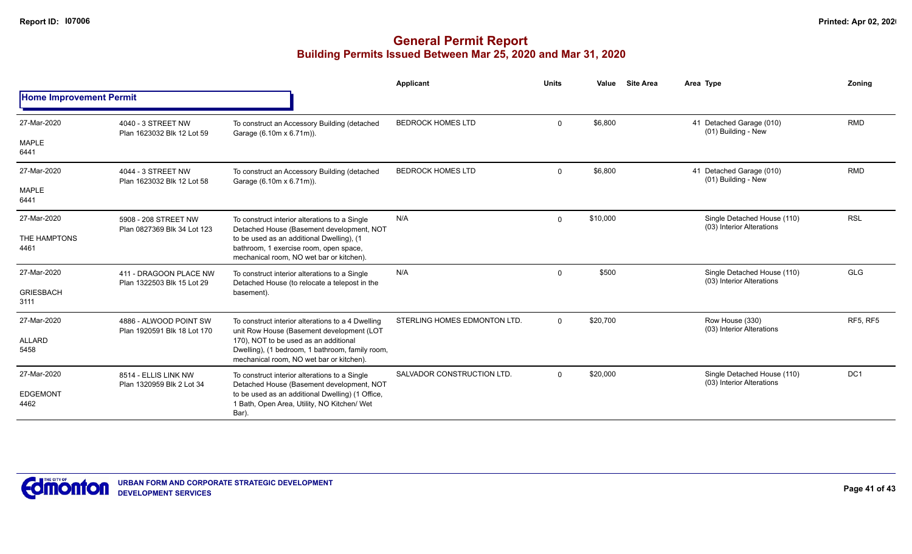# General Permit Report

## Building Permits Issued Between Mar 25, 2020 and Mar 31, 2020

### Home Improvement Permit

| Date / Neighbourhood | Address / Legal | Description | Applicant | Units | Value | Site Area | Area | Type | Zoning |
|---|---|---|---|---|---|---|---|---|---|
| 27-Mar-2020<br>MAPLE<br>6441 | 4040 - 3 STREET NW<br>Plan 1623032 Blk 12 Lot 59 | To construct an Accessory Building (detached Garage (6.10m x 6.71m)). | BEDROCK HOMES LTD | 0 | $6,800 | | 41 | Detached Garage (010)<br>(01) Building - New | RMD |
| 27-Mar-2020<br>MAPLE<br>6441 | 4044 - 3 STREET NW<br>Plan 1623032 Blk 12 Lot 58 | To construct an Accessory Building (detached Garage (6.10m x 6.71m)). | BEDROCK HOMES LTD | 0 | $6,800 | | 41 | Detached Garage (010)<br>(01) Building - New | RMD |
| 27-Mar-2020<br>THE HAMPTONS<br>4461 | 5908 - 208 STREET NW<br>Plan 0827369 Blk 34 Lot 123 | To construct interior alterations to a Single Detached House (Basement development, NOT to be used as an additional Dwelling), (1 bathroom, 1 exercise room, open space, mechanical room, NO wet bar or kitchen). | N/A | 0 | $10,000 | | | Single Detached House (110)<br>(03) Interior Alterations | RSL |
| 27-Mar-2020<br>GRIESBACH<br>3111 | 411 - DRAGOON PLACE NW<br>Plan 1322503 Blk 15 Lot 29 | To construct interior alterations to a Single Detached House (to relocate a telepost in the basement). | N/A | 0 | $500 | | | Single Detached House (110)<br>(03) Interior Alterations | GLG |
| 27-Mar-2020<br>ALLARD<br>5458 | 4886 - ALWOOD POINT SW<br>Plan 1920591 Blk 18 Lot 170 | To construct interior alterations to a 4 Dwelling unit Row House (Basement development (LOT 170), NOT to be used as an additional Dwelling), (1 bedroom, 1 bathroom, family room, mechanical room, NO wet bar or kitchen). | STERLING HOMES EDMONTON LTD. | 0 | $20,700 | | | Row House (330)<br>(03) Interior Alterations | RF5, RF5 |
| 27-Mar-2020<br>EDGEMONT<br>4462 | 8514 - ELLIS LINK NW<br>Plan 1320959 Blk 2 Lot 34 | To construct interior alterations to a Single Detached House (Basement development, NOT to be used as an additional Dwelling) (1 Office, 1 Bath, Open Area, Utility, NO Kitchen/ Wet Bar). | SALVADOR CONSTRUCTION LTD. | 0 | $20,000 | | | Single Detached House (110)<br>(03) Interior Alterations | DC1 |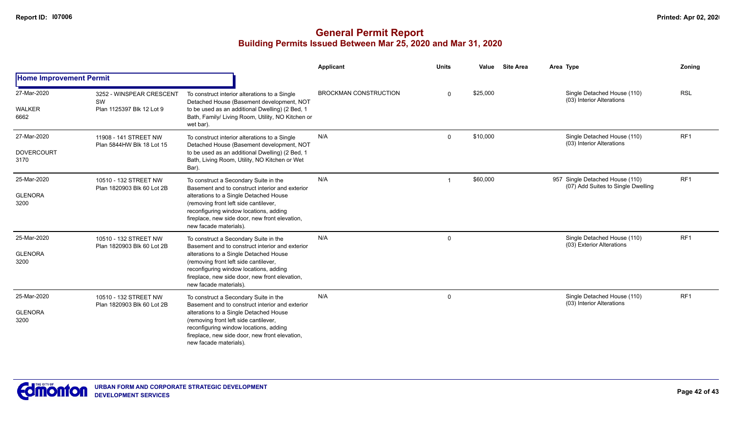# General Permit Report

## Building Permits Issued Between Mar 25, 2020 and Mar 31, 2020

| | | | Applicant | Units | Value | Site Area | Area | Type | Zoning |
|---|---|---|---|---|---|---|---|---|---|
| **Home Improvement Permit** | | | | | | | | | |
| 27-Mar-2020<br>WALKER<br>6662 | 3252 - WINSPEAR CRESCENT SW<br>Plan 1125397 Blk 12 Lot 9 | To construct interior alterations to a Single Detached House (Basement development, NOT to be used as an additional Dwelling) (2 Bed, 1 Bath, Family/ Living Room, Utility, NO Kitchen or wet bar). | BROCKMAN CONSTRUCTION | 0 | $25,000 | | | Single Detached House (110)<br>(03) Interior Alterations | RSL |
| 27-Mar-2020<br>DOVERCOURT<br>3170 | 11908 - 141 STREET NW<br>Plan 5844HW Blk 18 Lot 15 | To construct interior alterations to a Single Detached House (Basement development, NOT to be used as an additional Dwelling) (2 Bed, 1 Bath, Living Room, Utility, NO Kitchen or Wet Bar). | N/A | 0 | $10,000 | | | Single Detached House (110)<br>(03) Interior Alterations | RF1 |
| 25-Mar-2020<br>GLENORA<br>3200 | 10510 - 132 STREET NW<br>Plan 1820903 Blk 60 Lot 2B | To construct a Secondary Suite in the Basement and to construct interior and exterior alterations to a Single Detached House (removing front left side cantilever, reconfiguring window locations, adding fireplace, new side door, new front elevation, new facade materials). | N/A | 1 | $60,000 | | 957 | Single Detached House (110)<br>(07) Add Suites to Single Dwelling | RF1 |
| 25-Mar-2020<br>GLENORA<br>3200 | 10510 - 132 STREET NW<br>Plan 1820903 Blk 60 Lot 2B | To construct a Secondary Suite in the Basement and to construct interior and exterior alterations to a Single Detached House (removing front left side cantilever, reconfiguring window locations, adding fireplace, new side door, new front elevation, new facade materials). | N/A | 0 | | | | Single Detached House (110)<br>(03) Exterior Alterations | RF1 |
| 25-Mar-2020<br>GLENORA<br>3200 | 10510 - 132 STREET NW<br>Plan 1820903 Blk 60 Lot 2B | To construct a Secondary Suite in the Basement and to construct interior and exterior alterations to a Single Detached House (removing front left side cantilever, reconfiguring window locations, adding fireplace, new side door, new front elevation, new facade materials). | N/A | 0 | | | | Single Detached House (110)<br>(03) Interior Alterations | RF1 |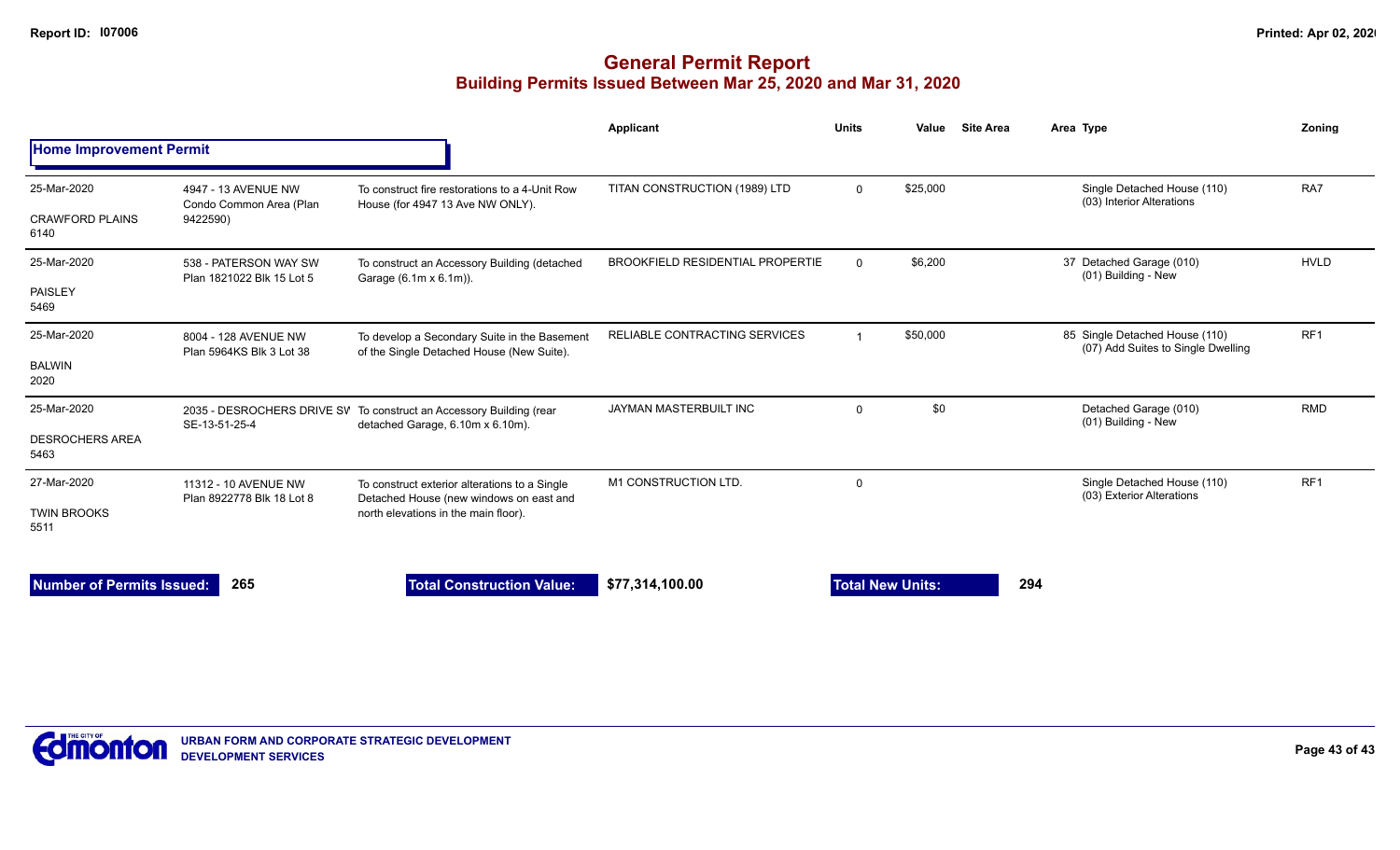# General Permit Report

## Building Permits Issued Between Mar 25, 2020 and Mar 31, 2020

| | | | Applicant | Units | Value | Site Area | Area Type | Zoning |
|---|---|---|---|---|---|---|---|---|
| **Home Improvement Permit** | | | | | | | | |
| 25-Mar-2020<br>CRAWFORD PLAINS<br>6140 | 4947 - 13 AVENUE NW<br>Condo Common Area (Plan 9422590) | To construct fire restorations to a 4-Unit Row House (for 4947 13 Ave NW ONLY). | TITAN CONSTRUCTION (1989) LTD | 0 | $25,000 | | Single Detached House (110)<br>(03) Interior Alterations | RA7 |
| 25-Mar-2020<br>PAISLEY<br>5469 | 538 - PATERSON WAY SW<br>Plan 1821022 Blk 15 Lot 5 | To construct an Accessory Building (detached Garage (6.1m x 6.1m)). | BROOKFIELD RESIDENTIAL PROPERTIE | 0 | $6,200 | | 37 Detached Garage (010)<br>(01) Building - New | HVLD |
| 25-Mar-2020<br>BALWIN<br>2020 | 8004 - 128 AVENUE NW<br>Plan 5964KS Blk 3 Lot 38 | To develop a Secondary Suite in the Basement of the Single Detached House (New Suite). | RELIABLE CONTRACTING SERVICES | 1 | $50,000 | | 85 Single Detached House (110)<br>(07) Add Suites to Single Dwelling | RF1 |
| 25-Mar-2020<br>DESROCHERS AREA<br>5463 | 2035 - DESROCHERS DRIVE SW<br>SE-13-51-25-4 | To construct an Accessory Building (rear detached Garage, 6.10m x 6.10m). | JAYMAN MASTERBUILT INC | 0 | $0 | | Detached Garage (010)<br>(01) Building - New | RMD |
| 27-Mar-2020<br>TWIN BROOKS<br>5511 | 11312 - 10 AVENUE NW<br>Plan 8922778 Blk 18 Lot 8 | To construct exterior alterations to a Single Detached House (new windows on east and north elevations in the main floor). | M1 CONSTRUCTION LTD. | 0 | | | Single Detached House (110)<br>(03) Exterior Alterations | RF1 |

**Number of Permits Issued:** 265 **Total Construction Value:** $77,314,100.00 **Total New Units:** 294

URBAN FORM AND CORPORATE STRATEGIC DEVELOPMENT
DEVELOPMENT SERVICES